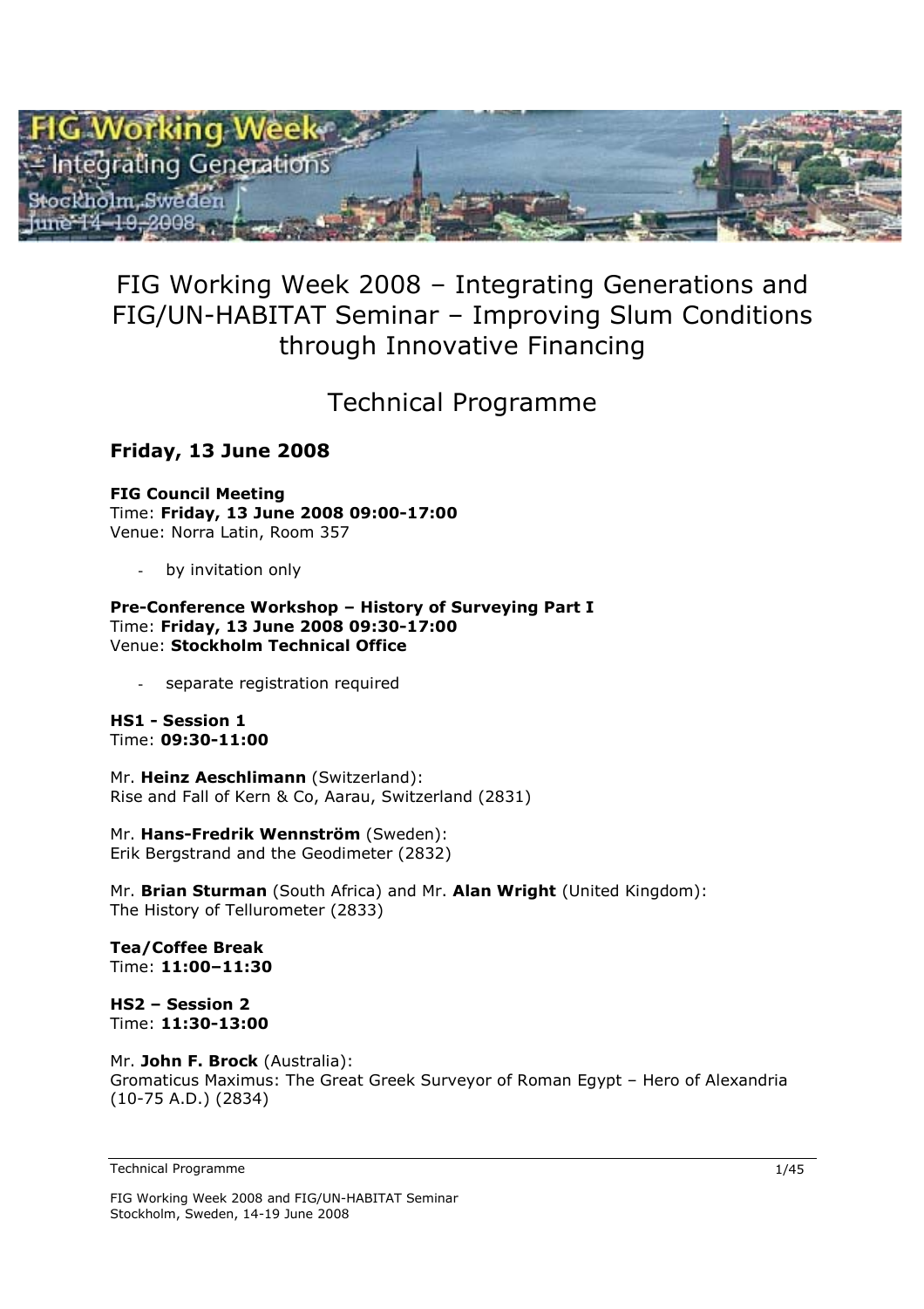# FIG Working Week 2008 – Integrating Generations and FIG/UN-HABITAT Seminar – Improving Slum Conditions through Innovative Financing

## Technical Programme

### Friday, 13 June 2008

**FIG Council Meeting**
Time: **Friday, 13 June 2008 09:00-17:00**
Venue: Norra Latin, Room 357

- by invitation only

**Pre-Conference Workshop – History of Surveying Part I**
Time: **Friday, 13 June 2008 09:30-17:00**
Venue: **Stockholm Technical Office**

- separate registration required

**HS1 - Session 1**
Time: **09:30-11:00**

Mr. **Heinz Aeschlimann** (Switzerland):
Rise and Fall of Kern & Co, Aarau, Switzerland (2831)

Mr. **Hans-Fredrik Wennström** (Sweden):
Erik Bergstrand and the Geodimeter (2832)

Mr. **Brian Sturman** (South Africa) and Mr. **Alan Wright** (United Kingdom):
The History of Tellurometer (2833)

**Tea/Coffee Break**
Time: **11:00–11:30**

**HS2 – Session 2**
Time: **11:30-13:00**

Mr. **John F. Brock** (Australia):
Gromaticus Maximus: The Great Greek Surveyor of Roman Egypt – Hero of Alexandria (10-75 A.D.) (2834)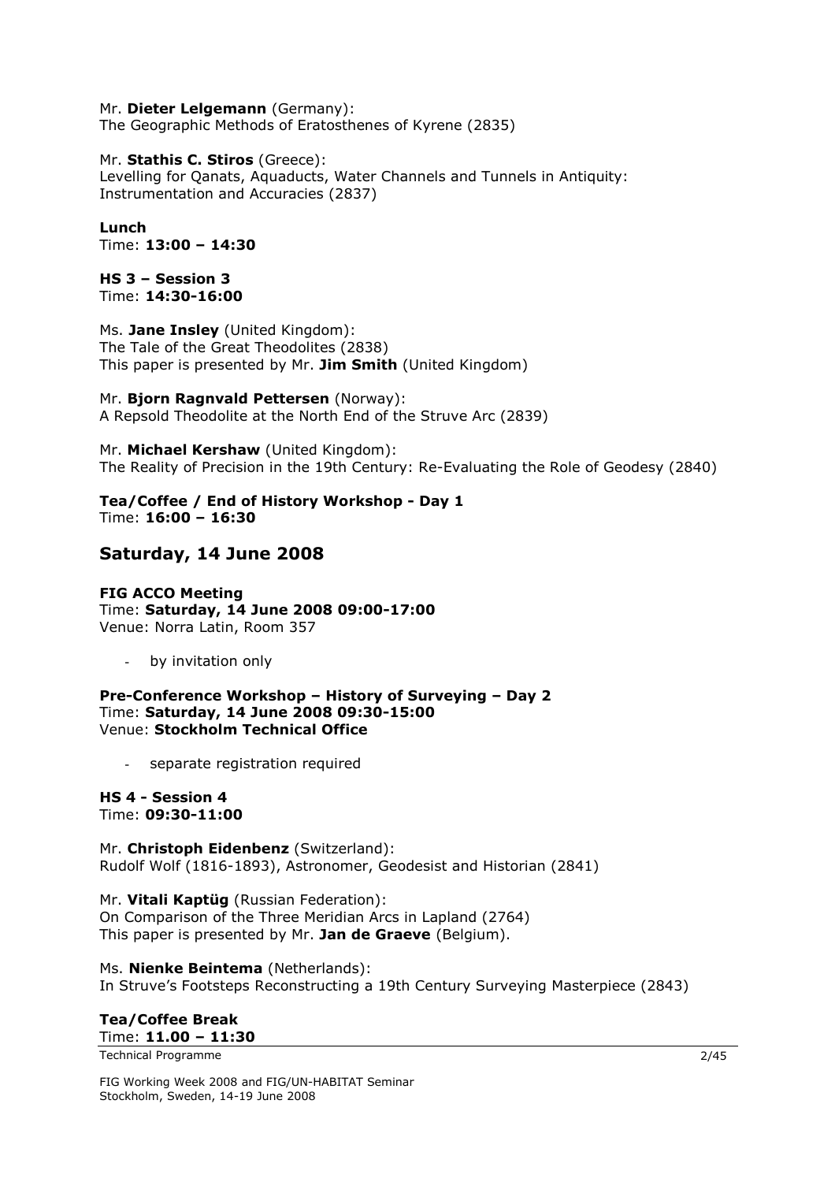Mr. **Dieter Lelgemann** (Germany):
The Geographic Methods of Eratosthenes of Kyrene (2835)

Mr. **Stathis C. Stiros** (Greece):
Levelling for Qanats, Aquaducts, Water Channels and Tunnels in Antiquity: Instrumentation and Accuracies (2837)

**Lunch**
Time: **13:00 – 14:30**

**HS 3 – Session 3**
Time: **14:30-16:00**

Ms. **Jane Insley** (United Kingdom):
The Tale of the Great Theodolites (2838)
This paper is presented by Mr. **Jim Smith** (United Kingdom)

Mr. **Bjorn Ragnvald Pettersen** (Norway):
A Repsold Theodolite at the North End of the Struve Arc (2839)

Mr. **Michael Kershaw** (United Kingdom):
The Reality of Precision in the 19th Century: Re-Evaluating the Role of Geodesy (2840)

**Tea/Coffee / End of History Workshop - Day 1**
Time: **16:00 – 16:30**

## Saturday, 14 June 2008

**FIG ACCO Meeting**
Time: **Saturday, 14 June 2008 09:00-17:00**
Venue: Norra Latin, Room 357

- by invitation only

**Pre-Conference Workshop – History of Surveying – Day 2**
Time: **Saturday, 14 June 2008 09:30-15:00**
Venue: **Stockholm Technical Office**

- separate registration required

**HS 4 - Session 4**
Time: **09:30-11:00**

Mr. **Christoph Eidenbenz** (Switzerland):
Rudolf Wolf (1816-1893), Astronomer, Geodesist and Historian (2841)

Mr. **Vitali Kaptüg** (Russian Federation):
On Comparison of the Three Meridian Arcs in Lapland (2764)
This paper is presented by Mr. **Jan de Graeve** (Belgium).

Ms. **Nienke Beintema** (Netherlands):
In Struve's Footsteps Reconstructing a 19th Century Surveying Masterpiece (2843)

**Tea/Coffee Break**
Time: **11.00 – 11:30**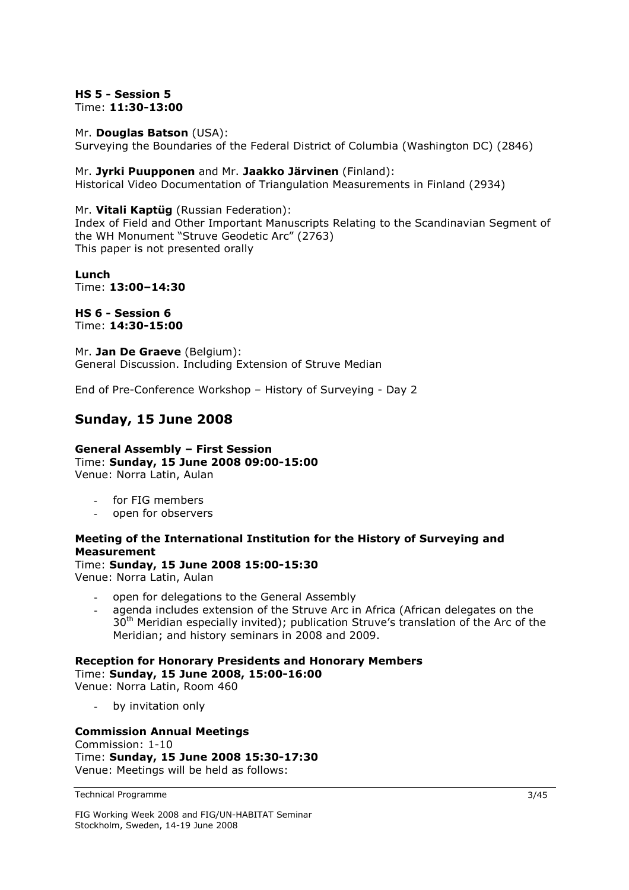**HS 5 - Session 5**
Time: **11:30-13:00**

Mr. **Douglas Batson** (USA):
Surveying the Boundaries of the Federal District of Columbia (Washington DC) (2846)

Mr. **Jyrki Puupponen** and Mr. **Jaakko Järvinen** (Finland):
Historical Video Documentation of Triangulation Measurements in Finland (2934)

Mr. **Vitali Kaptüg** (Russian Federation):
Index of Field and Other Important Manuscripts Relating to the Scandinavian Segment of the WH Monument "Struve Geodetic Arc" (2763)
This paper is not presented orally

**Lunch**
Time: **13:00–14:30**

**HS 6 - Session 6**
Time: **14:30-15:00**

Mr. **Jan De Graeve** (Belgium):
General Discussion. Including Extension of Struve Median

End of Pre-Conference Workshop – History of Surveying - Day 2

## Sunday, 15 June 2008

**General Assembly – First Session**
Time: **Sunday, 15 June 2008 09:00-15:00**
Venue: Norra Latin, Aulan

- for FIG members
- open for observers

**Meeting of the International Institution for the History of Surveying and Measurement**
Time: **Sunday, 15 June 2008 15:00-15:30**
Venue: Norra Latin, Aulan

- open for delegations to the General Assembly
- agenda includes extension of the Struve Arc in Africa (African delegates on the 30th Meridian especially invited); publication Struve's translation of the Arc of the Meridian; and history seminars in 2008 and 2009.

**Reception for Honorary Presidents and Honorary Members**
Time: **Sunday, 15 June 2008, 15:00-16:00**
Venue: Norra Latin, Room 460

- by invitation only

**Commission Annual Meetings**
Commission: 1-10
Time: **Sunday, 15 June 2008 15:30-17:30**
Venue: Meetings will be held as follows: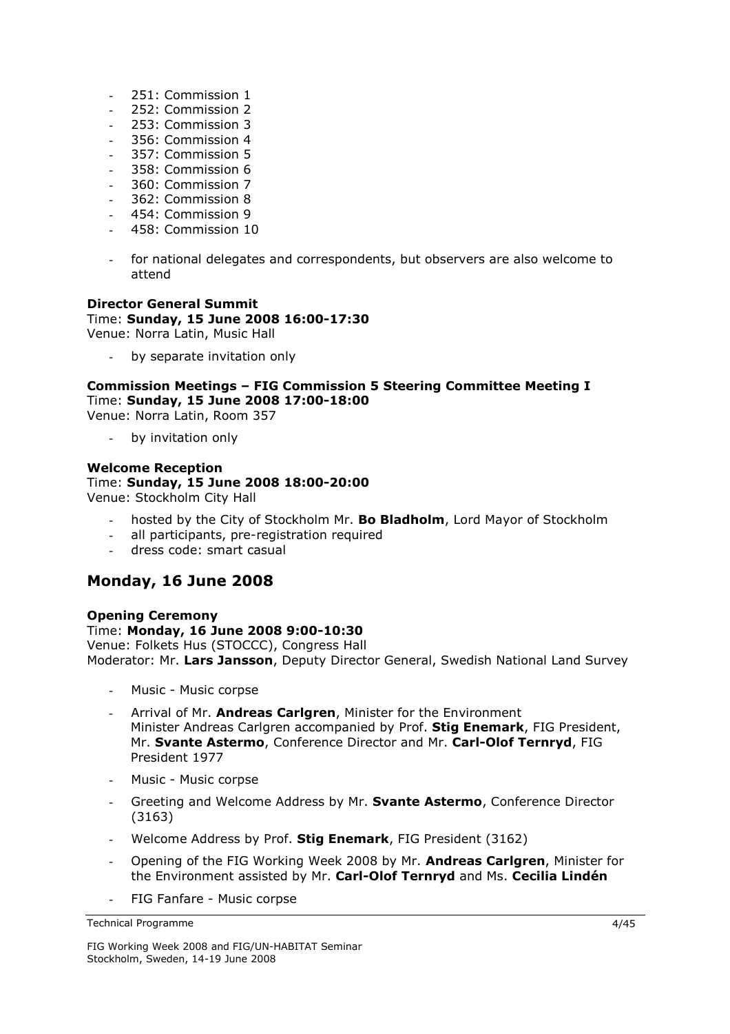- 251: Commission 1
- 252: Commission 2
- 253: Commission 3
- 356: Commission 4
- 357: Commission 5
- 358: Commission 6
- 360: Commission 7
- 362: Commission 8
- 454: Commission 9
- 458: Commission 10

- for national delegates and correspondents, but observers are also welcome to attend

**Director General Summit**
Time: **Sunday, 15 June 2008 16:00-17:30**
Venue: Norra Latin, Music Hall

- by separate invitation only

**Commission Meetings – FIG Commission 5 Steering Committee Meeting I**
Time: **Sunday, 15 June 2008 17:00-18:00**
Venue: Norra Latin, Room 357

- by invitation only

**Welcome Reception**
Time: **Sunday, 15 June 2008 18:00-20:00**
Venue: Stockholm City Hall

- hosted by the City of Stockholm Mr. **Bo Bladholm**, Lord Mayor of Stockholm
- all participants, pre-registration required
- dress code: smart casual

## Monday, 16 June 2008

**Opening Ceremony**
Time: **Monday, 16 June 2008 9:00-10:30**
Venue: Folkets Hus (STOCCC), Congress Hall
Moderator: Mr. **Lars Jansson**, Deputy Director General, Swedish National Land Survey

- Music - Music corpse
- Arrival of Mr. **Andreas Carlgren**, Minister for the Environment
  Minister Andreas Carlgren accompanied by Prof. **Stig Enemark**, FIG President, Mr. **Svante Astermo**, Conference Director and Mr. **Carl-Olof Ternryd**, FIG President 1977
- Music - Music corpse
- Greeting and Welcome Address by Mr. **Svante Astermo**, Conference Director (3163)
- Welcome Address by Prof. **Stig Enemark**, FIG President (3162)
- Opening of the FIG Working Week 2008 by Mr. **Andreas Carlgren**, Minister for the Environment assisted by Mr. **Carl-Olof Ternryd** and Ms. **Cecilia Lindén**
- FIG Fanfare - Music corpse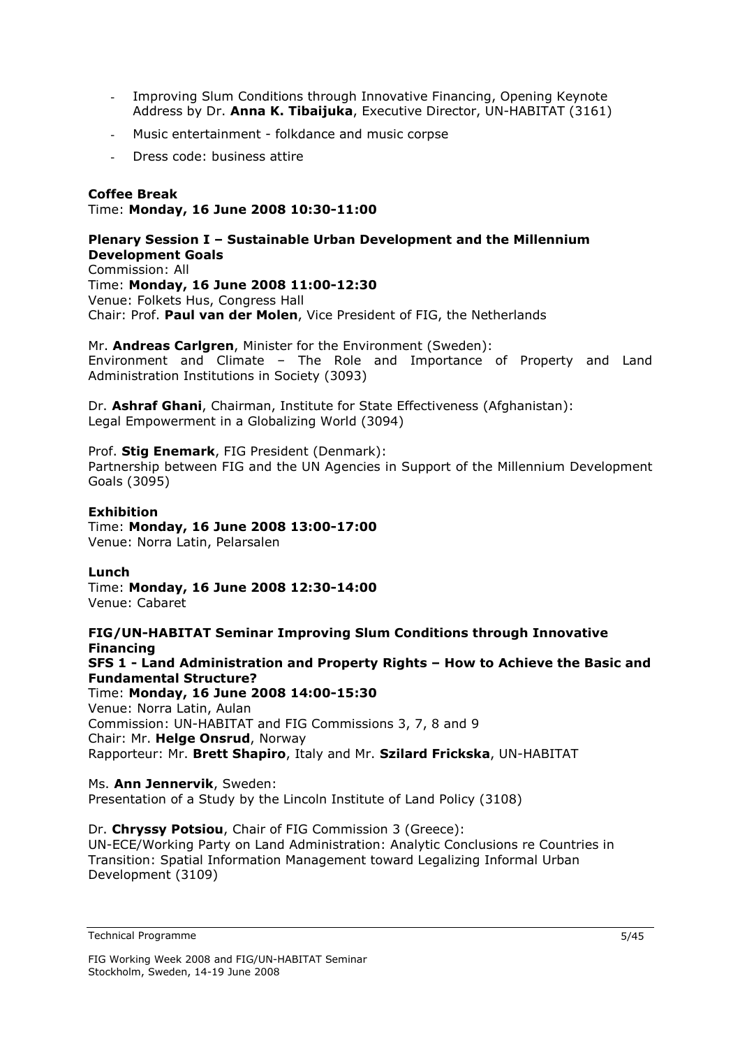- Improving Slum Conditions through Innovative Financing, Opening Keynote Address by Dr. **Anna K. Tibaijuka**, Executive Director, UN-HABITAT (3161)
- Music entertainment - folkdance and music corpse
- Dress code: business attire

**Coffee Break**
Time: **Monday, 16 June 2008 10:30-11:00**

**Plenary Session I – Sustainable Urban Development and the Millennium Development Goals**
Commission: All
Time: **Monday, 16 June 2008 11:00-12:30**
Venue: Folkets Hus, Congress Hall
Chair: Prof. **Paul van der Molen**, Vice President of FIG, the Netherlands

Mr. **Andreas Carlgren**, Minister for the Environment (Sweden):
Environment and Climate – The Role and Importance of Property and Land Administration Institutions in Society (3093)

Dr. **Ashraf Ghani**, Chairman, Institute for State Effectiveness (Afghanistan):
Legal Empowerment in a Globalizing World (3094)

Prof. **Stig Enemark**, FIG President (Denmark):
Partnership between FIG and the UN Agencies in Support of the Millennium Development Goals (3095)

**Exhibition**
Time: **Monday, 16 June 2008 13:00-17:00**
Venue: Norra Latin, Pelarsalen

**Lunch**
Time: **Monday, 16 June 2008 12:30-14:00**
Venue: Cabaret

**FIG/UN-HABITAT Seminar Improving Slum Conditions through Innovative Financing**
**SFS 1 - Land Administration and Property Rights – How to Achieve the Basic and Fundamental Structure?**
Time: **Monday, 16 June 2008 14:00-15:30**
Venue: Norra Latin, Aulan
Commission: UN-HABITAT and FIG Commissions 3, 7, 8 and 9
Chair: Mr. **Helge Onsrud**, Norway
Rapporteur: Mr. **Brett Shapiro**, Italy and Mr. **Szilard Frickska**, UN-HABITAT

Ms. **Ann Jennervik**, Sweden:
Presentation of a Study by the Lincoln Institute of Land Policy (3108)

Dr. **Chryssy Potsiou**, Chair of FIG Commission 3 (Greece):
UN-ECE/Working Party on Land Administration: Analytic Conclusions re Countries in Transition: Spatial Information Management toward Legalizing Informal Urban Development (3109)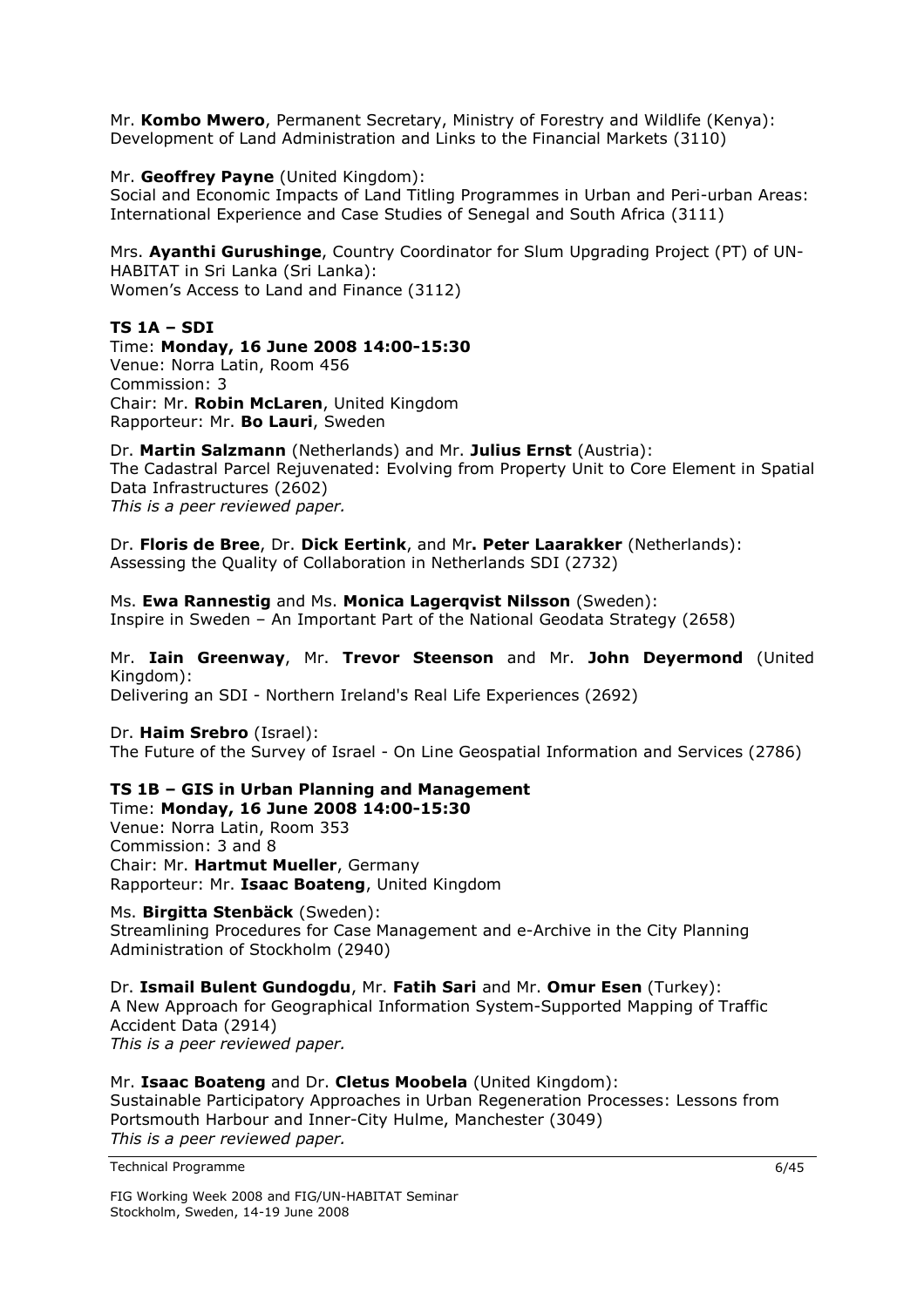Mr. **Kombo Mwero**, Permanent Secretary, Ministry of Forestry and Wildlife (Kenya): Development of Land Administration and Links to the Financial Markets (3110)

Mr. **Geoffrey Payne** (United Kingdom):
Social and Economic Impacts of Land Titling Programmes in Urban and Peri-urban Areas: International Experience and Case Studies of Senegal and South Africa (3111)

Mrs. **Ayanthi Gurushinge**, Country Coordinator for Slum Upgrading Project (PT) of UN-HABITAT in Sri Lanka (Sri Lanka):
Women's Access to Land and Finance (3112)

### TS 1A – SDI

Time: **Monday, 16 June 2008 14:00-15:30**
Venue: Norra Latin, Room 456
Commission: 3
Chair: Mr. **Robin McLaren**, United Kingdom
Rapporteur: Mr. **Bo Lauri**, Sweden

Dr. **Martin Salzmann** (Netherlands) and Mr. **Julius Ernst** (Austria):
The Cadastral Parcel Rejuvenated: Evolving from Property Unit to Core Element in Spatial Data Infrastructures (2602)
*This is a peer reviewed paper.*

Dr. **Floris de Bree**, Dr. **Dick Eertink**, and Mr**. Peter Laarakker** (Netherlands):
Assessing the Quality of Collaboration in Netherlands SDI (2732)

Ms. **Ewa Rannestig** and Ms. **Monica Lagerqvist Nilsson** (Sweden):
Inspire in Sweden – An Important Part of the National Geodata Strategy (2658)

Mr. **Iain Greenway**, Mr. **Trevor Steenson** and Mr. **John Deyermond** (United Kingdom):
Delivering an SDI - Northern Ireland's Real Life Experiences (2692)

Dr. **Haim Srebro** (Israel):
The Future of the Survey of Israel - On Line Geospatial Information and Services (2786)

### TS 1B – GIS in Urban Planning and Management

Time: **Monday, 16 June 2008 14:00-15:30**
Venue: Norra Latin, Room 353
Commission: 3 and 8
Chair: Mr. **Hartmut Mueller**, Germany
Rapporteur: Mr. **Isaac Boateng**, United Kingdom

Ms. **Birgitta Stenbäck** (Sweden):
Streamlining Procedures for Case Management and e-Archive in the City Planning Administration of Stockholm (2940)

Dr. **Ismail Bulent Gundogdu**, Mr. **Fatih Sari** and Mr. **Omur Esen** (Turkey):
A New Approach for Geographical Information System-Supported Mapping of Traffic Accident Data (2914)
*This is a peer reviewed paper.*

Mr. **Isaac Boateng** and Dr. **Cletus Moobela** (United Kingdom):
Sustainable Participatory Approaches in Urban Regeneration Processes: Lessons from Portsmouth Harbour and Inner-City Hulme, Manchester (3049)
*This is a peer reviewed paper.*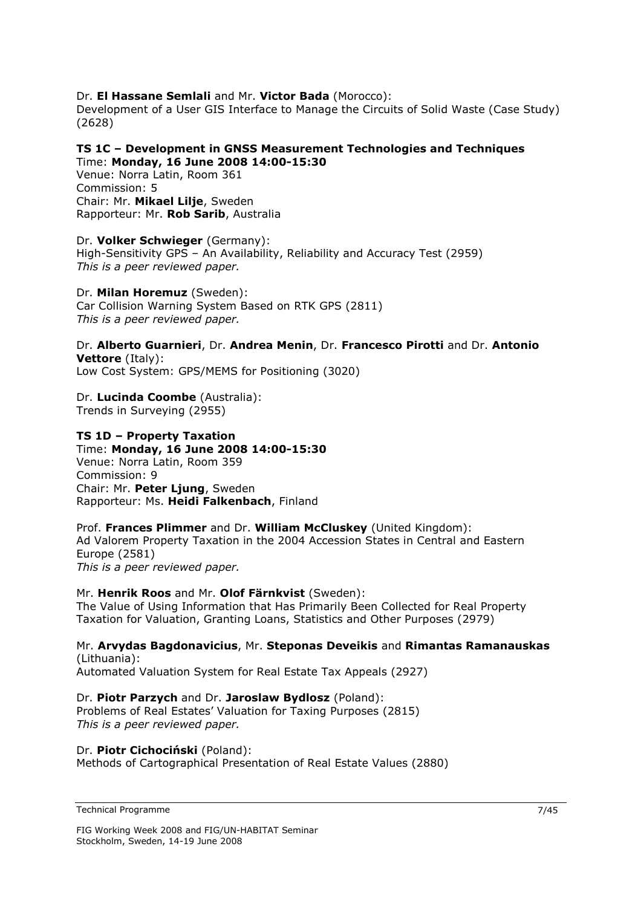Dr. **El Hassane Semlali** and Mr. **Victor Bada** (Morocco):
Development of a User GIS Interface to Manage the Circuits of Solid Waste (Case Study) (2628)

### TS 1C – Development in GNSS Measurement Technologies and Techniques

Time: **Monday, 16 June 2008 14:00-15:30**
Venue: Norra Latin, Room 361
Commission: 5
Chair: Mr. **Mikael Lilje**, Sweden
Rapporteur: Mr. **Rob Sarib**, Australia

Dr. **Volker Schwieger** (Germany):
High-Sensitivity GPS – An Availability, Reliability and Accuracy Test (2959)
*This is a peer reviewed paper.*

Dr. **Milan Horemuz** (Sweden):
Car Collision Warning System Based on RTK GPS (2811)
*This is a peer reviewed paper.*

Dr. **Alberto Guarnieri**, Dr. **Andrea Menin**, Dr. **Francesco Pirotti** and Dr. **Antonio Vettore** (Italy):
Low Cost System: GPS/MEMS for Positioning (3020)

Dr. **Lucinda Coombe** (Australia):
Trends in Surveying (2955)

### TS 1D – Property Taxation

Time: **Monday, 16 June 2008 14:00-15:30**
Venue: Norra Latin, Room 359
Commission: 9
Chair: Mr. **Peter Ljung**, Sweden
Rapporteur: Ms. **Heidi Falkenbach**, Finland

Prof. **Frances Plimmer** and Dr. **William McCluskey** (United Kingdom):
Ad Valorem Property Taxation in the 2004 Accession States in Central and Eastern Europe (2581)
*This is a peer reviewed paper.*

Mr. **Henrik Roos** and Mr. **Olof Färnkvist** (Sweden):
The Value of Using Information that Has Primarily Been Collected for Real Property Taxation for Valuation, Granting Loans, Statistics and Other Purposes (2979)

Mr. **Arvydas Bagdonavicius**, Mr. **Steponas Deveikis** and **Rimantas Ramanauskas** (Lithuania):
Automated Valuation System for Real Estate Tax Appeals (2927)

Dr. **Piotr Parzych** and Dr. **Jaroslaw Bydlosz** (Poland):
Problems of Real Estates' Valuation for Taxing Purposes (2815)
*This is a peer reviewed paper.*

Dr. **Piotr Cichociński** (Poland):
Methods of Cartographical Presentation of Real Estate Values (2880)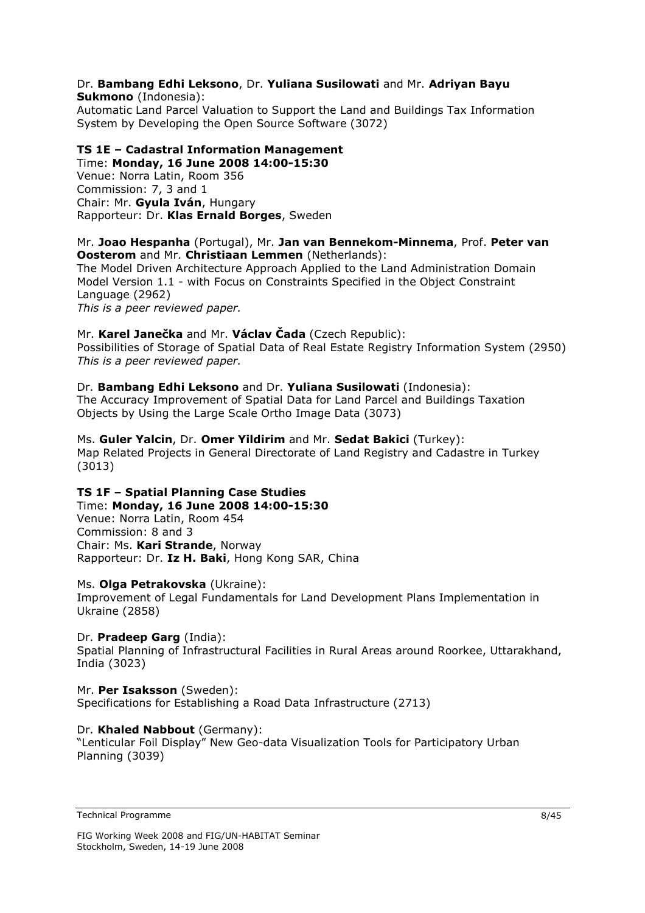Dr. **Bambang Edhi Leksono**, Dr. **Yuliana Susilowati** and Mr. **Adriyan Bayu Sukmono** (Indonesia):
Automatic Land Parcel Valuation to Support the Land and Buildings Tax Information System by Developing the Open Source Software (3072)

**TS 1E – Cadastral Information Management**
Time: **Monday, 16 June 2008 14:00-15:30**
Venue: Norra Latin, Room 356
Commission: 7, 3 and 1
Chair: Mr. **Gyula Iván**, Hungary
Rapporteur: Dr. **Klas Ernald Borges**, Sweden

Mr. **Joao Hespanha** (Portugal), Mr. **Jan van Bennekom-Minnema**, Prof. **Peter van Oosterom** and Mr. **Christiaan Lemmen** (Netherlands):
The Model Driven Architecture Approach Applied to the Land Administration Domain Model Version 1.1 - with Focus on Constraints Specified in the Object Constraint Language (2962)
*This is a peer reviewed paper.*

Mr. **Karel Janečka** and Mr. **Václav Čada** (Czech Republic):
Possibilities of Storage of Spatial Data of Real Estate Registry Information System (2950)
*This is a peer reviewed paper.*

Dr. **Bambang Edhi Leksono** and Dr. **Yuliana Susilowati** (Indonesia):
The Accuracy Improvement of Spatial Data for Land Parcel and Buildings Taxation Objects by Using the Large Scale Ortho Image Data (3073)

Ms. **Guler Yalcin**, Dr. **Omer Yildirim** and Mr. **Sedat Bakici** (Turkey):
Map Related Projects in General Directorate of Land Registry and Cadastre in Turkey (3013)

**TS 1F – Spatial Planning Case Studies**
Time: **Monday, 16 June 2008 14:00-15:30**
Venue: Norra Latin, Room 454
Commission: 8 and 3
Chair: Ms. **Kari Strande**, Norway
Rapporteur: Dr. **Iz H. Baki**, Hong Kong SAR, China

Ms. **Olga Petrakovska** (Ukraine):
Improvement of Legal Fundamentals for Land Development Plans Implementation in Ukraine (2858)

Dr. **Pradeep Garg** (India):
Spatial Planning of Infrastructural Facilities in Rural Areas around Roorkee, Uttarakhand, India (3023)

Mr. **Per Isaksson** (Sweden):
Specifications for Establishing a Road Data Infrastructure (2713)

Dr. **Khaled Nabbout** (Germany):
"Lenticular Foil Display" New Geo-data Visualization Tools for Participatory Urban Planning (3039)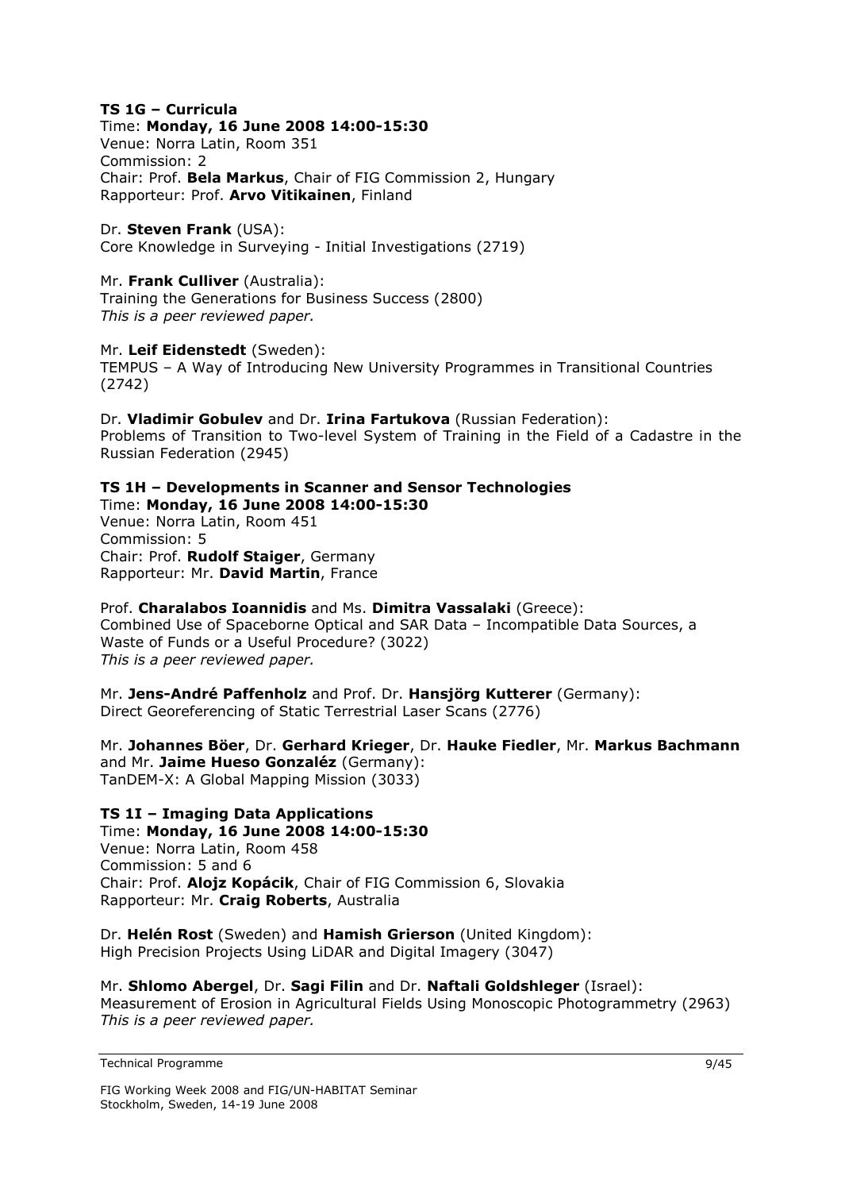### TS 1G – Curricula

Time: **Monday, 16 June 2008 14:00-15:30**
Venue: Norra Latin, Room 351
Commission: 2
Chair: Prof. **Bela Markus**, Chair of FIG Commission 2, Hungary
Rapporteur: Prof. **Arvo Vitikainen**, Finland

Dr. **Steven Frank** (USA):
Core Knowledge in Surveying - Initial Investigations (2719)

Mr. **Frank Culliver** (Australia):
Training the Generations for Business Success (2800)
*This is a peer reviewed paper.*

Mr. **Leif Eidenstedt** (Sweden):
TEMPUS – A Way of Introducing New University Programmes in Transitional Countries (2742)

Dr. **Vladimir Gobulev** and Dr. **Irina Fartukova** (Russian Federation):
Problems of Transition to Two-level System of Training in the Field of a Cadastre in the Russian Federation (2945)

### TS 1H – Developments in Scanner and Sensor Technologies

Time: **Monday, 16 June 2008 14:00-15:30**
Venue: Norra Latin, Room 451
Commission: 5
Chair: Prof. **Rudolf Staiger**, Germany
Rapporteur: Mr. **David Martin**, France

Prof. **Charalabos Ioannidis** and Ms. **Dimitra Vassalaki** (Greece):
Combined Use of Spaceborne Optical and SAR Data – Incompatible Data Sources, a Waste of Funds or a Useful Procedure? (3022)
*This is a peer reviewed paper.*

Mr. **Jens-André Paffenholz** and Prof. Dr. **Hansjörg Kutterer** (Germany):
Direct Georeferencing of Static Terrestrial Laser Scans (2776)

Mr. **Johannes Böer**, Dr. **Gerhard Krieger**, Dr. **Hauke Fiedler**, Mr. **Markus Bachmann** and Mr. **Jaime Hueso Gonzaléz** (Germany):
TanDEM-X: A Global Mapping Mission (3033)

### TS 1I – Imaging Data Applications

Time: **Monday, 16 June 2008 14:00-15:30**
Venue: Norra Latin, Room 458
Commission: 5 and 6
Chair: Prof. **Alojz Kopácik**, Chair of FIG Commission 6, Slovakia
Rapporteur: Mr. **Craig Roberts**, Australia

Dr. **Helén Rost** (Sweden) and **Hamish Grierson** (United Kingdom):
High Precision Projects Using LiDAR and Digital Imagery (3047)

Mr. **Shlomo Abergel**, Dr. **Sagi Filin** and Dr. **Naftali Goldshleger** (Israel):
Measurement of Erosion in Agricultural Fields Using Monoscopic Photogrammetry (2963)
*This is a peer reviewed paper.*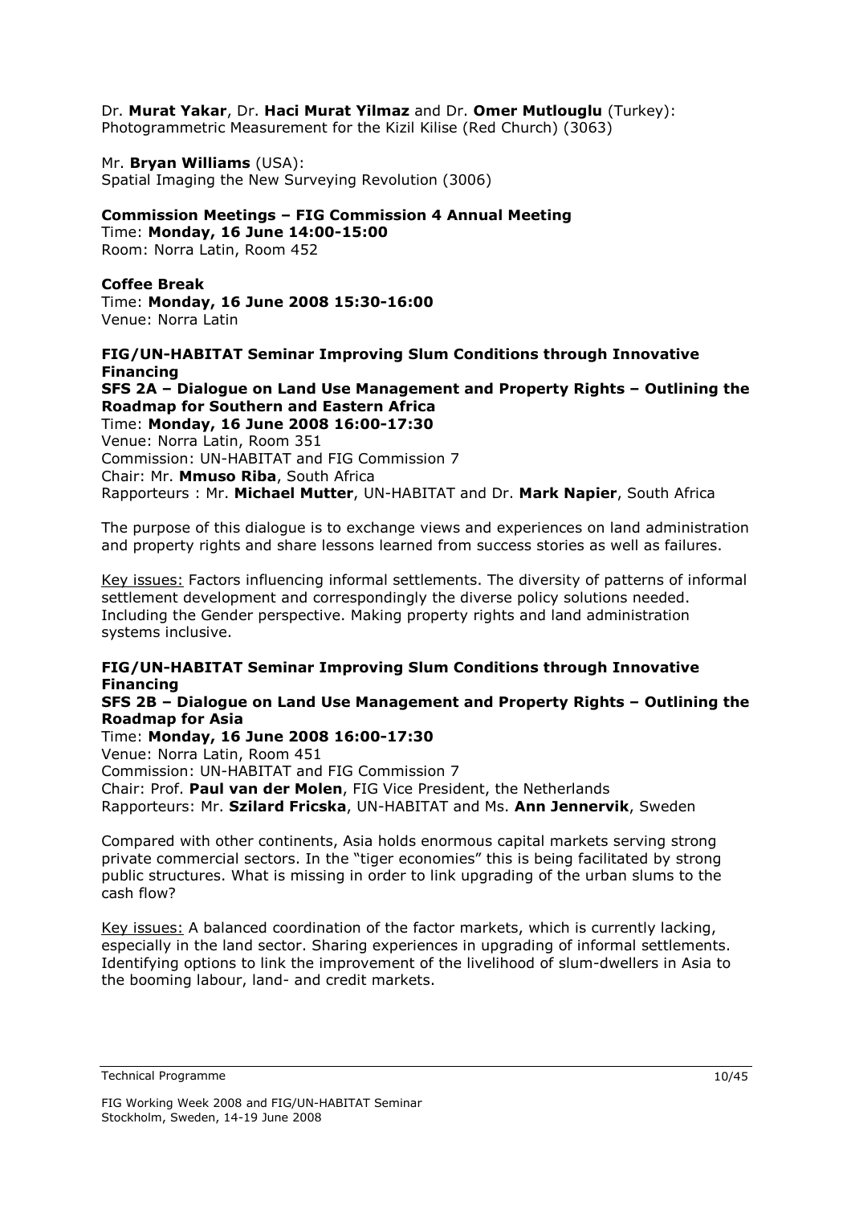Dr. **Murat Yakar**, Dr. **Haci Murat Yilmaz** and Dr. **Omer Mutlouglu** (Turkey):
Photogrammetric Measurement for the Kizil Kilise (Red Church) (3063)

Mr. **Bryan Williams** (USA):
Spatial Imaging the New Surveying Revolution (3006)

**Commission Meetings – FIG Commission 4 Annual Meeting**
Time: **Monday, 16 June 14:00-15:00**
Room: Norra Latin, Room 452

**Coffee Break**
Time: **Monday, 16 June 2008 15:30-16:00**
Venue: Norra Latin

**FIG/UN-HABITAT Seminar Improving Slum Conditions through Innovative Financing**
**SFS 2A – Dialogue on Land Use Management and Property Rights – Outlining the Roadmap for Southern and Eastern Africa**
Time: **Monday, 16 June 2008 16:00-17:30**
Venue: Norra Latin, Room 351
Commission: UN-HABITAT and FIG Commission 7
Chair: Mr. **Mmuso Riba**, South Africa
Rapporteurs : Mr. **Michael Mutter**, UN-HABITAT and Dr. **Mark Napier**, South Africa

The purpose of this dialogue is to exchange views and experiences on land administration and property rights and share lessons learned from success stories as well as failures.

Key issues: Factors influencing informal settlements. The diversity of patterns of informal settlement development and correspondingly the diverse policy solutions needed. Including the Gender perspective. Making property rights and land administration systems inclusive.

**FIG/UN-HABITAT Seminar Improving Slum Conditions through Innovative Financing**
**SFS 2B – Dialogue on Land Use Management and Property Rights – Outlining the Roadmap for Asia**
Time: **Monday, 16 June 2008 16:00-17:30**
Venue: Norra Latin, Room 451
Commission: UN-HABITAT and FIG Commission 7
Chair: Prof. **Paul van der Molen**, FIG Vice President, the Netherlands
Rapporteurs: Mr. **Szilard Fricska**, UN-HABITAT and Ms. **Ann Jennervik**, Sweden

Compared with other continents, Asia holds enormous capital markets serving strong private commercial sectors. In the "tiger economies" this is being facilitated by strong public structures. What is missing in order to link upgrading of the urban slums to the cash flow?

Key issues: A balanced coordination of the factor markets, which is currently lacking, especially in the land sector. Sharing experiences in upgrading of informal settlements. Identifying options to link the improvement of the livelihood of slum-dwellers in Asia to the booming labour, land- and credit markets.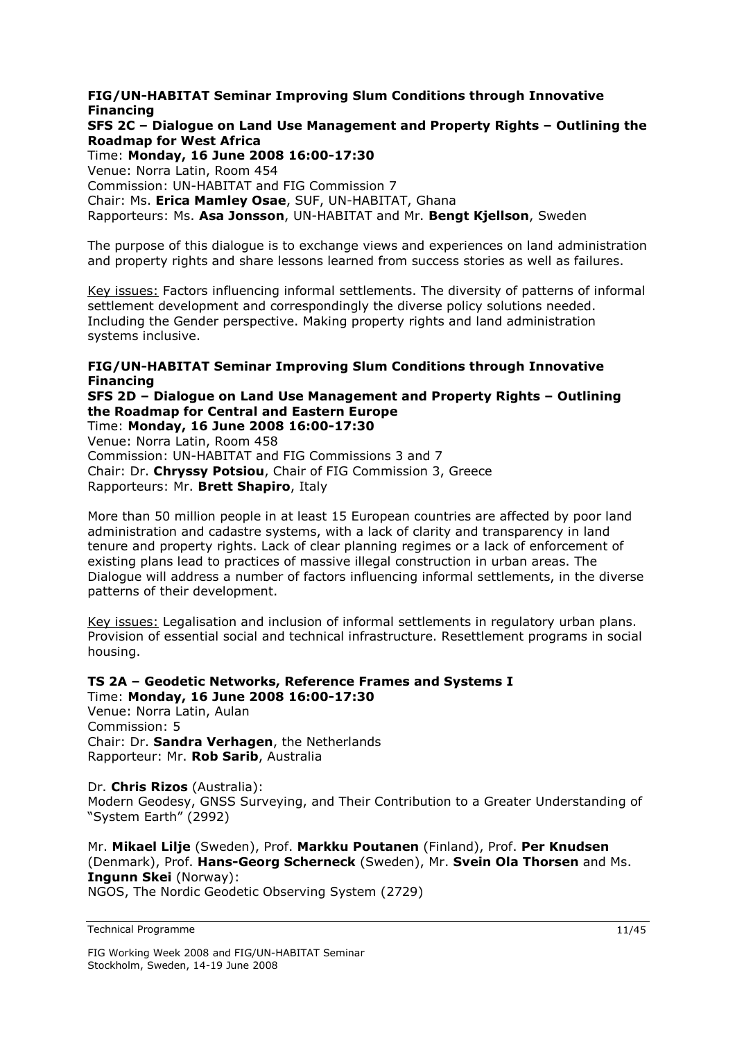**FIG/UN-HABITAT Seminar Improving Slum Conditions through Innovative Financing**
**SFS 2C – Dialogue on Land Use Management and Property Rights – Outlining the Roadmap for West Africa**
Time: **Monday, 16 June 2008 16:00-17:30**
Venue: Norra Latin, Room 454
Commission: UN-HABITAT and FIG Commission 7
Chair: Ms. **Erica Mamley Osae**, SUF, UN-HABITAT, Ghana
Rapporteurs: Ms. **Asa Jonsson**, UN-HABITAT and Mr. **Bengt Kjellson**, Sweden

The purpose of this dialogue is to exchange views and experiences on land administration and property rights and share lessons learned from success stories as well as failures.

Key issues: Factors influencing informal settlements. The diversity of patterns of informal settlement development and correspondingly the diverse policy solutions needed. Including the Gender perspective. Making property rights and land administration systems inclusive.

**FIG/UN-HABITAT Seminar Improving Slum Conditions through Innovative Financing**
**SFS 2D – Dialogue on Land Use Management and Property Rights – Outlining the Roadmap for Central and Eastern Europe**
Time: **Monday, 16 June 2008 16:00-17:30**
Venue: Norra Latin, Room 458
Commission: UN-HABITAT and FIG Commissions 3 and 7
Chair: Dr. **Chryssy Potsiou**, Chair of FIG Commission 3, Greece
Rapporteurs: Mr. **Brett Shapiro**, Italy

More than 50 million people in at least 15 European countries are affected by poor land administration and cadastre systems, with a lack of clarity and transparency in land tenure and property rights. Lack of clear planning regimes or a lack of enforcement of existing plans lead to practices of massive illegal construction in urban areas. The Dialogue will address a number of factors influencing informal settlements, in the diverse patterns of their development.

Key issues: Legalisation and inclusion of informal settlements in regulatory urban plans. Provision of essential social and technical infrastructure. Resettlement programs in social housing.

**TS 2A – Geodetic Networks, Reference Frames and Systems I**
Time: **Monday, 16 June 2008 16:00-17:30**
Venue: Norra Latin, Aulan
Commission: 5
Chair: Dr. **Sandra Verhagen**, the Netherlands
Rapporteur: Mr. **Rob Sarib**, Australia

Dr. **Chris Rizos** (Australia):
Modern Geodesy, GNSS Surveying, and Their Contribution to a Greater Understanding of "System Earth" (2992)

Mr. **Mikael Lilje** (Sweden), Prof. **Markku Poutanen** (Finland), Prof. **Per Knudsen** (Denmark), Prof. **Hans-Georg Scherneck** (Sweden), Mr. **Svein Ola Thorsen** and Ms. **Ingunn Skei** (Norway):
NGOS, The Nordic Geodetic Observing System (2729)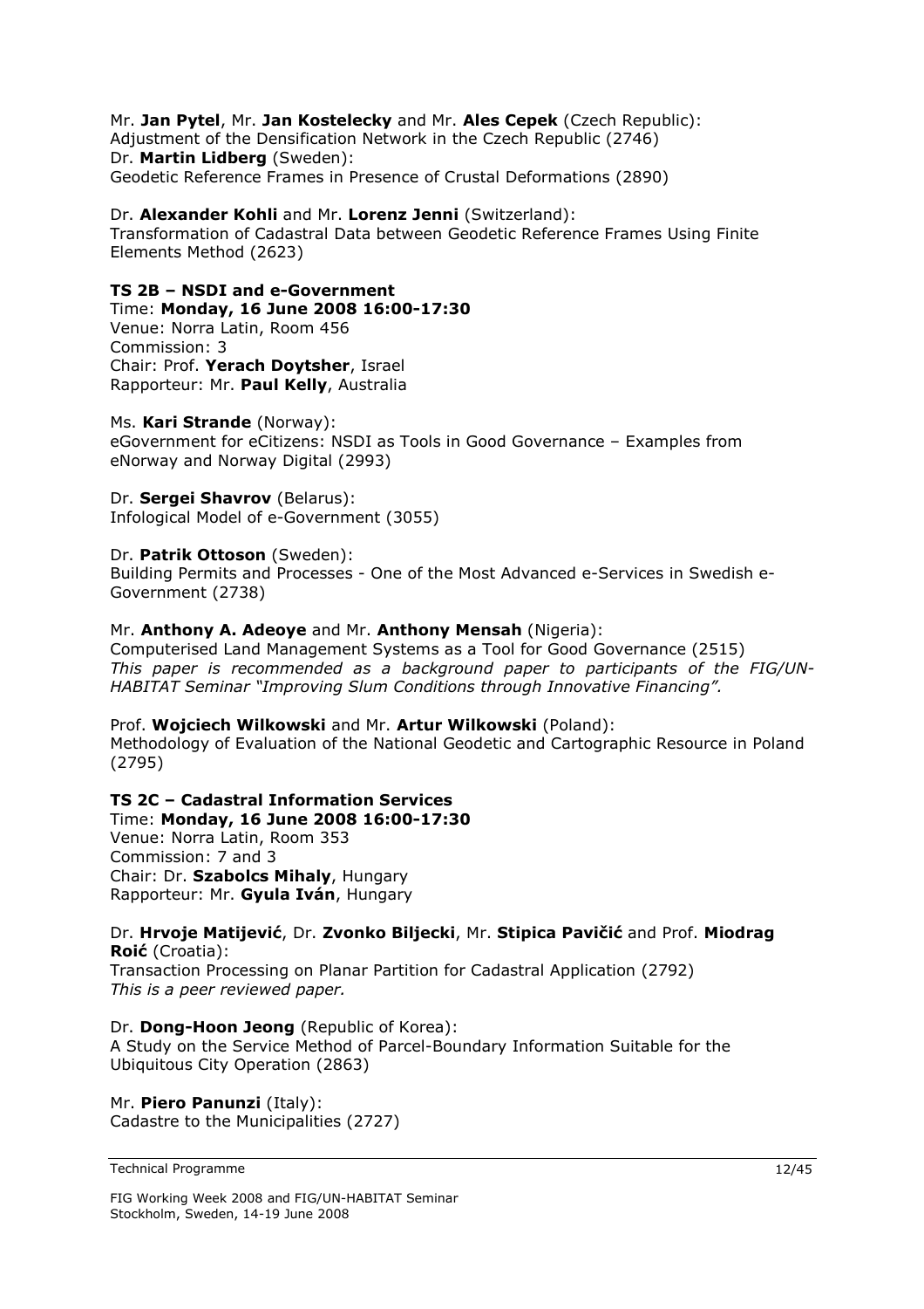Mr. **Jan Pytel**, Mr. **Jan Kostelecky** and Mr. **Ales Cepek** (Czech Republic):
Adjustment of the Densification Network in the Czech Republic (2746)
Dr. **Martin Lidberg** (Sweden):
Geodetic Reference Frames in Presence of Crustal Deformations (2890)

Dr. **Alexander Kohli** and Mr. **Lorenz Jenni** (Switzerland):
Transformation of Cadastral Data between Geodetic Reference Frames Using Finite Elements Method (2623)

**TS 2B – NSDI and e-Government**
Time: **Monday, 16 June 2008 16:00-17:30**
Venue: Norra Latin, Room 456
Commission: 3
Chair: Prof. **Yerach Doytsher**, Israel
Rapporteur: Mr. **Paul Kelly**, Australia

Ms. **Kari Strande** (Norway):
eGovernment for eCitizens: NSDI as Tools in Good Governance – Examples from eNorway and Norway Digital (2993)

Dr. **Sergei Shavrov** (Belarus):
Infological Model of e-Government (3055)

Dr. **Patrik Ottoson** (Sweden):
Building Permits and Processes - One of the Most Advanced e-Services in Swedish e-Government (2738)

Mr. **Anthony A. Adeoye** and Mr. **Anthony Mensah** (Nigeria):
Computerised Land Management Systems as a Tool for Good Governance (2515)
*This paper is recommended as a background paper to participants of the FIG/UN-HABITAT Seminar "Improving Slum Conditions through Innovative Financing".*

Prof. **Wojciech Wilkowski** and Mr. **Artur Wilkowski** (Poland):
Methodology of Evaluation of the National Geodetic and Cartographic Resource in Poland (2795)

**TS 2C – Cadastral Information Services**
Time: **Monday, 16 June 2008 16:00-17:30**
Venue: Norra Latin, Room 353
Commission: 7 and 3
Chair: Dr. **Szabolcs Mihaly**, Hungary
Rapporteur: Mr. **Gyula Iván**, Hungary

Dr. **Hrvoje Matijević**, Dr. **Zvonko Biljecki**, Mr. **Stipica Pavičić** and Prof. **Miodrag Roić** (Croatia):
Transaction Processing on Planar Partition for Cadastral Application (2792)
*This is a peer reviewed paper.*

Dr. **Dong-Hoon Jeong** (Republic of Korea):
A Study on the Service Method of Parcel-Boundary Information Suitable for the Ubiquitous City Operation (2863)

Mr. **Piero Panunzi** (Italy):
Cadastre to the Municipalities (2727)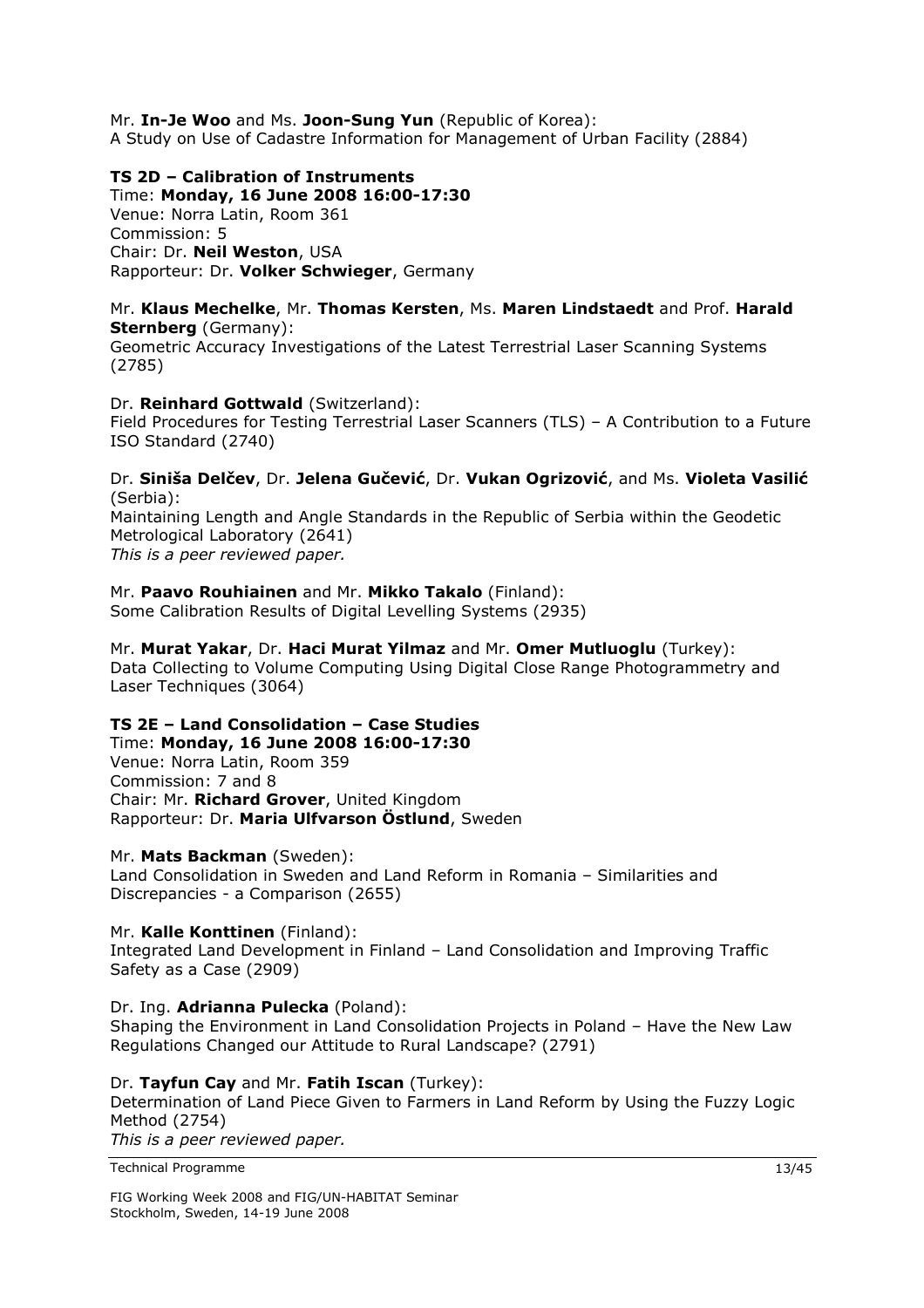Mr. **In-Je Woo** and Ms. **Joon-Sung Yun** (Republic of Korea):
A Study on Use of Cadastre Information for Management of Urban Facility (2884)

**TS 2D – Calibration of Instruments**
Time: **Monday, 16 June 2008 16:00-17:30**
Venue: Norra Latin, Room 361
Commission: 5
Chair: Dr. **Neil Weston**, USA
Rapporteur: Dr. **Volker Schwieger**, Germany

Mr. **Klaus Mechelke**, Mr. **Thomas Kersten**, Ms. **Maren Lindstaedt** and Prof. **Harald Sternberg** (Germany):
Geometric Accuracy Investigations of the Latest Terrestrial Laser Scanning Systems (2785)

Dr. **Reinhard Gottwald** (Switzerland):
Field Procedures for Testing Terrestrial Laser Scanners (TLS) – A Contribution to a Future ISO Standard (2740)

Dr. **Siniša Delčev**, Dr. **Jelena Gučević**, Dr. **Vukan Ogrizović**, and Ms. **Violeta Vasilić** (Serbia):
Maintaining Length and Angle Standards in the Republic of Serbia within the Geodetic Metrological Laboratory (2641)
*This is a peer reviewed paper.*

Mr. **Paavo Rouhiainen** and Mr. **Mikko Takalo** (Finland):
Some Calibration Results of Digital Levelling Systems (2935)

Mr. **Murat Yakar**, Dr. **Haci Murat Yilmaz** and Mr. **Omer Mutluoglu** (Turkey):
Data Collecting to Volume Computing Using Digital Close Range Photogrammetry and Laser Techniques (3064)

**TS 2E – Land Consolidation – Case Studies**
Time: **Monday, 16 June 2008 16:00-17:30**
Venue: Norra Latin, Room 359
Commission: 7 and 8
Chair: Mr. **Richard Grover**, United Kingdom
Rapporteur: Dr. **Maria Ulfvarson Östlund**, Sweden

Mr. **Mats Backman** (Sweden):
Land Consolidation in Sweden and Land Reform in Romania – Similarities and Discrepancies - a Comparison (2655)

Mr. **Kalle Konttinen** (Finland):
Integrated Land Development in Finland – Land Consolidation and Improving Traffic Safety as a Case (2909)

Dr. Ing. **Adrianna Pulecka** (Poland):
Shaping the Environment in Land Consolidation Projects in Poland – Have the New Law Regulations Changed our Attitude to Rural Landscape? (2791)

Dr. **Tayfun Cay** and Mr. **Fatih Iscan** (Turkey):
Determination of Land Piece Given to Farmers in Land Reform by Using the Fuzzy Logic Method (2754)
*This is a peer reviewed paper.*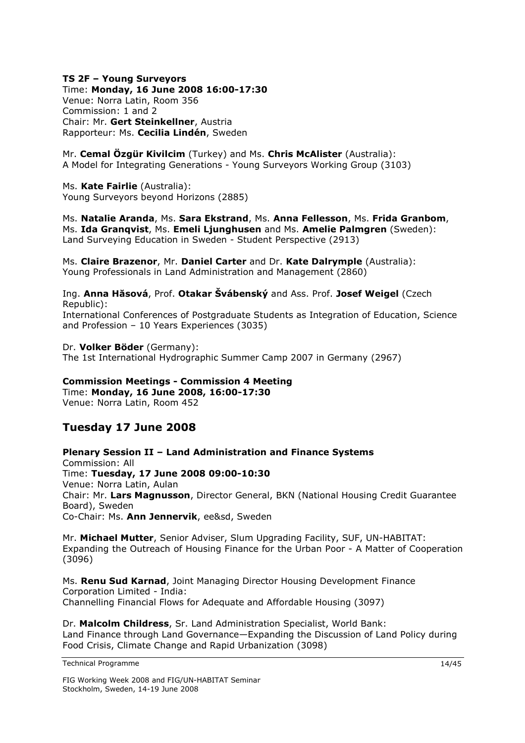**TS 2F – Young Surveyors**
Time: **Monday, 16 June 2008 16:00-17:30**
Venue: Norra Latin, Room 356
Commission: 1 and 2
Chair: Mr. **Gert Steinkellner**, Austria
Rapporteur: Ms. **Cecilia Lindén**, Sweden

Mr. **Cemal Özgür Kivilcim** (Turkey) and Ms. **Chris McAlister** (Australia):
A Model for Integrating Generations - Young Surveyors Working Group (3103)

Ms. **Kate Fairlie** (Australia):
Young Surveyors beyond Horizons (2885)

Ms. **Natalie Aranda**, Ms. **Sara Ekstrand**, Ms. **Anna Fellesson**, Ms. **Frida Granbom**, Ms. **Ida Granqvist**, Ms. **Emeli Ljunghusen** and Ms. **Amelie Palmgren** (Sweden):
Land Surveying Education in Sweden - Student Perspective (2913)

Ms. **Claire Brazenor**, Mr. **Daniel Carter** and Dr. **Kate Dalrymple** (Australia):
Young Professionals in Land Administration and Management (2860)

Ing. **Anna Hăsová**, Prof. **Otakar Švábenský** and Ass. Prof. **Josef Weigel** (Czech Republic):
International Conferences of Postgraduate Students as Integration of Education, Science and Profession – 10 Years Experiences (3035)

Dr. **Volker Böder** (Germany):
The 1st International Hydrographic Summer Camp 2007 in Germany (2967)

**Commission Meetings - Commission 4 Meeting**
Time: **Monday, 16 June 2008, 16:00-17:30**
Venue: Norra Latin, Room 452

## Tuesday 17 June 2008

**Plenary Session II – Land Administration and Finance Systems**
Commission: All
Time: **Tuesday, 17 June 2008 09:00-10:30**
Venue: Norra Latin, Aulan
Chair: Mr. **Lars Magnusson**, Director General, BKN (National Housing Credit Guarantee Board), Sweden
Co-Chair: Ms. **Ann Jennervik**, ee&sd, Sweden

Mr. **Michael Mutter**, Senior Adviser, Slum Upgrading Facility, SUF, UN-HABITAT:
Expanding the Outreach of Housing Finance for the Urban Poor - A Matter of Cooperation (3096)

Ms. **Renu Sud Karnad**, Joint Managing Director Housing Development Finance Corporation Limited - India:
Channelling Financial Flows for Adequate and Affordable Housing (3097)

Dr. **Malcolm Childress**, Sr. Land Administration Specialist, World Bank:
Land Finance through Land Governance—Expanding the Discussion of Land Policy during Food Crisis, Climate Change and Rapid Urbanization (3098)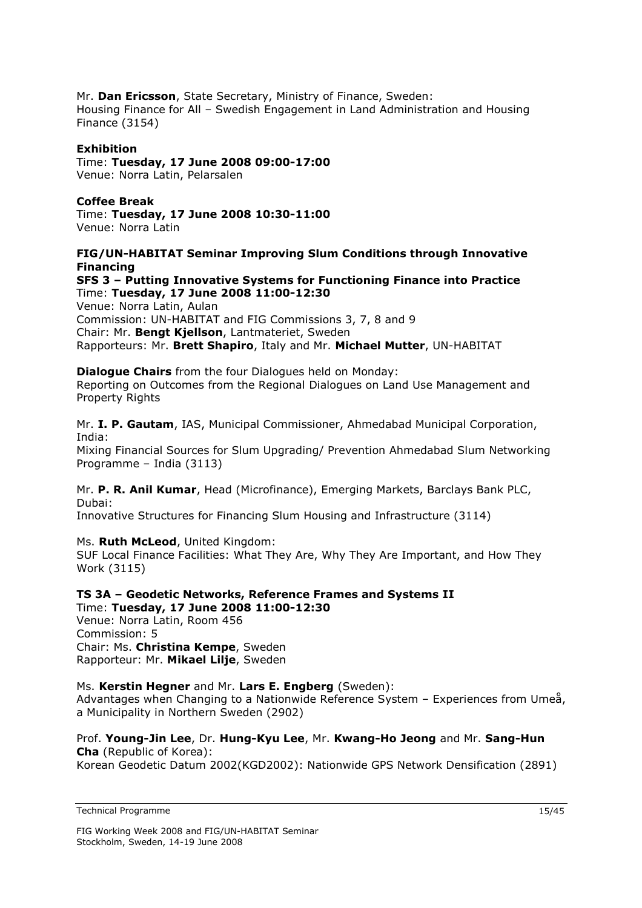Mr. **Dan Ericsson**, State Secretary, Ministry of Finance, Sweden:
Housing Finance for All – Swedish Engagement in Land Administration and Housing Finance (3154)

**Exhibition**
Time: **Tuesday, 17 June 2008 09:00-17:00**
Venue: Norra Latin, Pelarsalen

**Coffee Break**
Time: **Tuesday, 17 June 2008 10:30-11:00**
Venue: Norra Latin

**FIG/UN-HABITAT Seminar Improving Slum Conditions through Innovative Financing**
**SFS 3 – Putting Innovative Systems for Functioning Finance into Practice**
Time: **Tuesday, 17 June 2008 11:00-12:30**
Venue: Norra Latin, Aulan
Commission: UN-HABITAT and FIG Commissions 3, 7, 8 and 9
Chair: Mr. **Bengt Kjellson**, Lantmateriet, Sweden
Rapporteurs: Mr. **Brett Shapiro**, Italy and Mr. **Michael Mutter**, UN-HABITAT

**Dialogue Chairs** from the four Dialogues held on Monday:
Reporting on Outcomes from the Regional Dialogues on Land Use Management and Property Rights

Mr. **I. P. Gautam**, IAS, Municipal Commissioner, Ahmedabad Municipal Corporation, India:
Mixing Financial Sources for Slum Upgrading/ Prevention Ahmedabad Slum Networking Programme – India (3113)

Mr. **P. R. Anil Kumar**, Head (Microfinance), Emerging Markets, Barclays Bank PLC, Dubai:
Innovative Structures for Financing Slum Housing and Infrastructure (3114)

Ms. **Ruth McLeod**, United Kingdom:
SUF Local Finance Facilities: What They Are, Why They Are Important, and How They Work (3115)

**TS 3A – Geodetic Networks, Reference Frames and Systems II**
Time: **Tuesday, 17 June 2008 11:00-12:30**
Venue: Norra Latin, Room 456
Commission: 5
Chair: Ms. **Christina Kempe**, Sweden
Rapporteur: Mr. **Mikael Lilje**, Sweden

Ms. **Kerstin Hegner** and Mr. **Lars E. Engberg** (Sweden):
Advantages when Changing to a Nationwide Reference System – Experiences from Umeå, a Municipality in Northern Sweden (2902)

Prof. **Young-Jin Lee**, Dr. **Hung-Kyu Lee**, Mr. **Kwang-Ho Jeong** and Mr. **Sang-Hun Cha** (Republic of Korea):
Korean Geodetic Datum 2002(KGD2002): Nationwide GPS Network Densification (2891)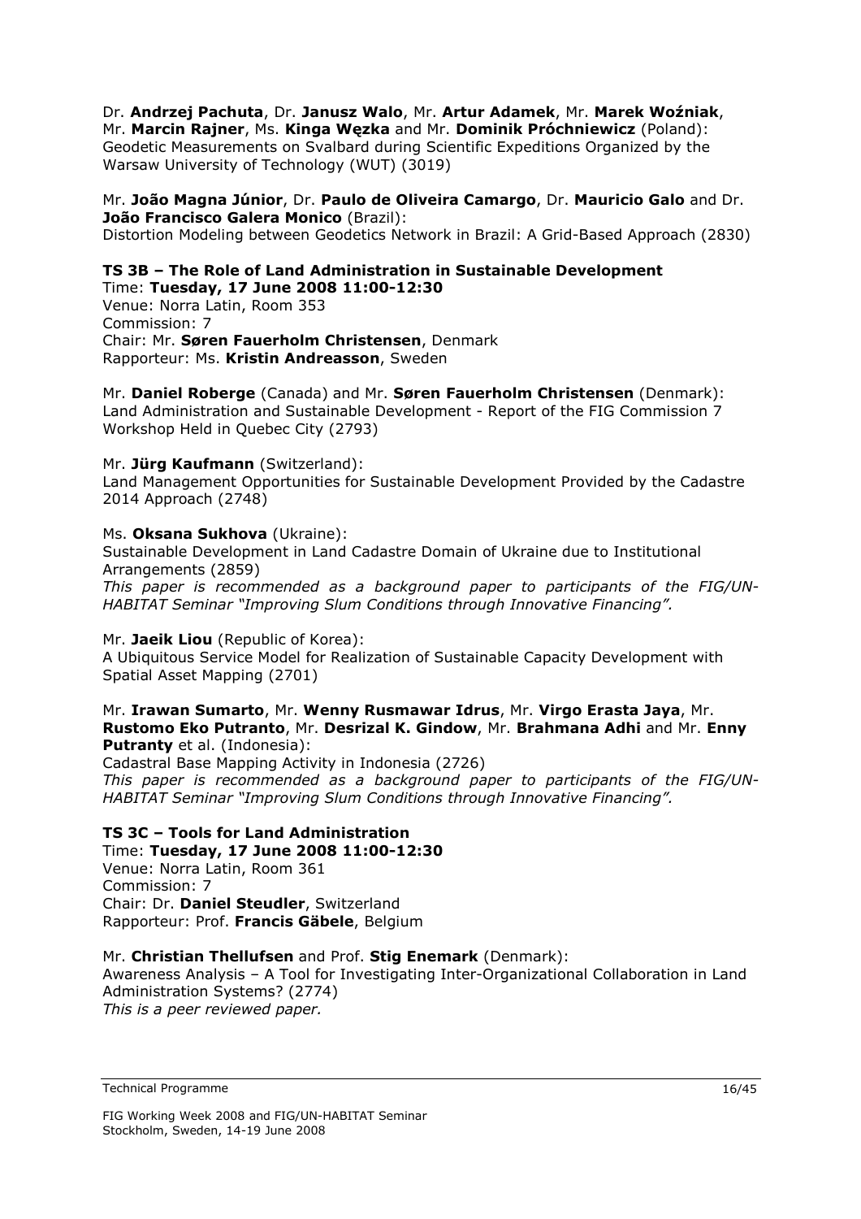Dr. **Andrzej Pachuta**, Dr. **Janusz Walo**, Mr. **Artur Adamek**, Mr. **Marek Woźniak**, Mr. **Marcin Rajner**, Ms. **Kinga Węzka** and Mr. **Dominik Próchniewicz** (Poland):
Geodetic Measurements on Svalbard during Scientific Expeditions Organized by the Warsaw University of Technology (WUT) (3019)

Mr. **João Magna Júnior**, Dr. **Paulo de Oliveira Camargo**, Dr. **Mauricio Galo** and Dr. **João Francisco Galera Monico** (Brazil):
Distortion Modeling between Geodetics Network in Brazil: A Grid-Based Approach (2830)

### TS 3B – The Role of Land Administration in Sustainable Development

Time: **Tuesday, 17 June 2008 11:00-12:30**
Venue: Norra Latin, Room 353
Commission: 7
Chair: Mr. **Søren Fauerholm Christensen**, Denmark
Rapporteur: Ms. **Kristin Andreasson**, Sweden

Mr. **Daniel Roberge** (Canada) and Mr. **Søren Fauerholm Christensen** (Denmark):
Land Administration and Sustainable Development - Report of the FIG Commission 7 Workshop Held in Quebec City (2793)

Mr. **Jürg Kaufmann** (Switzerland):
Land Management Opportunities for Sustainable Development Provided by the Cadastre 2014 Approach (2748)

Ms. **Oksana Sukhova** (Ukraine):
Sustainable Development in Land Cadastre Domain of Ukraine due to Institutional Arrangements (2859)
*This paper is recommended as a background paper to participants of the FIG/UN-HABITAT Seminar "Improving Slum Conditions through Innovative Financing".*

Mr. **Jaeik Liou** (Republic of Korea):
A Ubiquitous Service Model for Realization of Sustainable Capacity Development with Spatial Asset Mapping (2701)

Mr. **Irawan Sumarto**, Mr. **Wenny Rusmawar Idrus**, Mr. **Virgo Erasta Jaya**, Mr. **Rustomo Eko Putranto**, Mr. **Desrizal K. Gindow**, Mr. **Brahmana Adhi** and Mr. **Enny Putranty** et al. (Indonesia):
Cadastral Base Mapping Activity in Indonesia (2726)
*This paper is recommended as a background paper to participants of the FIG/UN-HABITAT Seminar "Improving Slum Conditions through Innovative Financing".*

### TS 3C – Tools for Land Administration

Time: **Tuesday, 17 June 2008 11:00-12:30**
Venue: Norra Latin, Room 361
Commission: 7
Chair: Dr. **Daniel Steudler**, Switzerland
Rapporteur: Prof. **Francis Gäbele**, Belgium

Mr. **Christian Thellufsen** and Prof. **Stig Enemark** (Denmark):
Awareness Analysis – A Tool for Investigating Inter-Organizational Collaboration in Land Administration Systems? (2774)
*This is a peer reviewed paper.*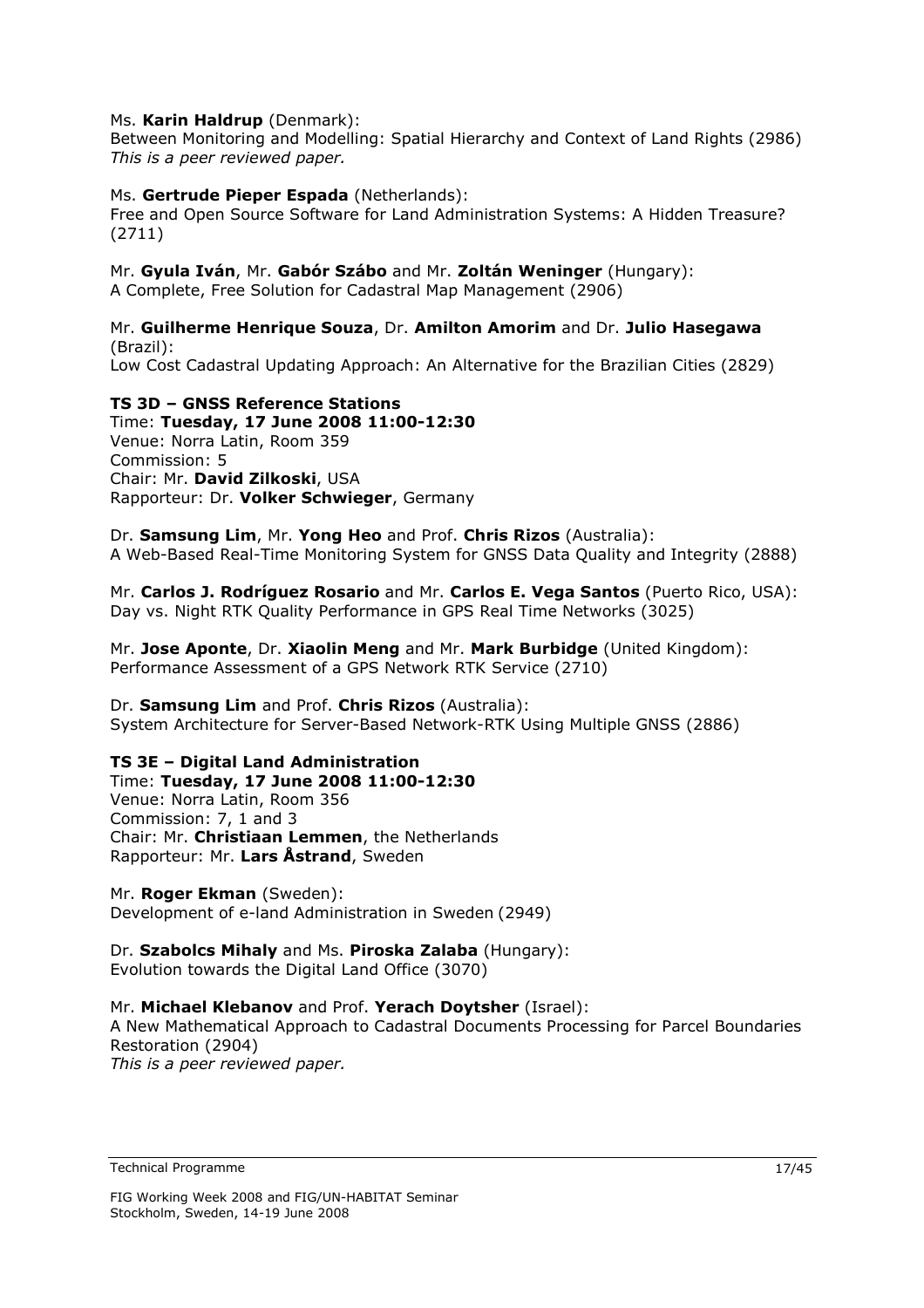Ms. **Karin Haldrup** (Denmark):
Between Monitoring and Modelling: Spatial Hierarchy and Context of Land Rights (2986)
*This is a peer reviewed paper.*

Ms. **Gertrude Pieper Espada** (Netherlands):
Free and Open Source Software for Land Administration Systems: A Hidden Treasure? (2711)

Mr. **Gyula Iván**, Mr. **Gabór Szábo** and Mr. **Zoltán Weninger** (Hungary):
A Complete, Free Solution for Cadastral Map Management (2906)

Mr. **Guilherme Henrique Souza**, Dr. **Amilton Amorim** and Dr. **Julio Hasegawa** (Brazil):
Low Cost Cadastral Updating Approach: An Alternative for the Brazilian Cities (2829)

**TS 3D – GNSS Reference Stations**
Time: **Tuesday, 17 June 2008 11:00-12:30**
Venue: Norra Latin, Room 359
Commission: 5
Chair: Mr. **David Zilkoski**, USA
Rapporteur: Dr. **Volker Schwieger**, Germany

Dr. **Samsung Lim**, Mr. **Yong Heo** and Prof. **Chris Rizos** (Australia):
A Web-Based Real-Time Monitoring System for GNSS Data Quality and Integrity (2888)

Mr. **Carlos J. Rodríguez Rosario** and Mr. **Carlos E. Vega Santos** (Puerto Rico, USA):
Day vs. Night RTK Quality Performance in GPS Real Time Networks (3025)

Mr. **Jose Aponte**, Dr. **Xiaolin Meng** and Mr. **Mark Burbidge** (United Kingdom):
Performance Assessment of a GPS Network RTK Service (2710)

Dr. **Samsung Lim** and Prof. **Chris Rizos** (Australia):
System Architecture for Server-Based Network-RTK Using Multiple GNSS (2886)

**TS 3E – Digital Land Administration**
Time: **Tuesday, 17 June 2008 11:00-12:30**
Venue: Norra Latin, Room 356
Commission: 7, 1 and 3
Chair: Mr. **Christiaan Lemmen**, the Netherlands
Rapporteur: Mr. **Lars Åstrand**, Sweden

Mr. **Roger Ekman** (Sweden):
Development of e-land Administration in Sweden (2949)

Dr. **Szabolcs Mihaly** and Ms. **Piroska Zalaba** (Hungary):
Evolution towards the Digital Land Office (3070)

Mr. **Michael Klebanov** and Prof. **Yerach Doytsher** (Israel):
A New Mathematical Approach to Cadastral Documents Processing for Parcel Boundaries Restoration (2904)
*This is a peer reviewed paper.*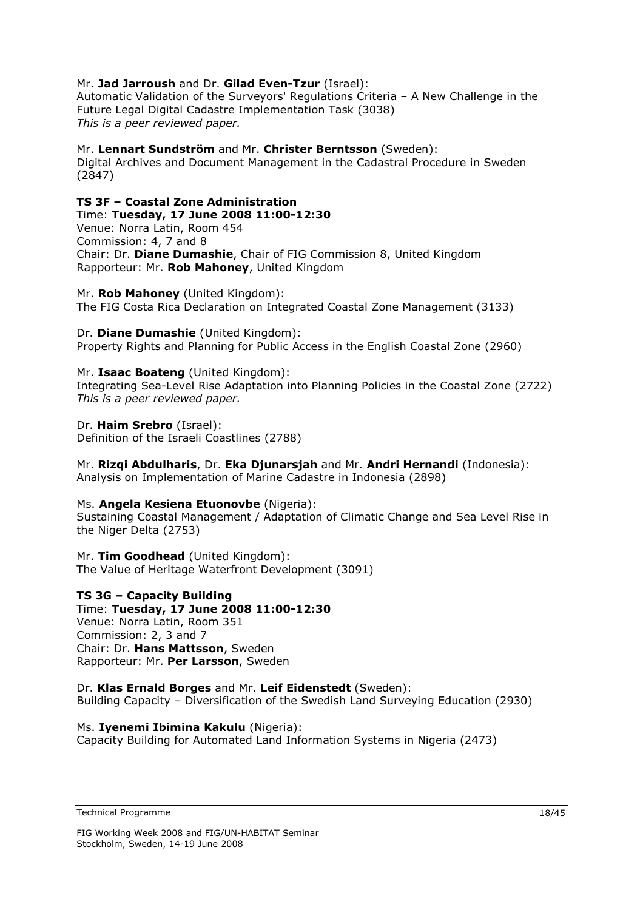Mr. **Jad Jarroush** and Dr. **Gilad Even-Tzur** (Israel):
Automatic Validation of the Surveyors' Regulations Criteria – A New Challenge in the Future Legal Digital Cadastre Implementation Task (3038)
*This is a peer reviewed paper.*

Mr. **Lennart Sundström** and Mr. **Christer Berntsson** (Sweden):
Digital Archives and Document Management in the Cadastral Procedure in Sweden (2847)

### TS 3F – Coastal Zone Administration

Time: **Tuesday, 17 June 2008 11:00-12:30**
Venue: Norra Latin, Room 454
Commission: 4, 7 and 8
Chair: Dr. **Diane Dumashie**, Chair of FIG Commission 8, United Kingdom
Rapporteur: Mr. **Rob Mahoney**, United Kingdom

Mr. **Rob Mahoney** (United Kingdom):
The FIG Costa Rica Declaration on Integrated Coastal Zone Management (3133)

Dr. **Diane Dumashie** (United Kingdom):
Property Rights and Planning for Public Access in the English Coastal Zone (2960)

Mr. **Isaac Boateng** (United Kingdom):
Integrating Sea-Level Rise Adaptation into Planning Policies in the Coastal Zone (2722)
*This is a peer reviewed paper.*

Dr. **Haim Srebro** (Israel):
Definition of the Israeli Coastlines (2788)

Mr. **Rizqi Abdulharis**, Dr. **Eka Djunarsjah** and Mr. **Andri Hernandi** (Indonesia):
Analysis on Implementation of Marine Cadastre in Indonesia (2898)

Ms. **Angela Kesiena Etuonovbe** (Nigeria):
Sustaining Coastal Management / Adaptation of Climatic Change and Sea Level Rise in the Niger Delta (2753)

Mr. **Tim Goodhead** (United Kingdom):
The Value of Heritage Waterfront Development (3091)

### TS 3G – Capacity Building

Time: **Tuesday, 17 June 2008 11:00-12:30**
Venue: Norra Latin, Room 351
Commission: 2, 3 and 7
Chair: Dr. **Hans Mattsson**, Sweden
Rapporteur: Mr. **Per Larsson**, Sweden

Dr. **Klas Ernald Borges** and Mr. **Leif Eidenstedt** (Sweden):
Building Capacity – Diversification of the Swedish Land Surveying Education (2930)

Ms. **Iyenemi Ibimina Kakulu** (Nigeria):
Capacity Building for Automated Land Information Systems in Nigeria (2473)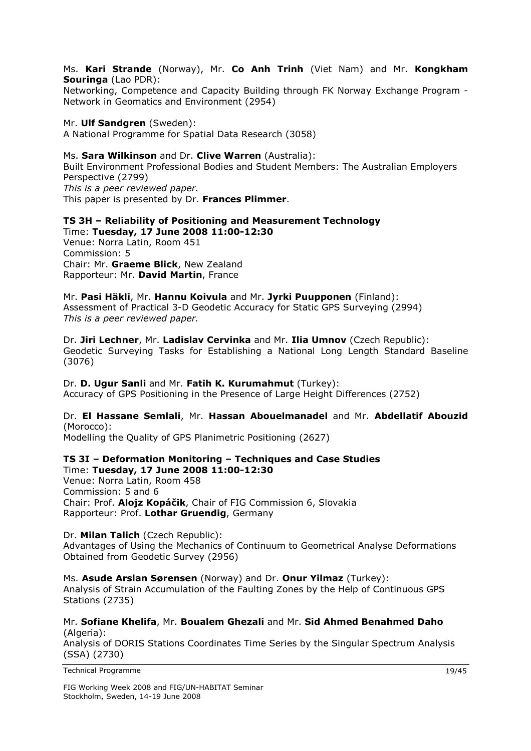Ms. **Kari Strande** (Norway), Mr. **Co Anh Trinh** (Viet Nam) and Mr. **Kongkham Souringa** (Lao PDR):
Networking, Competence and Capacity Building through FK Norway Exchange Program - Network in Geomatics and Environment (2954)

Mr. **Ulf Sandgren** (Sweden):
A National Programme for Spatial Data Research (3058)

Ms. **Sara Wilkinson** and Dr. **Clive Warren** (Australia):
Built Environment Professional Bodies and Student Members: The Australian Employers Perspective (2799)
*This is a peer reviewed paper.*
This paper is presented by Dr. **Frances Plimmer**.

**TS 3H – Reliability of Positioning and Measurement Technology**
Time: **Tuesday, 17 June 2008 11:00-12:30**
Venue: Norra Latin, Room 451
Commission: 5
Chair: Mr. **Graeme Blick**, New Zealand
Rapporteur: Mr. **David Martin**, France

Mr. **Pasi Häkli**, Mr. **Hannu Koivula** and Mr. **Jyrki Puupponen** (Finland):
Assessment of Practical 3-D Geodetic Accuracy for Static GPS Surveying (2994)
*This is a peer reviewed paper.*

Dr. **Jiri Lechner**, Mr. **Ladislav Cervinka** and Mr. **Ilia Umnov** (Czech Republic):
Geodetic Surveying Tasks for Establishing a National Long Length Standard Baseline (3076)

Dr. **D. Ugur Sanli** and Mr. **Fatih K. Kurumahmut** (Turkey):
Accuracy of GPS Positioning in the Presence of Large Height Differences (2752)

Dr. **El Hassane Semlali**, Mr. **Hassan Abouelmanadel** and Mr. **Abdellatif Abouzid** (Morocco):
Modelling the Quality of GPS Planimetric Positioning (2627)

**TS 3I – Deformation Monitoring – Techniques and Case Studies**
Time: **Tuesday, 17 June 2008 11:00-12:30**
Venue: Norra Latin, Room 458
Commission: 5 and 6
Chair: Prof. **Alojz Kopáčik**, Chair of FIG Commission 6, Slovakia
Rapporteur: Prof. **Lothar Gruendig**, Germany

Dr. **Milan Talich** (Czech Republic):
Advantages of Using the Mechanics of Continuum to Geometrical Analyse Deformations Obtained from Geodetic Survey (2956)

Ms. **Asude Arslan Sørensen** (Norway) and Dr. **Onur Yilmaz** (Turkey):
Analysis of Strain Accumulation of the Faulting Zones by the Help of Continuous GPS Stations (2735)

Mr. **Sofiane Khelifa**, Mr. **Boualem Ghezali** and Mr. **Sid Ahmed Benahmed Daho** (Algeria):
Analysis of DORIS Stations Coordinates Time Series by the Singular Spectrum Analysis (SSA) (2730)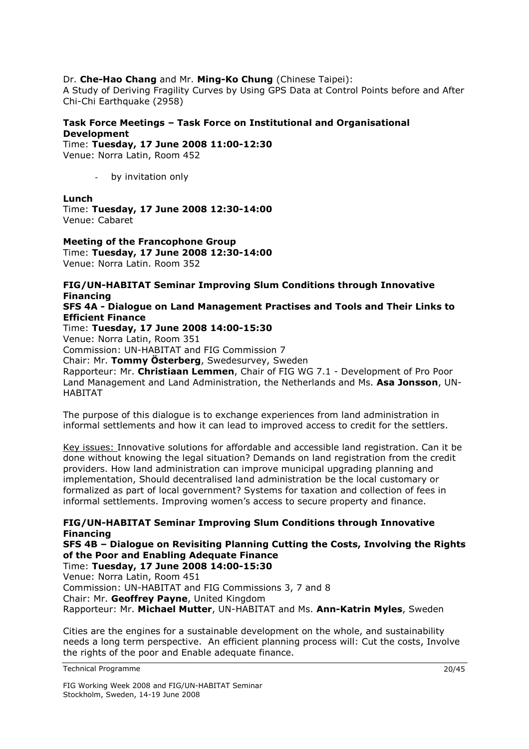Dr. **Che-Hao Chang** and Mr. **Ming-Ko Chung** (Chinese Taipei):
A Study of Deriving Fragility Curves by Using GPS Data at Control Points before and After Chi-Chi Earthquake (2958)

**Task Force Meetings – Task Force on Institutional and Organisational Development**
Time: **Tuesday, 17 June 2008 11:00-12:30**
Venue: Norra Latin, Room 452

- by invitation only

**Lunch**
Time: **Tuesday, 17 June 2008 12:30-14:00**
Venue: Cabaret

**Meeting of the Francophone Group**
Time: **Tuesday, 17 June 2008 12:30-14:00**
Venue: Norra Latin. Room 352

**FIG/UN-HABITAT Seminar Improving Slum Conditions through Innovative Financing**
**SFS 4A - Dialogue on Land Management Practises and Tools and Their Links to Efficient Finance**
Time: **Tuesday, 17 June 2008 14:00-15:30**
Venue: Norra Latin, Room 351
Commission: UN-HABITAT and FIG Commission 7
Chair: Mr. **Tommy Österberg**, Swedesurvey, Sweden
Rapporteur: Mr. **Christiaan Lemmen**, Chair of FIG WG 7.1 - Development of Pro Poor Land Management and Land Administration, the Netherlands and Ms. **Asa Jonsson**, UN-HABITAT

The purpose of this dialogue is to exchange experiences from land administration in informal settlements and how it can lead to improved access to credit for the settlers.

Key issues: Innovative solutions for affordable and accessible land registration. Can it be done without knowing the legal situation? Demands on land registration from the credit providers. How land administration can improve municipal upgrading planning and implementation, Should decentralised land administration be the local customary or formalized as part of local government? Systems for taxation and collection of fees in informal settlements. Improving women's access to secure property and finance.

**FIG/UN-HABITAT Seminar Improving Slum Conditions through Innovative Financing**
**SFS 4B – Dialogue on Revisiting Planning Cutting the Costs, Involving the Rights of the Poor and Enabling Adequate Finance**
Time: **Tuesday, 17 June 2008 14:00-15:30**
Venue: Norra Latin, Room 451
Commission: UN-HABITAT and FIG Commissions 3, 7 and 8
Chair: Mr. **Geoffrey Payne**, United Kingdom
Rapporteur: Mr. **Michael Mutter**, UN-HABITAT and Ms. **Ann-Katrin Myles**, Sweden

Cities are the engines for a sustainable development on the whole, and sustainability needs a long term perspective. An efficient planning process will: Cut the costs, Involve the rights of the poor and Enable adequate finance.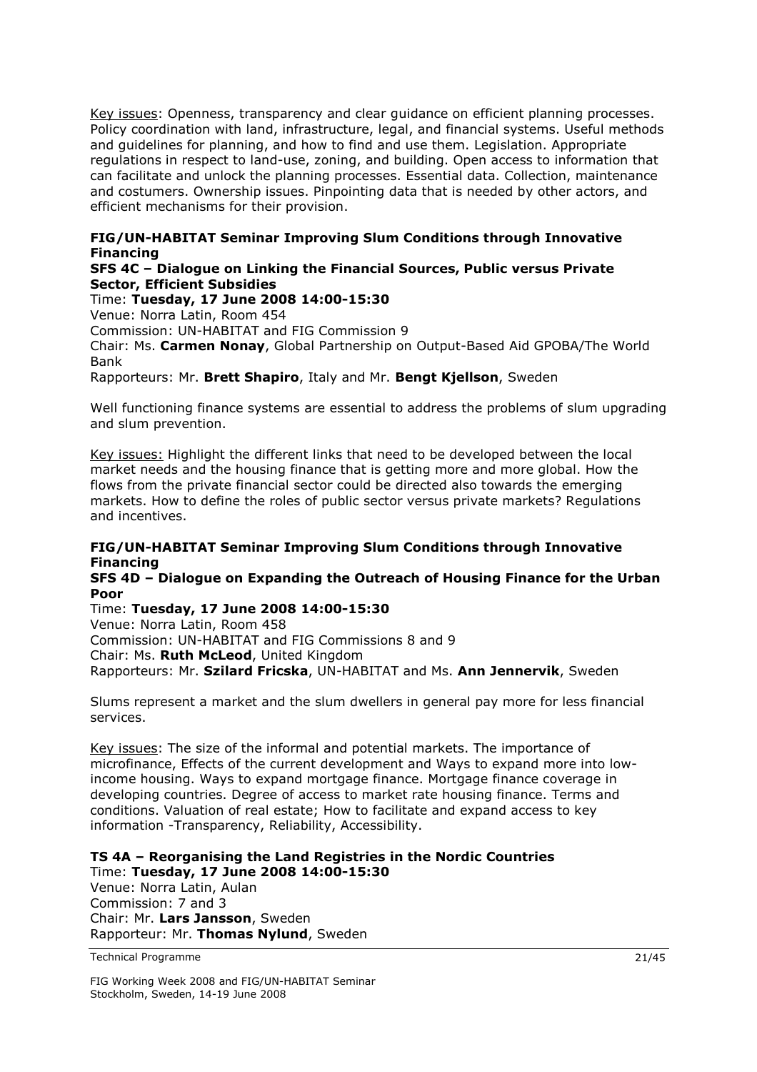Key issues: Openness, transparency and clear guidance on efficient planning processes. Policy coordination with land, infrastructure, legal, and financial systems. Useful methods and guidelines for planning, and how to find and use them. Legislation. Appropriate regulations in respect to land-use, zoning, and building. Open access to information that can facilitate and unlock the planning processes. Essential data. Collection, maintenance and costumers. Ownership issues. Pinpointing data that is needed by other actors, and efficient mechanisms for their provision.

**FIG/UN-HABITAT Seminar Improving Slum Conditions through Innovative Financing**
**SFS 4C – Dialogue on Linking the Financial Sources, Public versus Private Sector, Efficient Subsidies**
Time: **Tuesday, 17 June 2008 14:00-15:30**
Venue: Norra Latin, Room 454
Commission: UN-HABITAT and FIG Commission 9
Chair: Ms. **Carmen Nonay**, Global Partnership on Output-Based Aid GPOBA/The World Bank
Rapporteurs: Mr. **Brett Shapiro**, Italy and Mr. **Bengt Kjellson**, Sweden

Well functioning finance systems are essential to address the problems of slum upgrading and slum prevention.

Key issues: Highlight the different links that need to be developed between the local market needs and the housing finance that is getting more and more global. How the flows from the private financial sector could be directed also towards the emerging markets. How to define the roles of public sector versus private markets? Regulations and incentives.

**FIG/UN-HABITAT Seminar Improving Slum Conditions through Innovative Financing**
**SFS 4D – Dialogue on Expanding the Outreach of Housing Finance for the Urban Poor**
Time: **Tuesday, 17 June 2008 14:00-15:30**
Venue: Norra Latin, Room 458
Commission: UN-HABITAT and FIG Commissions 8 and 9
Chair: Ms. **Ruth McLeod**, United Kingdom
Rapporteurs: Mr. **Szilard Fricska**, UN-HABITAT and Ms. **Ann Jennervik**, Sweden

Slums represent a market and the slum dwellers in general pay more for less financial services.

Key issues: The size of the informal and potential markets. The importance of microfinance, Effects of the current development and Ways to expand more into low-income housing. Ways to expand mortgage finance. Mortgage finance coverage in developing countries. Degree of access to market rate housing finance. Terms and conditions. Valuation of real estate; How to facilitate and expand access to key information -Transparency, Reliability, Accessibility.

**TS 4A – Reorganising the Land Registries in the Nordic Countries**
Time: **Tuesday, 17 June 2008 14:00-15:30**
Venue: Norra Latin, Aulan
Commission: 7 and 3
Chair: Mr. **Lars Jansson**, Sweden
Rapporteur: Mr. **Thomas Nylund**, Sweden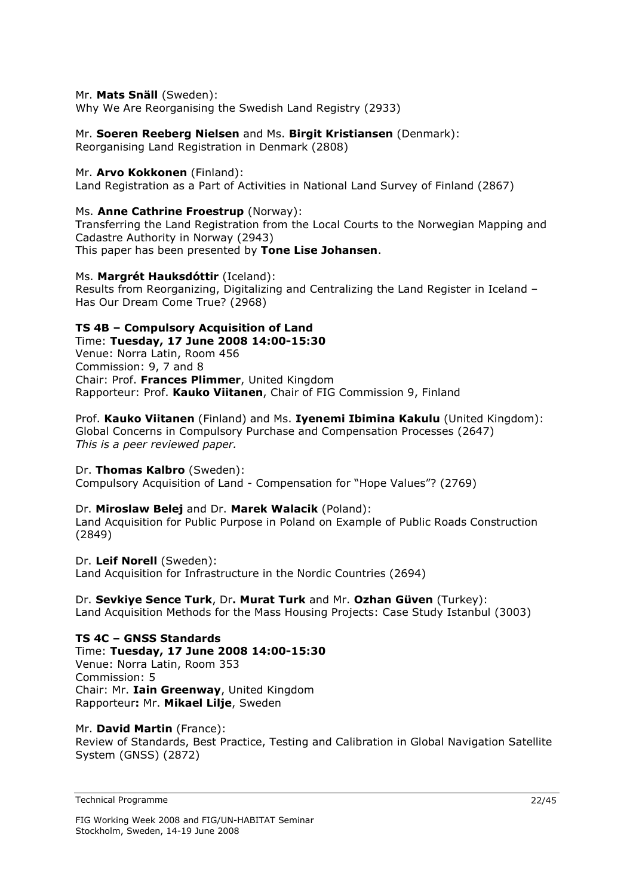Mr. **Mats Snäll** (Sweden):
Why We Are Reorganising the Swedish Land Registry (2933)

Mr. **Soeren Reeberg Nielsen** and Ms. **Birgit Kristiansen** (Denmark):
Reorganising Land Registration in Denmark (2808)

Mr. **Arvo Kokkonen** (Finland):
Land Registration as a Part of Activities in National Land Survey of Finland (2867)

Ms. **Anne Cathrine Froestrup** (Norway):
Transferring the Land Registration from the Local Courts to the Norwegian Mapping and Cadastre Authority in Norway (2943)
This paper has been presented by **Tone Lise Johansen**.

Ms. **Margrét Hauksdóttir** (Iceland):
Results from Reorganizing, Digitalizing and Centralizing the Land Register in Iceland – Has Our Dream Come True? (2968)

**TS 4B – Compulsory Acquisition of Land**
Time: **Tuesday, 17 June 2008 14:00-15:30**
Venue: Norra Latin, Room 456
Commission: 9, 7 and 8
Chair: Prof. **Frances Plimmer**, United Kingdom
Rapporteur: Prof. **Kauko Viitanen**, Chair of FIG Commission 9, Finland

Prof. **Kauko Viitanen** (Finland) and Ms. **Iyenemi Ibimina Kakulu** (United Kingdom):
Global Concerns in Compulsory Purchase and Compensation Processes (2647)
*This is a peer reviewed paper.*

Dr. **Thomas Kalbro** (Sweden):
Compulsory Acquisition of Land - Compensation for "Hope Values"? (2769)

Dr. **Miroslaw Belej** and Dr. **Marek Walacik** (Poland):
Land Acquisition for Public Purpose in Poland on Example of Public Roads Construction (2849)

Dr. **Leif Norell** (Sweden):
Land Acquisition for Infrastructure in the Nordic Countries (2694)

Dr. **Sevkiye Sence Turk**, Dr**. Murat Turk** and Mr. **Ozhan Güven** (Turkey):
Land Acquisition Methods for the Mass Housing Projects: Case Study Istanbul (3003)

**TS 4C – GNSS Standards**
Time: **Tuesday, 17 June 2008 14:00-15:30**
Venue: Norra Latin, Room 353
Commission: 5
Chair: Mr. **Iain Greenway**, United Kingdom
Rapporteur**:** Mr. **Mikael Lilje**, Sweden

Mr. **David Martin** (France):
Review of Standards, Best Practice, Testing and Calibration in Global Navigation Satellite System (GNSS) (2872)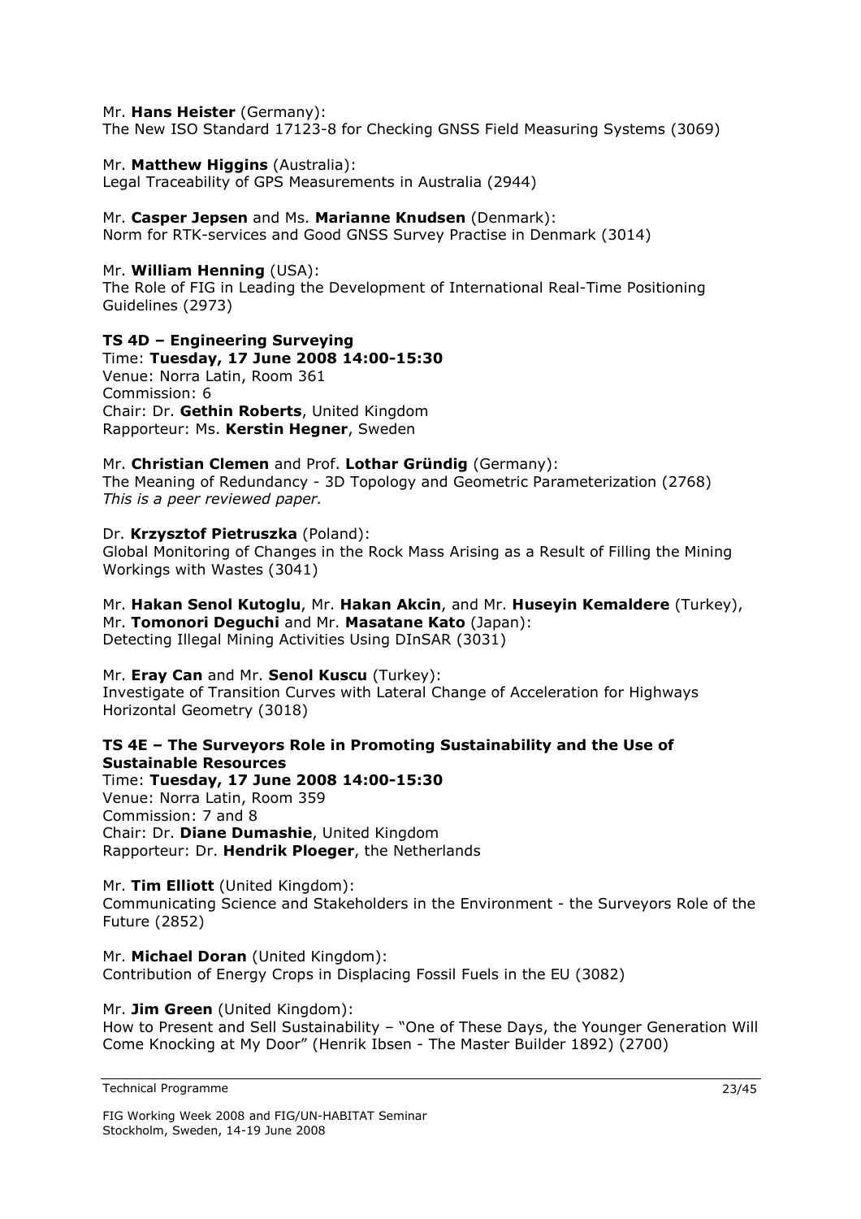Mr. **Hans Heister** (Germany):
The New ISO Standard 17123-8 for Checking GNSS Field Measuring Systems (3069)

Mr. **Matthew Higgins** (Australia):
Legal Traceability of GPS Measurements in Australia (2944)

Mr. **Casper Jepsen** and Ms. **Marianne Knudsen** (Denmark):
Norm for RTK-services and Good GNSS Survey Practise in Denmark (3014)

Mr. **William Henning** (USA):
The Role of FIG in Leading the Development of International Real-Time Positioning Guidelines (2973)

**TS 4D – Engineering Surveying**
Time: **Tuesday, 17 June 2008 14:00-15:30**
Venue: Norra Latin, Room 361
Commission: 6
Chair: Dr. **Gethin Roberts**, United Kingdom
Rapporteur: Ms. **Kerstin Hegner**, Sweden

Mr. **Christian Clemen** and Prof. **Lothar Gründig** (Germany):
The Meaning of Redundancy - 3D Topology and Geometric Parameterization (2768)
*This is a peer reviewed paper.*

Dr. **Krzysztof Pietruszka** (Poland):
Global Monitoring of Changes in the Rock Mass Arising as a Result of Filling the Mining Workings with Wastes (3041)

Mr. **Hakan Senol Kutoglu**, Mr. **Hakan Akcin**, and Mr. **Huseyin Kemaldere** (Turkey), Mr. **Tomonori Deguchi** and Mr. **Masatane Kato** (Japan):
Detecting Illegal Mining Activities Using DInSAR (3031)

Mr. **Eray Can** and Mr. **Senol Kuscu** (Turkey):
Investigate of Transition Curves with Lateral Change of Acceleration for Highways Horizontal Geometry (3018)

**TS 4E – The Surveyors Role in Promoting Sustainability and the Use of Sustainable Resources**
Time: **Tuesday, 17 June 2008 14:00-15:30**
Venue: Norra Latin, Room 359
Commission: 7 and 8
Chair: Dr. **Diane Dumashie**, United Kingdom
Rapporteur: Dr. **Hendrik Ploeger**, the Netherlands

Mr. **Tim Elliott** (United Kingdom):
Communicating Science and Stakeholders in the Environment - the Surveyors Role of the Future (2852)

Mr. **Michael Doran** (United Kingdom):
Contribution of Energy Crops in Displacing Fossil Fuels in the EU (3082)

Mr. **Jim Green** (United Kingdom):
How to Present and Sell Sustainability – "One of These Days, the Younger Generation Will Come Knocking at My Door" (Henrik Ibsen - The Master Builder 1892) (2700)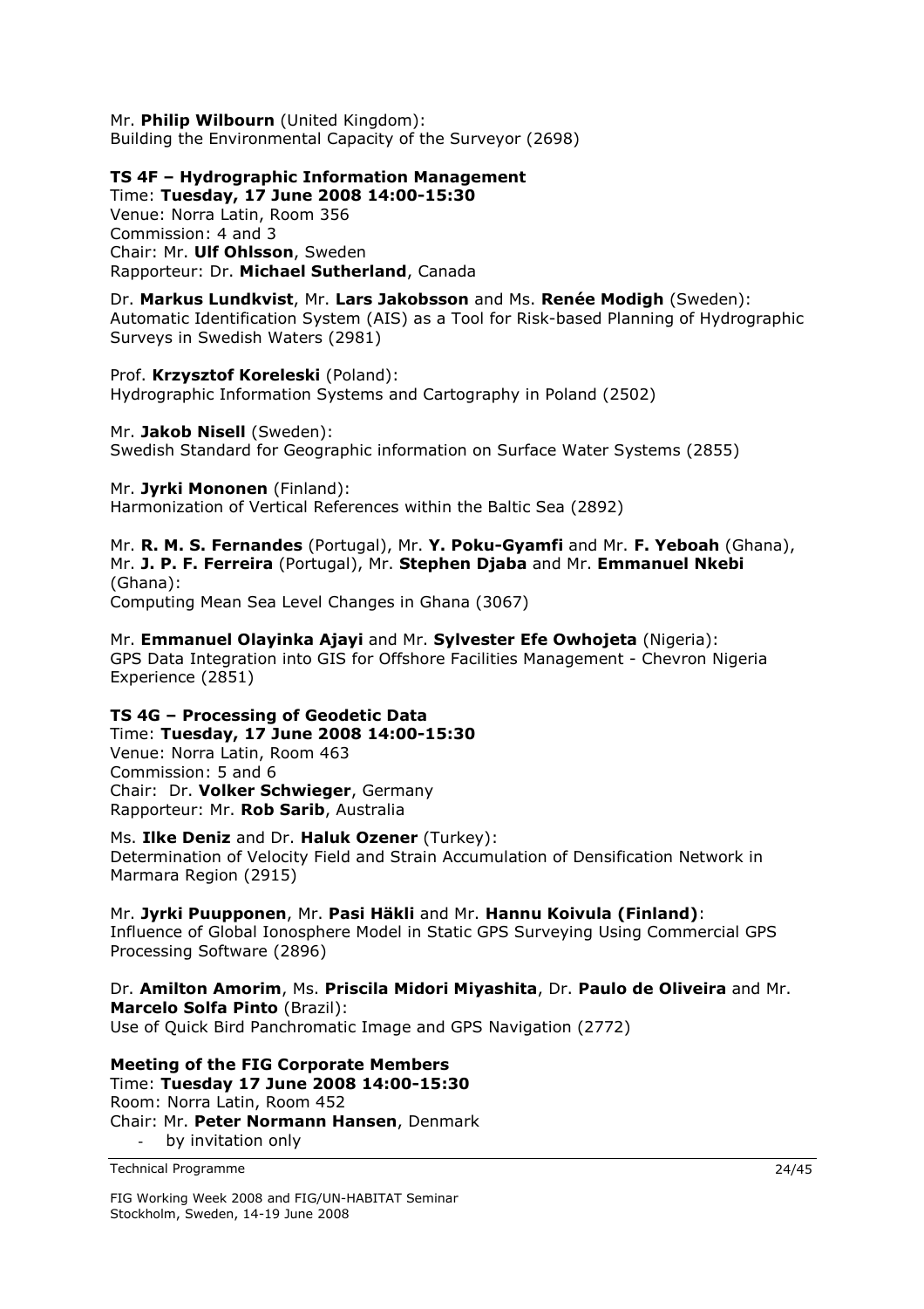Mr. **Philip Wilbourn** (United Kingdom):
Building the Environmental Capacity of the Surveyor (2698)

**TS 4F – Hydrographic Information Management**
Time: **Tuesday, 17 June 2008 14:00-15:30**
Venue: Norra Latin, Room 356
Commission: 4 and 3
Chair: Mr. **Ulf Ohlsson**, Sweden
Rapporteur: Dr. **Michael Sutherland**, Canada

Dr. **Markus Lundkvist**, Mr. **Lars Jakobsson** and Ms. **Renée Modigh** (Sweden):
Automatic Identification System (AIS) as a Tool for Risk-based Planning of Hydrographic Surveys in Swedish Waters (2981)

Prof. **Krzysztof Koreleski** (Poland):
Hydrographic Information Systems and Cartography in Poland (2502)

Mr. **Jakob Nisell** (Sweden):
Swedish Standard for Geographic information on Surface Water Systems (2855)

Mr. **Jyrki Mononen** (Finland):
Harmonization of Vertical References within the Baltic Sea (2892)

Mr. **R. M. S. Fernandes** (Portugal), Mr. **Y. Poku-Gyamfi** and Mr. **F. Yeboah** (Ghana), Mr. **J. P. F. Ferreira** (Portugal), Mr. **Stephen Djaba** and Mr. **Emmanuel Nkebi** (Ghana):
Computing Mean Sea Level Changes in Ghana (3067)

Mr. **Emmanuel Olayinka Ajayi** and Mr. **Sylvester Efe Owhojeta** (Nigeria):
GPS Data Integration into GIS for Offshore Facilities Management - Chevron Nigeria Experience (2851)

**TS 4G – Processing of Geodetic Data**
Time: **Tuesday, 17 June 2008 14:00-15:30**
Venue: Norra Latin, Room 463
Commission: 5 and 6
Chair: Dr. **Volker Schwieger**, Germany
Rapporteur: Mr. **Rob Sarib**, Australia

Ms. **Ilke Deniz** and Dr. **Haluk Ozener** (Turkey):
Determination of Velocity Field and Strain Accumulation of Densification Network in Marmara Region (2915)

Mr. **Jyrki Puupponen**, Mr. **Pasi Häkli** and Mr. **Hannu Koivula (Finland)**:
Influence of Global Ionosphere Model in Static GPS Surveying Using Commercial GPS Processing Software (2896)

Dr. **Amilton Amorim**, Ms. **Priscila Midori Miyashita**, Dr. **Paulo de Oliveira** and Mr. **Marcelo Solfa Pinto** (Brazil):
Use of Quick Bird Panchromatic Image and GPS Navigation (2772)

**Meeting of the FIG Corporate Members**
Time: **Tuesday 17 June 2008 14:00-15:30**
Room: Norra Latin, Room 452
Chair: Mr. **Peter Normann Hansen**, Denmark

- by invitation only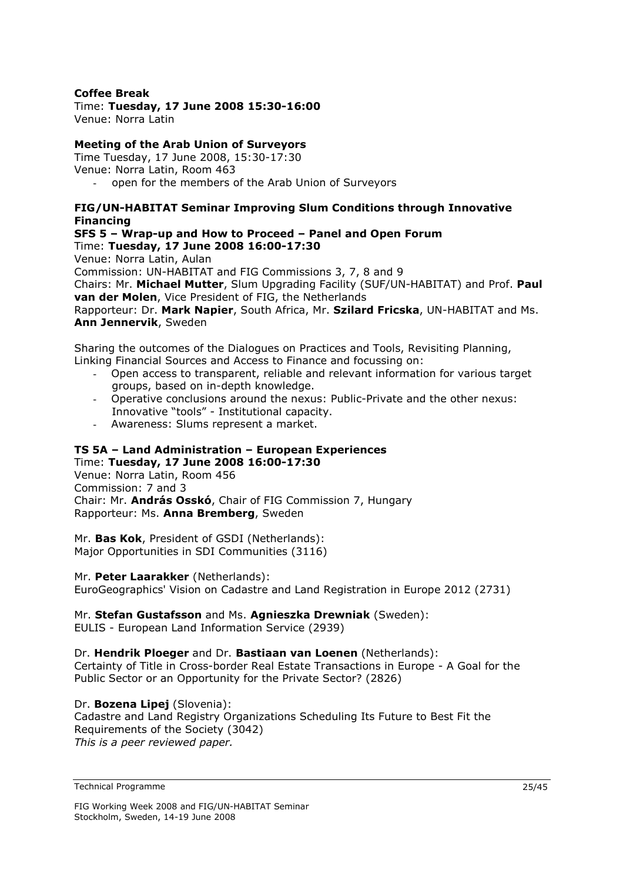**Coffee Break**
Time: **Tuesday, 17 June 2008 15:30-16:00**
Venue: Norra Latin

**Meeting of the Arab Union of Surveyors**
Time Tuesday, 17 June 2008, 15:30-17:30
Venue: Norra Latin, Room 463

- open for the members of the Arab Union of Surveyors

**FIG/UN-HABITAT Seminar Improving Slum Conditions through Innovative Financing**
**SFS 5 – Wrap-up and How to Proceed – Panel and Open Forum**
Time: **Tuesday, 17 June 2008 16:00-17:30**
Venue: Norra Latin, Aulan
Commission: UN-HABITAT and FIG Commissions 3, 7, 8 and 9
Chairs: Mr. **Michael Mutter**, Slum Upgrading Facility (SUF/UN-HABITAT) and Prof. **Paul van der Molen**, Vice President of FIG, the Netherlands
Rapporteur: Dr. **Mark Napier**, South Africa, Mr. **Szilard Fricska**, UN-HABITAT and Ms. **Ann Jennervik**, Sweden

Sharing the outcomes of the Dialogues on Practices and Tools, Revisiting Planning, Linking Financial Sources and Access to Finance and focussing on:

- Open access to transparent, reliable and relevant information for various target groups, based on in-depth knowledge.
- Operative conclusions around the nexus: Public-Private and the other nexus: Innovative "tools" - Institutional capacity.
- Awareness: Slums represent a market.

**TS 5A – Land Administration – European Experiences**
Time: **Tuesday, 17 June 2008 16:00-17:30**
Venue: Norra Latin, Room 456
Commission: 7 and 3
Chair: Mr. **András Osskó**, Chair of FIG Commission 7, Hungary
Rapporteur: Ms. **Anna Bremberg**, Sweden

Mr. **Bas Kok**, President of GSDI (Netherlands):
Major Opportunities in SDI Communities (3116)

Mr. **Peter Laarakker** (Netherlands):
EuroGeographics' Vision on Cadastre and Land Registration in Europe 2012 (2731)

Mr. **Stefan Gustafsson** and Ms. **Agnieszka Drewniak** (Sweden):
EULIS - European Land Information Service (2939)

Dr. **Hendrik Ploeger** and Dr. **Bastiaan van Loenen** (Netherlands):
Certainty of Title in Cross-border Real Estate Transactions in Europe - A Goal for the Public Sector or an Opportunity for the Private Sector? (2826)

Dr. **Bozena Lipej** (Slovenia):
Cadastre and Land Registry Organizations Scheduling Its Future to Best Fit the Requirements of the Society (3042)
*This is a peer reviewed paper.*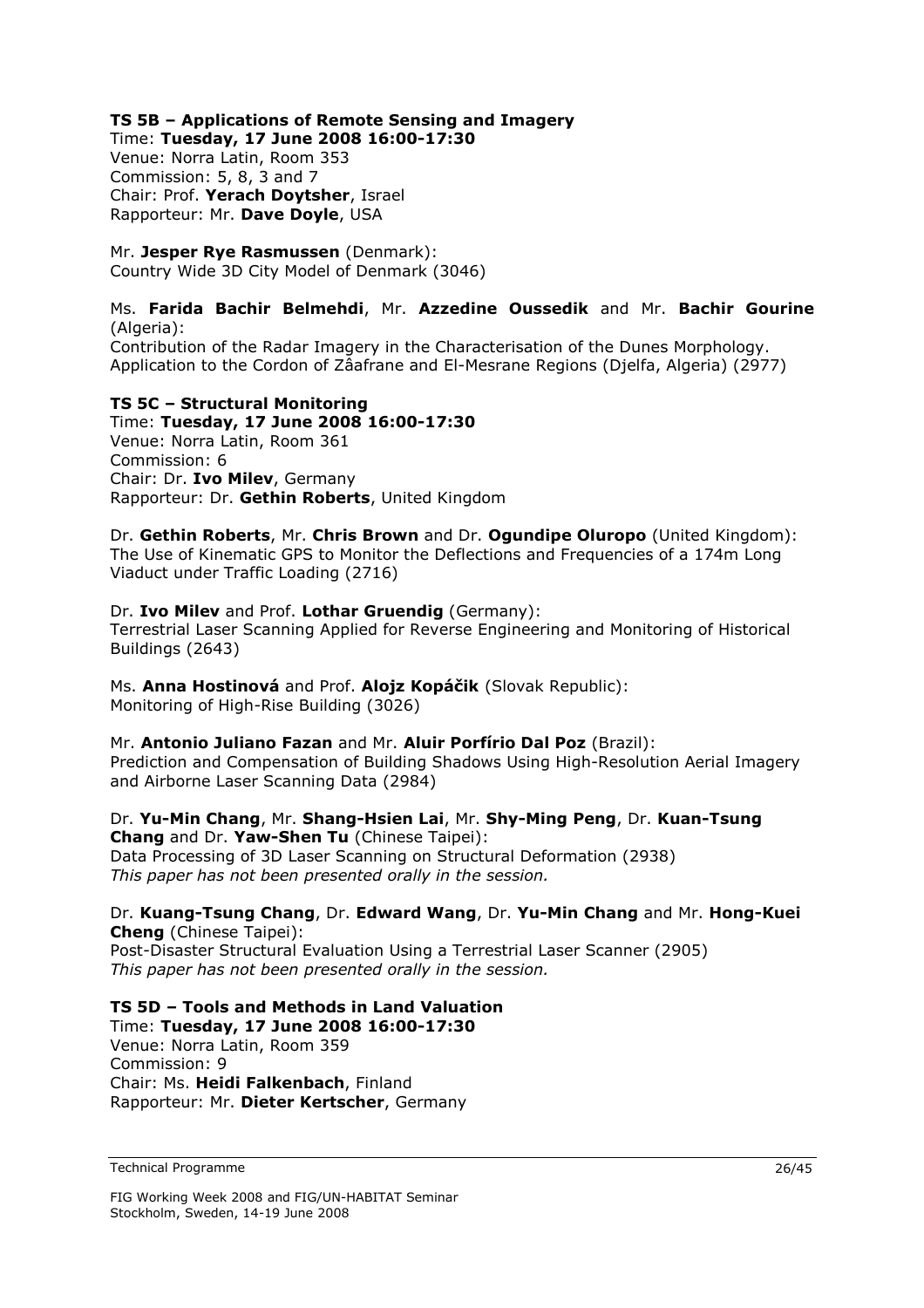**TS 5B – Applications of Remote Sensing and Imagery**
Time: **Tuesday, 17 June 2008 16:00-17:30**
Venue: Norra Latin, Room 353
Commission: 5, 8, 3 and 7
Chair: Prof. **Yerach Doytsher**, Israel
Rapporteur: Mr. **Dave Doyle**, USA

Mr. **Jesper Rye Rasmussen** (Denmark):
Country Wide 3D City Model of Denmark (3046)

Ms. **Farida Bachir Belmehdi**, Mr. **Azzedine Oussedik** and Mr. **Bachir Gourine** (Algeria):
Contribution of the Radar Imagery in the Characterisation of the Dunes Morphology. Application to the Cordon of Zâafrane and El-Mesrane Regions (Djelfa, Algeria) (2977)

**TS 5C – Structural Monitoring**
Time: **Tuesday, 17 June 2008 16:00-17:30**
Venue: Norra Latin, Room 361
Commission: 6
Chair: Dr. **Ivo Milev**, Germany
Rapporteur: Dr. **Gethin Roberts**, United Kingdom

Dr. **Gethin Roberts**, Mr. **Chris Brown** and Dr. **Ogundipe Oluropo** (United Kingdom):
The Use of Kinematic GPS to Monitor the Deflections and Frequencies of a 174m Long Viaduct under Traffic Loading (2716)

Dr. **Ivo Milev** and Prof. **Lothar Gruendig** (Germany):
Terrestrial Laser Scanning Applied for Reverse Engineering and Monitoring of Historical Buildings (2643)

Ms. **Anna Hostinová** and Prof. **Alojz Kopáčik** (Slovak Republic):
Monitoring of High-Rise Building (3026)

Mr. **Antonio Juliano Fazan** and Mr. **Aluir Porfírio Dal Poz** (Brazil):
Prediction and Compensation of Building Shadows Using High-Resolution Aerial Imagery and Airborne Laser Scanning Data (2984)

Dr. **Yu-Min Chang**, Mr. **Shang-Hsien Lai**, Mr. **Shy-Ming Peng**, Dr. **Kuan-Tsung Chang** and Dr. **Yaw-Shen Tu** (Chinese Taipei):
Data Processing of 3D Laser Scanning on Structural Deformation (2938)
*This paper has not been presented orally in the session.*

Dr. **Kuang-Tsung Chang**, Dr. **Edward Wang**, Dr. **Yu-Min Chang** and Mr. **Hong-Kuei Cheng** (Chinese Taipei):
Post-Disaster Structural Evaluation Using a Terrestrial Laser Scanner (2905)
*This paper has not been presented orally in the session.*

**TS 5D – Tools and Methods in Land Valuation**
Time: **Tuesday, 17 June 2008 16:00-17:30**
Venue: Norra Latin, Room 359
Commission: 9
Chair: Ms. **Heidi Falkenbach**, Finland
Rapporteur: Mr. **Dieter Kertscher**, Germany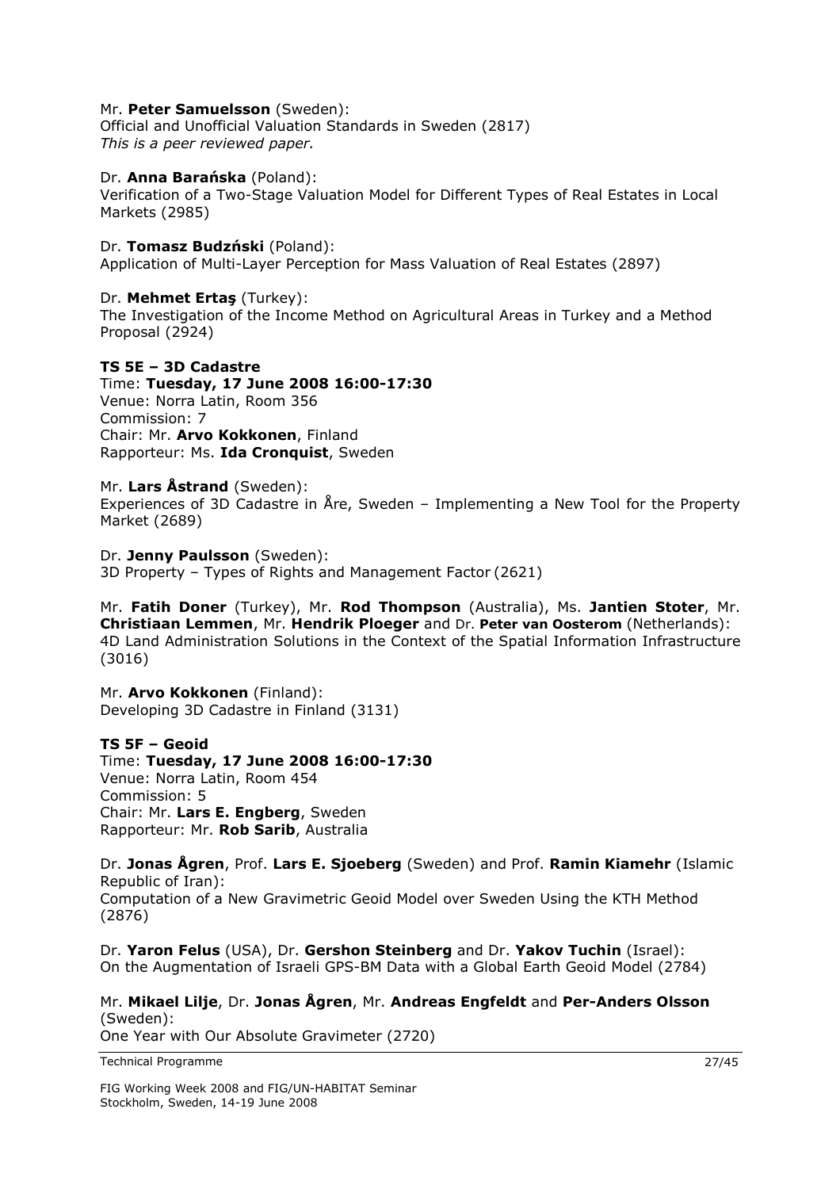Mr. **Peter Samuelsson** (Sweden):
Official and Unofficial Valuation Standards in Sweden (2817)
*This is a peer reviewed paper.*

Dr. **Anna Barańska** (Poland):
Verification of a Two-Stage Valuation Model for Different Types of Real Estates in Local Markets (2985)

Dr. **Tomasz Budzński** (Poland):
Application of Multi-Layer Perception for Mass Valuation of Real Estates (2897)

Dr. **Mehmet Ertaş** (Turkey):
The Investigation of the Income Method on Agricultural Areas in Turkey and a Method Proposal (2924)

**TS 5E – 3D Cadastre**
Time: **Tuesday, 17 June 2008 16:00-17:30**
Venue: Norra Latin, Room 356
Commission: 7
Chair: Mr. **Arvo Kokkonen**, Finland
Rapporteur: Ms. **Ida Cronquist**, Sweden

Mr. **Lars Åstrand** (Sweden):
Experiences of 3D Cadastre in Åre, Sweden – Implementing a New Tool for the Property Market (2689)

Dr. **Jenny Paulsson** (Sweden):
3D Property – Types of Rights and Management Factor (2621)

Mr. **Fatih Doner** (Turkey), Mr. **Rod Thompson** (Australia), Ms. **Jantien Stoter**, Mr. **Christiaan Lemmen**, Mr. **Hendrik Ploeger** and Dr. **Peter van Oosterom** (Netherlands):
4D Land Administration Solutions in the Context of the Spatial Information Infrastructure (3016)

Mr. **Arvo Kokkonen** (Finland):
Developing 3D Cadastre in Finland (3131)

**TS 5F – Geoid**
Time: **Tuesday, 17 June 2008 16:00-17:30**
Venue: Norra Latin, Room 454
Commission: 5
Chair: Mr. **Lars E. Engberg**, Sweden
Rapporteur: Mr. **Rob Sarib**, Australia

Dr. **Jonas Ågren**, Prof. **Lars E. Sjoeberg** (Sweden) and Prof. **Ramin Kiamehr** (Islamic Republic of Iran):
Computation of a New Gravimetric Geoid Model over Sweden Using the KTH Method (2876)

Dr. **Yaron Felus** (USA), Dr. **Gershon Steinberg** and Dr. **Yakov Tuchin** (Israel):
On the Augmentation of Israeli GPS-BM Data with a Global Earth Geoid Model (2784)

Mr. **Mikael Lilje**, Dr. **Jonas Ågren**, Mr. **Andreas Engfeldt** and **Per-Anders Olsson** (Sweden):
One Year with Our Absolute Gravimeter (2720)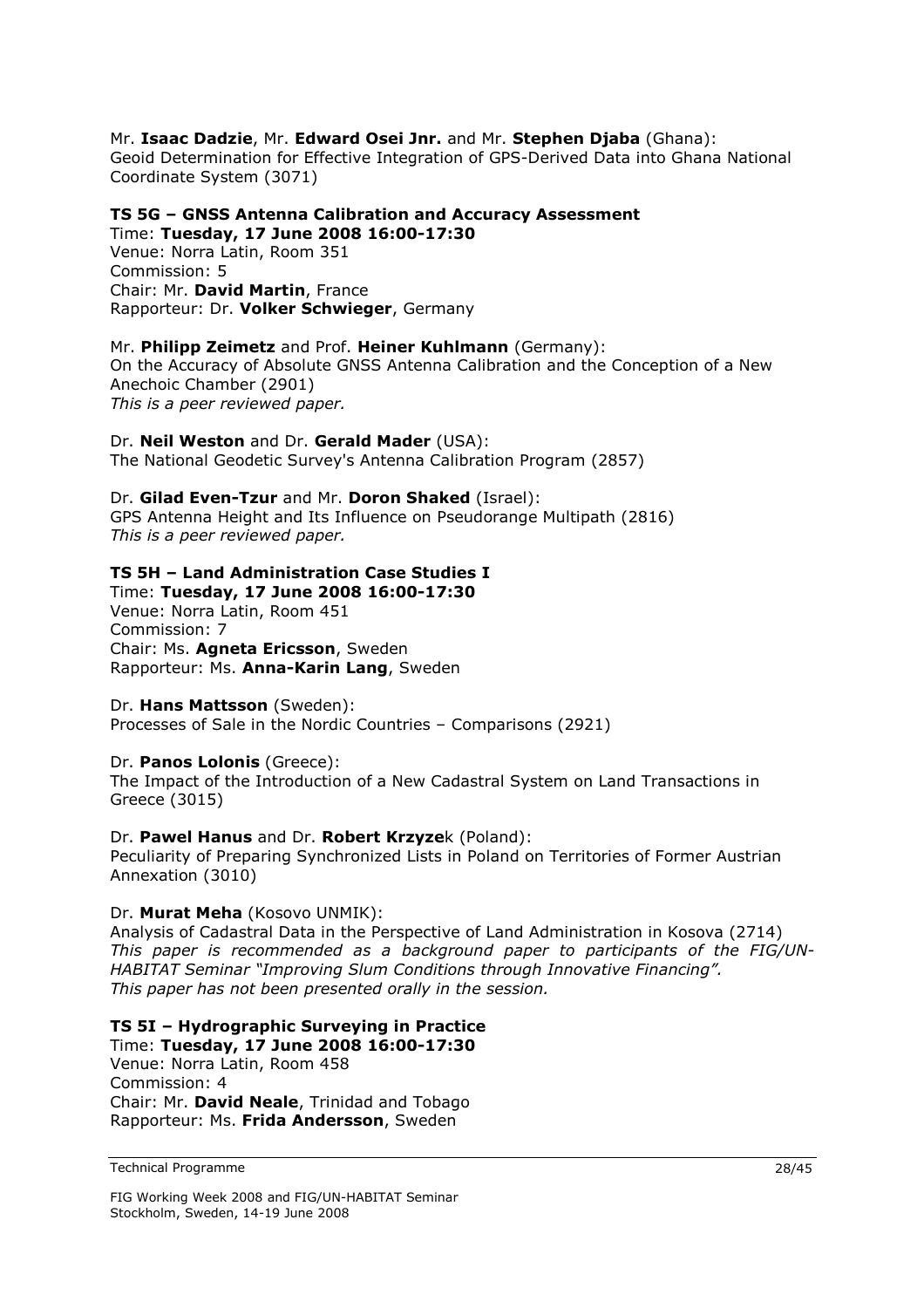Mr. **Isaac Dadzie**, Mr. **Edward Osei Jnr.** and Mr. **Stephen Djaba** (Ghana):
Geoid Determination for Effective Integration of GPS-Derived Data into Ghana National Coordinate System (3071)

**TS 5G – GNSS Antenna Calibration and Accuracy Assessment**
Time: **Tuesday, 17 June 2008 16:00-17:30**
Venue: Norra Latin, Room 351
Commission: 5
Chair: Mr. **David Martin**, France
Rapporteur: Dr. **Volker Schwieger**, Germany

Mr. **Philipp Zeimetz** and Prof. **Heiner Kuhlmann** (Germany):
On the Accuracy of Absolute GNSS Antenna Calibration and the Conception of a New Anechoic Chamber (2901)
*This is a peer reviewed paper.*

Dr. **Neil Weston** and Dr. **Gerald Mader** (USA):
The National Geodetic Survey's Antenna Calibration Program (2857)

Dr. **Gilad Even-Tzur** and Mr. **Doron Shaked** (Israel):
GPS Antenna Height and Its Influence on Pseudorange Multipath (2816)
*This is a peer reviewed paper.*

**TS 5H – Land Administration Case Studies I**
Time: **Tuesday, 17 June 2008 16:00-17:30**
Venue: Norra Latin, Room 451
Commission: 7
Chair: Ms. **Agneta Ericsson**, Sweden
Rapporteur: Ms. **Anna-Karin Lang**, Sweden

Dr. **Hans Mattsson** (Sweden):
Processes of Sale in the Nordic Countries – Comparisons (2921)

Dr. **Panos Lolonis** (Greece):
The Impact of the Introduction of a New Cadastral System on Land Transactions in Greece (3015)

Dr. **Pawel Hanus** and Dr. **Robert Krzyze**k (Poland):
Peculiarity of Preparing Synchronized Lists in Poland on Territories of Former Austrian Annexation (3010)

Dr. **Murat Meha** (Kosovo UNMIK):
Analysis of Cadastral Data in the Perspective of Land Administration in Kosova (2714)
*This paper is recommended as a background paper to participants of the FIG/UN-HABITAT Seminar "Improving Slum Conditions through Innovative Financing".*
*This paper has not been presented orally in the session.*

**TS 5I – Hydrographic Surveying in Practice**
Time: **Tuesday, 17 June 2008 16:00-17:30**
Venue: Norra Latin, Room 458
Commission: 4
Chair: Mr. **David Neale**, Trinidad and Tobago
Rapporteur: Ms. **Frida Andersson**, Sweden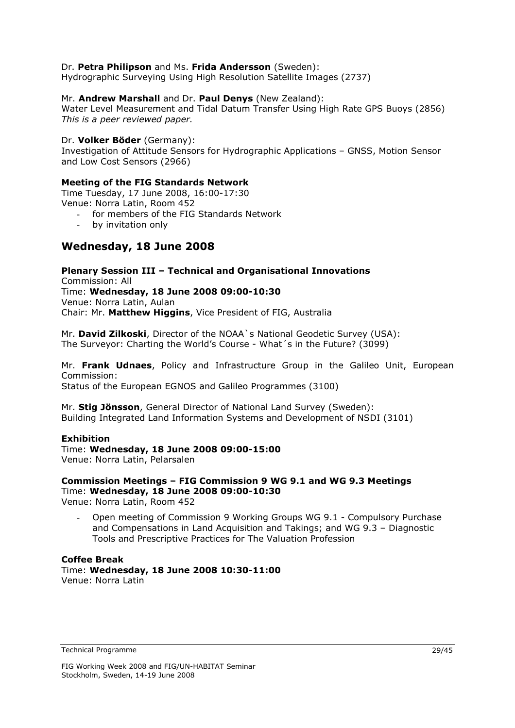Dr. **Petra Philipson** and Ms. **Frida Andersson** (Sweden):
Hydrographic Surveying Using High Resolution Satellite Images (2737)

Mr. **Andrew Marshall** and Dr. **Paul Denys** (New Zealand):
Water Level Measurement and Tidal Datum Transfer Using High Rate GPS Buoys (2856)
*This is a peer reviewed paper.*

Dr. **Volker Böder** (Germany):
Investigation of Attitude Sensors for Hydrographic Applications – GNSS, Motion Sensor and Low Cost Sensors (2966)

**Meeting of the FIG Standards Network**
Time Tuesday, 17 June 2008, 16:00-17:30
Venue: Norra Latin, Room 452

- for members of the FIG Standards Network
- by invitation only

## Wednesday, 18 June 2008

**Plenary Session III – Technical and Organisational Innovations**
Commission: All
Time: **Wednesday, 18 June 2008 09:00-10:30**
Venue: Norra Latin, Aulan
Chair: Mr. **Matthew Higgins**, Vice President of FIG, Australia

Mr. **David Zilkoski**, Director of the NOAA`s National Geodetic Survey (USA):
The Surveyor: Charting the World's Course - What´s in the Future? (3099)

Mr. **Frank Udnaes**, Policy and Infrastructure Group in the Galileo Unit, European Commission:
Status of the European EGNOS and Galileo Programmes (3100)

Mr. **Stig Jönsson**, General Director of National Land Survey (Sweden):
Building Integrated Land Information Systems and Development of NSDI (3101)

**Exhibition**
Time: **Wednesday, 18 June 2008 09:00-15:00**
Venue: Norra Latin, Pelarsalen

**Commission Meetings – FIG Commission 9 WG 9.1 and WG 9.3 Meetings**
Time: **Wednesday, 18 June 2008 09:00-10:30**
Venue: Norra Latin, Room 452

- Open meeting of Commission 9 Working Groups WG 9.1 - Compulsory Purchase and Compensations in Land Acquisition and Takings; and WG 9.3 – Diagnostic Tools and Prescriptive Practices for The Valuation Profession

**Coffee Break**
Time: **Wednesday, 18 June 2008 10:30-11:00**
Venue: Norra Latin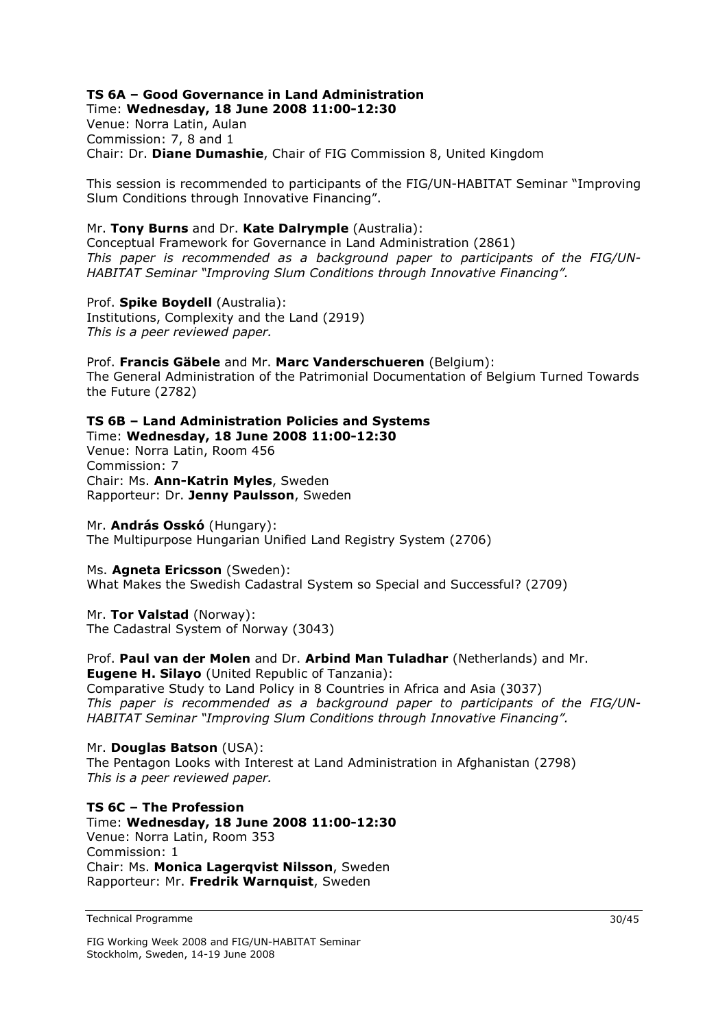### TS 6A – Good Governance in Land Administration

Time: **Wednesday, 18 June 2008 11:00-12:30**
Venue: Norra Latin, Aulan
Commission: 7, 8 and 1
Chair: Dr. **Diane Dumashie**, Chair of FIG Commission 8, United Kingdom

This session is recommended to participants of the FIG/UN-HABITAT Seminar "Improving Slum Conditions through Innovative Financing".

Mr. **Tony Burns** and Dr. **Kate Dalrymple** (Australia):
Conceptual Framework for Governance in Land Administration (2861)
*This paper is recommended as a background paper to participants of the FIG/UN-HABITAT Seminar "Improving Slum Conditions through Innovative Financing".*

Prof. **Spike Boydell** (Australia):
Institutions, Complexity and the Land (2919)
*This is a peer reviewed paper.*

Prof. **Francis Gäbele** and Mr. **Marc Vanderschueren** (Belgium):
The General Administration of the Patrimonial Documentation of Belgium Turned Towards the Future (2782)

### TS 6B – Land Administration Policies and Systems

Time: **Wednesday, 18 June 2008 11:00-12:30**
Venue: Norra Latin, Room 456
Commission: 7
Chair: Ms. **Ann-Katrin Myles**, Sweden
Rapporteur: Dr. **Jenny Paulsson**, Sweden

Mr. **András Osskó** (Hungary):
The Multipurpose Hungarian Unified Land Registry System (2706)

Ms. **Agneta Ericsson** (Sweden):
What Makes the Swedish Cadastral System so Special and Successful? (2709)

Mr. **Tor Valstad** (Norway):
The Cadastral System of Norway (3043)

Prof. **Paul van der Molen** and Dr. **Arbind Man Tuladhar** (Netherlands) and Mr. **Eugene H. Silayo** (United Republic of Tanzania):
Comparative Study to Land Policy in 8 Countries in Africa and Asia (3037)
*This paper is recommended as a background paper to participants of the FIG/UN-HABITAT Seminar "Improving Slum Conditions through Innovative Financing".*

Mr. **Douglas Batson** (USA):
The Pentagon Looks with Interest at Land Administration in Afghanistan (2798)
*This is a peer reviewed paper.*

### TS 6C – The Profession

Time: **Wednesday, 18 June 2008 11:00-12:30**
Venue: Norra Latin, Room 353
Commission: 1
Chair: Ms. **Monica Lagerqvist Nilsson**, Sweden
Rapporteur: Mr. **Fredrik Warnquist**, Sweden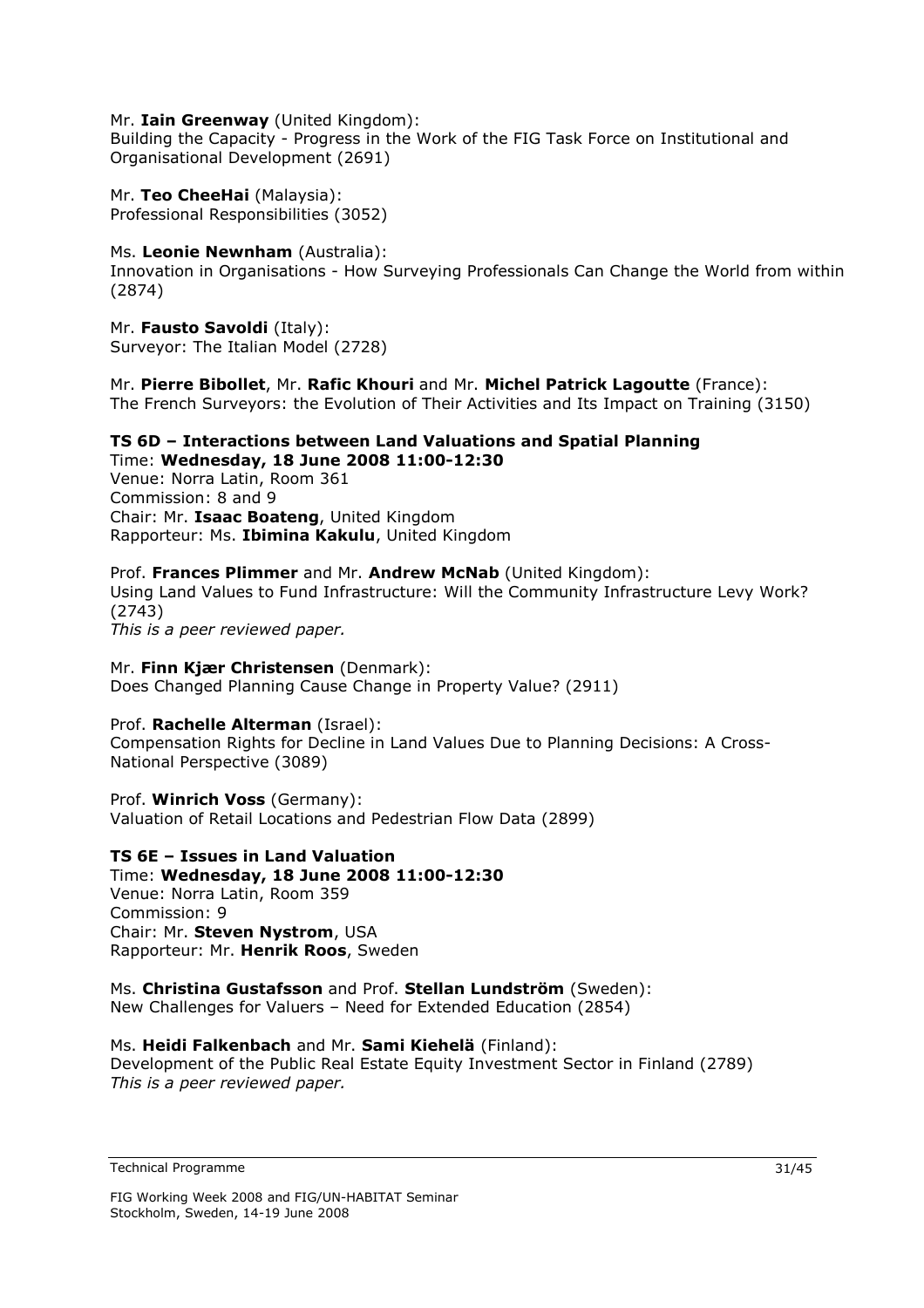Mr. **Iain Greenway** (United Kingdom):
Building the Capacity - Progress in the Work of the FIG Task Force on Institutional and Organisational Development (2691)

Mr. **Teo CheeHai** (Malaysia):
Professional Responsibilities (3052)

Ms. **Leonie Newnham** (Australia):
Innovation in Organisations - How Surveying Professionals Can Change the World from within (2874)

Mr. **Fausto Savoldi** (Italy):
Surveyor: The Italian Model (2728)

Mr. **Pierre Bibollet**, Mr. **Rafic Khouri** and Mr. **Michel Patrick Lagoutte** (France):
The French Surveyors: the Evolution of Their Activities and Its Impact on Training (3150)

**TS 6D – Interactions between Land Valuations and Spatial Planning**
Time: **Wednesday, 18 June 2008 11:00-12:30**
Venue: Norra Latin, Room 361
Commission: 8 and 9
Chair: Mr. **Isaac Boateng**, United Kingdom
Rapporteur: Ms. **Ibimina Kakulu**, United Kingdom

Prof. **Frances Plimmer** and Mr. **Andrew McNab** (United Kingdom):
Using Land Values to Fund Infrastructure: Will the Community Infrastructure Levy Work? (2743)
*This is a peer reviewed paper.*

Mr. **Finn Kjær Christensen** (Denmark):
Does Changed Planning Cause Change in Property Value? (2911)

Prof. **Rachelle Alterman** (Israel):
Compensation Rights for Decline in Land Values Due to Planning Decisions: A Cross-National Perspective (3089)

Prof. **Winrich Voss** (Germany):
Valuation of Retail Locations and Pedestrian Flow Data (2899)

**TS 6E – Issues in Land Valuation**
Time: **Wednesday, 18 June 2008 11:00-12:30**
Venue: Norra Latin, Room 359
Commission: 9
Chair: Mr. **Steven Nystrom**, USA
Rapporteur: Mr. **Henrik Roos**, Sweden

Ms. **Christina Gustafsson** and Prof. **Stellan Lundström** (Sweden):
New Challenges for Valuers – Need for Extended Education (2854)

Ms. **Heidi Falkenbach** and Mr. **Sami Kiehelä** (Finland):
Development of the Public Real Estate Equity Investment Sector in Finland (2789)
*This is a peer reviewed paper.*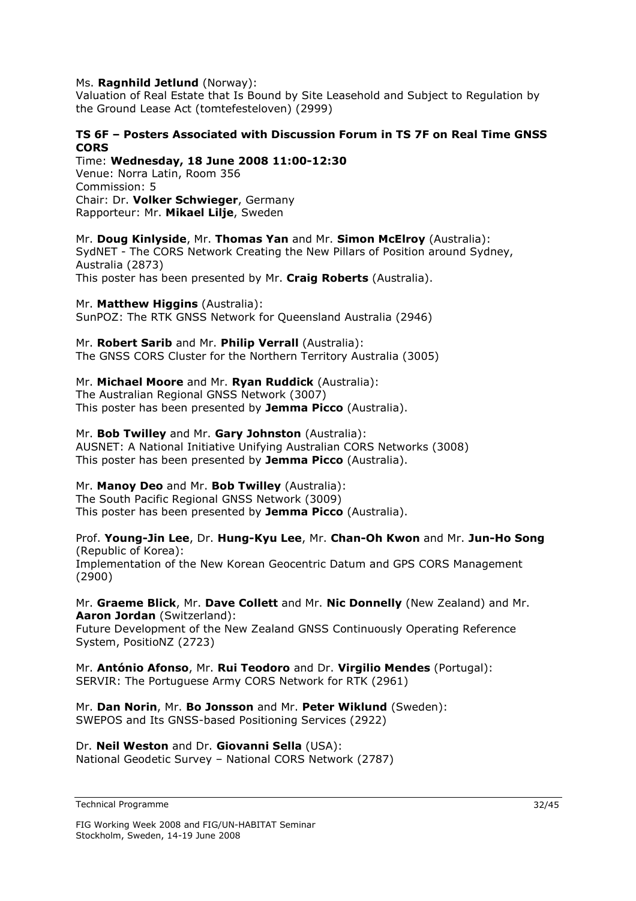Ms. **Ragnhild Jetlund** (Norway):
Valuation of Real Estate that Is Bound by Site Leasehold and Subject to Regulation by the Ground Lease Act (tomtefesteloven) (2999)

**TS 6F – Posters Associated with Discussion Forum in TS 7F on Real Time GNSS CORS**

Time: **Wednesday, 18 June 2008 11:00-12:30**
Venue: Norra Latin, Room 356
Commission: 5
Chair: Dr. **Volker Schwieger**, Germany
Rapporteur: Mr. **Mikael Lilje**, Sweden

Mr. **Doug Kinlyside**, Mr. **Thomas Yan** and Mr. **Simon McElroy** (Australia):
SydNET - The CORS Network Creating the New Pillars of Position around Sydney, Australia (2873)
This poster has been presented by Mr. **Craig Roberts** (Australia).

Mr. **Matthew Higgins** (Australia):
SunPOZ: The RTK GNSS Network for Queensland Australia (2946)

Mr. **Robert Sarib** and Mr. **Philip Verrall** (Australia):
The GNSS CORS Cluster for the Northern Territory Australia (3005)

Mr. **Michael Moore** and Mr. **Ryan Ruddick** (Australia):
The Australian Regional GNSS Network (3007)
This poster has been presented by **Jemma Picco** (Australia).

Mr. **Bob Twilley** and Mr. **Gary Johnston** (Australia):
AUSNET: A National Initiative Unifying Australian CORS Networks (3008)
This poster has been presented by **Jemma Picco** (Australia).

Mr. **Manoy Deo** and Mr. **Bob Twilley** (Australia):
The South Pacific Regional GNSS Network (3009)
This poster has been presented by **Jemma Picco** (Australia).

Prof. **Young-Jin Lee**, Dr. **Hung-Kyu Lee**, Mr. **Chan-Oh Kwon** and Mr. **Jun-Ho Song** (Republic of Korea):
Implementation of the New Korean Geocentric Datum and GPS CORS Management (2900)

Mr. **Graeme Blick**, Mr. **Dave Collett** and Mr. **Nic Donnelly** (New Zealand) and Mr. **Aaron Jordan** (Switzerland):
Future Development of the New Zealand GNSS Continuously Operating Reference System, PositioNZ (2723)

Mr. **António Afonso**, Mr. **Rui Teodoro** and Dr. **Virgilio Mendes** (Portugal):
SERVIR: The Portuguese Army CORS Network for RTK (2961)

Mr. **Dan Norin**, Mr. **Bo Jonsson** and Mr. **Peter Wiklund** (Sweden):
SWEPOS and Its GNSS-based Positioning Services (2922)

Dr. **Neil Weston** and Dr. **Giovanni Sella** (USA):
National Geodetic Survey – National CORS Network (2787)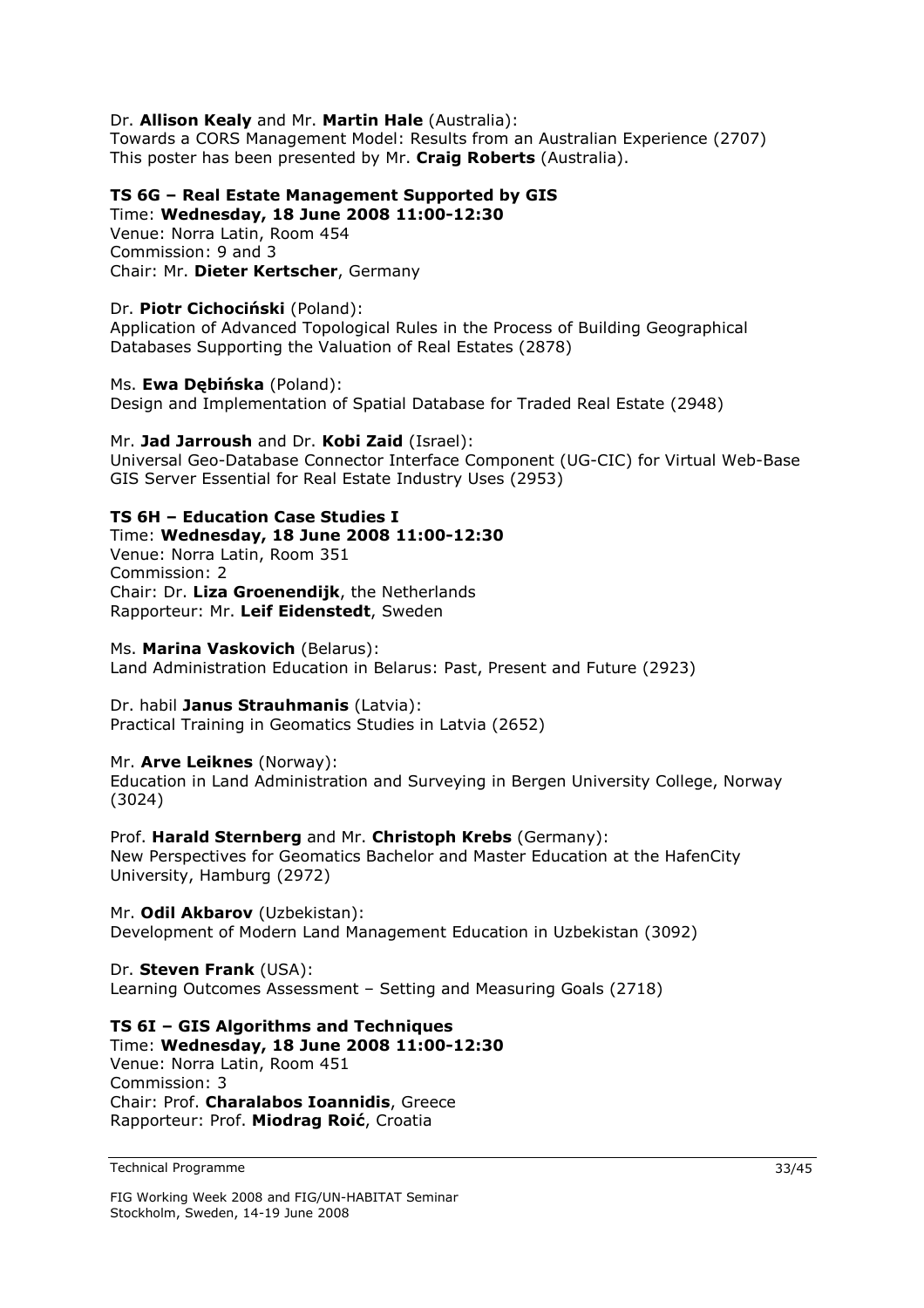Dr. **Allison Kealy** and Mr. **Martin Hale** (Australia):
Towards a CORS Management Model: Results from an Australian Experience (2707)
This poster has been presented by Mr. **Craig Roberts** (Australia).

**TS 6G – Real Estate Management Supported by GIS**
Time: **Wednesday, 18 June 2008 11:00-12:30**
Venue: Norra Latin, Room 454
Commission: 9 and 3
Chair: Mr. **Dieter Kertscher**, Germany

Dr. **Piotr Cichociński** (Poland):
Application of Advanced Topological Rules in the Process of Building Geographical Databases Supporting the Valuation of Real Estates (2878)

Ms. **Ewa Dębińska** (Poland):
Design and Implementation of Spatial Database for Traded Real Estate (2948)

Mr. **Jad Jarroush** and Dr. **Kobi Zaid** (Israel):
Universal Geo-Database Connector Interface Component (UG-CIC) for Virtual Web-Base GIS Server Essential for Real Estate Industry Uses (2953)

**TS 6H – Education Case Studies I**
Time: **Wednesday, 18 June 2008 11:00-12:30**
Venue: Norra Latin, Room 351
Commission: 2
Chair: Dr. **Liza Groenendijk**, the Netherlands
Rapporteur: Mr. **Leif Eidenstedt**, Sweden

Ms. **Marina Vaskovich** (Belarus):
Land Administration Education in Belarus: Past, Present and Future (2923)

Dr. habil **Janus Strauhmanis** (Latvia):
Practical Training in Geomatics Studies in Latvia (2652)

Mr. **Arve Leiknes** (Norway):
Education in Land Administration and Surveying in Bergen University College, Norway (3024)

Prof. **Harald Sternberg** and Mr. **Christoph Krebs** (Germany):
New Perspectives for Geomatics Bachelor and Master Education at the HafenCity University, Hamburg (2972)

Mr. **Odil Akbarov** (Uzbekistan):
Development of Modern Land Management Education in Uzbekistan (3092)

Dr. **Steven Frank** (USA):
Learning Outcomes Assessment – Setting and Measuring Goals (2718)

**TS 6I – GIS Algorithms and Techniques**
Time: **Wednesday, 18 June 2008 11:00-12:30**
Venue: Norra Latin, Room 451
Commission: 3
Chair: Prof. **Charalabos Ioannidis**, Greece
Rapporteur: Prof. **Miodrag Roić**, Croatia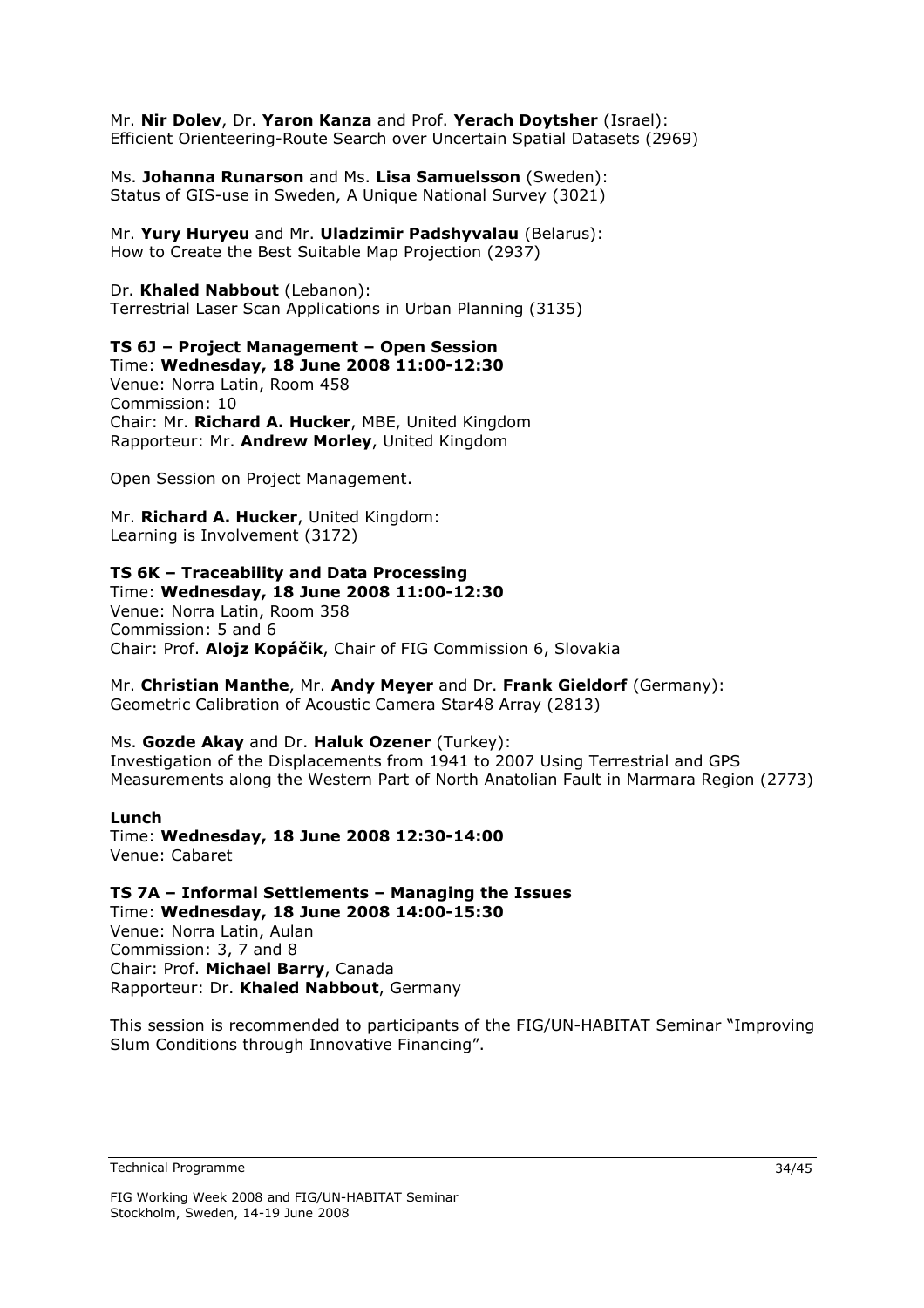Mr. **Nir Dolev**, Dr. **Yaron Kanza** and Prof. **Yerach Doytsher** (Israel):
Efficient Orienteering-Route Search over Uncertain Spatial Datasets (2969)

Ms. **Johanna Runarson** and Ms. **Lisa Samuelsson** (Sweden):
Status of GIS-use in Sweden, A Unique National Survey (3021)

Mr. **Yury Huryeu** and Mr. **Uladzimir Padshyvalau** (Belarus):
How to Create the Best Suitable Map Projection (2937)

Dr. **Khaled Nabbout** (Lebanon):
Terrestrial Laser Scan Applications in Urban Planning (3135)

**TS 6J – Project Management – Open Session**
Time: **Wednesday, 18 June 2008 11:00-12:30**
Venue: Norra Latin, Room 458
Commission: 10
Chair: Mr. **Richard A. Hucker**, MBE, United Kingdom
Rapporteur: Mr. **Andrew Morley**, United Kingdom

Open Session on Project Management.

Mr. **Richard A. Hucker**, United Kingdom:
Learning is Involvement (3172)

**TS 6K – Traceability and Data Processing**
Time: **Wednesday, 18 June 2008 11:00-12:30**
Venue: Norra Latin, Room 358
Commission: 5 and 6
Chair: Prof. **Alojz Kopáčik**, Chair of FIG Commission 6, Slovakia

Mr. **Christian Manthe**, Mr. **Andy Meyer** and Dr. **Frank Gieldorf** (Germany):
Geometric Calibration of Acoustic Camera Star48 Array (2813)

Ms. **Gozde Akay** and Dr. **Haluk Ozener** (Turkey):
Investigation of the Displacements from 1941 to 2007 Using Terrestrial and GPS Measurements along the Western Part of North Anatolian Fault in Marmara Region (2773)

**Lunch**
Time: **Wednesday, 18 June 2008 12:30-14:00**
Venue: Cabaret

**TS 7A – Informal Settlements – Managing the Issues**
Time: **Wednesday, 18 June 2008 14:00-15:30**
Venue: Norra Latin, Aulan
Commission: 3, 7 and 8
Chair: Prof. **Michael Barry**, Canada
Rapporteur: Dr. **Khaled Nabbout**, Germany

This session is recommended to participants of the FIG/UN-HABITAT Seminar "Improving Slum Conditions through Innovative Financing".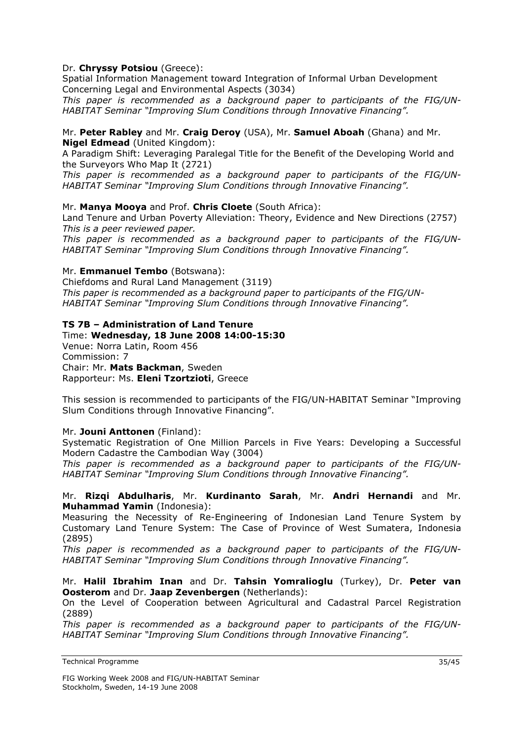Dr. **Chryssy Potsiou** (Greece):
Spatial Information Management toward Integration of Informal Urban Development Concerning Legal and Environmental Aspects (3034)
*This paper is recommended as a background paper to participants of the FIG/UN-HABITAT Seminar "Improving Slum Conditions through Innovative Financing".*

Mr. **Peter Rabley** and Mr. **Craig Deroy** (USA), Mr. **Samuel Aboah** (Ghana) and Mr. **Nigel Edmead** (United Kingdom):
A Paradigm Shift: Leveraging Paralegal Title for the Benefit of the Developing World and the Surveyors Who Map It (2721)
*This paper is recommended as a background paper to participants of the FIG/UN-HABITAT Seminar "Improving Slum Conditions through Innovative Financing".*

Mr. **Manya Mooya** and Prof. **Chris Cloete** (South Africa):
Land Tenure and Urban Poverty Alleviation: Theory, Evidence and New Directions (2757)
*This is a peer reviewed paper.*
*This paper is recommended as a background paper to participants of the FIG/UN-HABITAT Seminar "Improving Slum Conditions through Innovative Financing".*

Mr. **Emmanuel Tembo** (Botswana):
Chiefdoms and Rural Land Management (3119)
*This paper is recommended as a background paper to participants of the FIG/UN-HABITAT Seminar "Improving Slum Conditions through Innovative Financing".*

**TS 7B – Administration of Land Tenure**
Time: **Wednesday, 18 June 2008 14:00-15:30**
Venue: Norra Latin, Room 456
Commission: 7
Chair: Mr. **Mats Backman**, Sweden
Rapporteur: Ms. **Eleni Tzortzioti**, Greece

This session is recommended to participants of the FIG/UN-HABITAT Seminar "Improving Slum Conditions through Innovative Financing".

Mr. **Jouni Anttonen** (Finland):
Systematic Registration of One Million Parcels in Five Years: Developing a Successful Modern Cadastre the Cambodian Way (3004)
*This paper is recommended as a background paper to participants of the FIG/UN-HABITAT Seminar "Improving Slum Conditions through Innovative Financing".*

Mr. **Rizqi Abdulharis**, Mr. **Kurdinanto Sarah**, Mr. **Andri Hernandi** and Mr. **Muhammad Yamin** (Indonesia):
Measuring the Necessity of Re-Engineering of Indonesian Land Tenure System by Customary Land Tenure System: The Case of Province of West Sumatera, Indonesia (2895)
*This paper is recommended as a background paper to participants of the FIG/UN-HABITAT Seminar "Improving Slum Conditions through Innovative Financing".*

Mr. **Halil Ibrahim Inan** and Dr. **Tahsin Yomralioglu** (Turkey), Dr. **Peter van Oosterom** and Dr. **Jaap Zevenbergen** (Netherlands):
On the Level of Cooperation between Agricultural and Cadastral Parcel Registration (2889)
*This paper is recommended as a background paper to participants of the FIG/UN-HABITAT Seminar "Improving Slum Conditions through Innovative Financing".*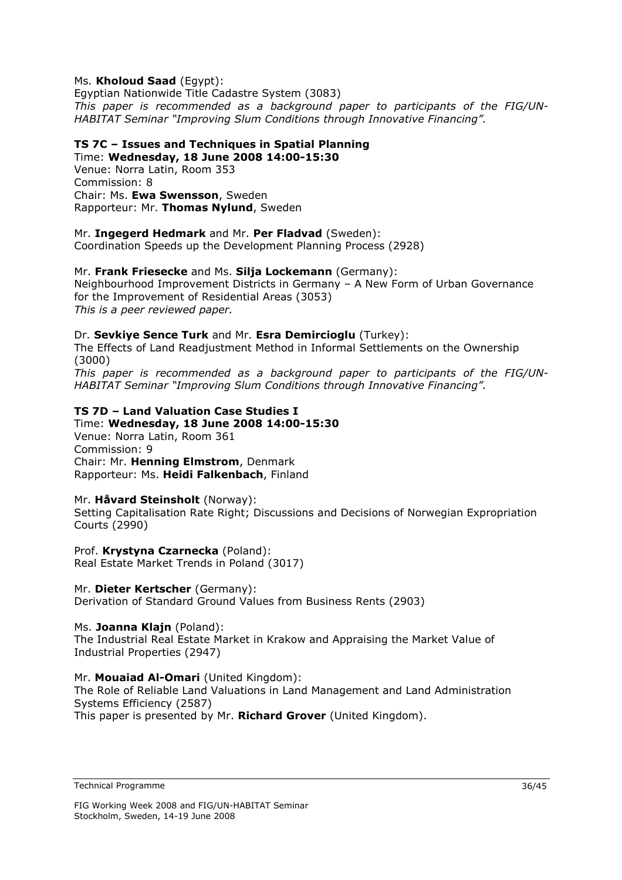Ms. **Kholoud Saad** (Egypt):
Egyptian Nationwide Title Cadastre System (3083)
*This paper is recommended as a background paper to participants of the FIG/UN-HABITAT Seminar "Improving Slum Conditions through Innovative Financing".*

### TS 7C – Issues and Techniques in Spatial Planning

Time: **Wednesday, 18 June 2008 14:00-15:30**
Venue: Norra Latin, Room 353
Commission: 8
Chair: Ms. **Ewa Swensson**, Sweden
Rapporteur: Mr. **Thomas Nylund**, Sweden

Mr. **Ingegerd Hedmark** and Mr. **Per Fladvad** (Sweden):
Coordination Speeds up the Development Planning Process (2928)

Mr. **Frank Friesecke** and Ms. **Silja Lockemann** (Germany):
Neighbourhood Improvement Districts in Germany – A New Form of Urban Governance for the Improvement of Residential Areas (3053)
*This is a peer reviewed paper.*

Dr. **Sevkiye Sence Turk** and Mr. **Esra Demircioglu** (Turkey):
The Effects of Land Readjustment Method in Informal Settlements on the Ownership (3000)
*This paper is recommended as a background paper to participants of the FIG/UN-HABITAT Seminar "Improving Slum Conditions through Innovative Financing".*

### TS 7D – Land Valuation Case Studies I

Time: **Wednesday, 18 June 2008 14:00-15:30**
Venue: Norra Latin, Room 361
Commission: 9
Chair: Mr. **Henning Elmstrom**, Denmark
Rapporteur: Ms. **Heidi Falkenbach**, Finland

Mr. **Håvard Steinsholt** (Norway):
Setting Capitalisation Rate Right; Discussions and Decisions of Norwegian Expropriation Courts (2990)

Prof. **Krystyna Czarnecka** (Poland):
Real Estate Market Trends in Poland (3017)

Mr. **Dieter Kertscher** (Germany):
Derivation of Standard Ground Values from Business Rents (2903)

Ms. **Joanna Klajn** (Poland):
The Industrial Real Estate Market in Krakow and Appraising the Market Value of Industrial Properties (2947)

Mr. **Mouaiad Al-Omari** (United Kingdom):
The Role of Reliable Land Valuations in Land Management and Land Administration Systems Efficiency (2587)
This paper is presented by Mr. **Richard Grover** (United Kingdom).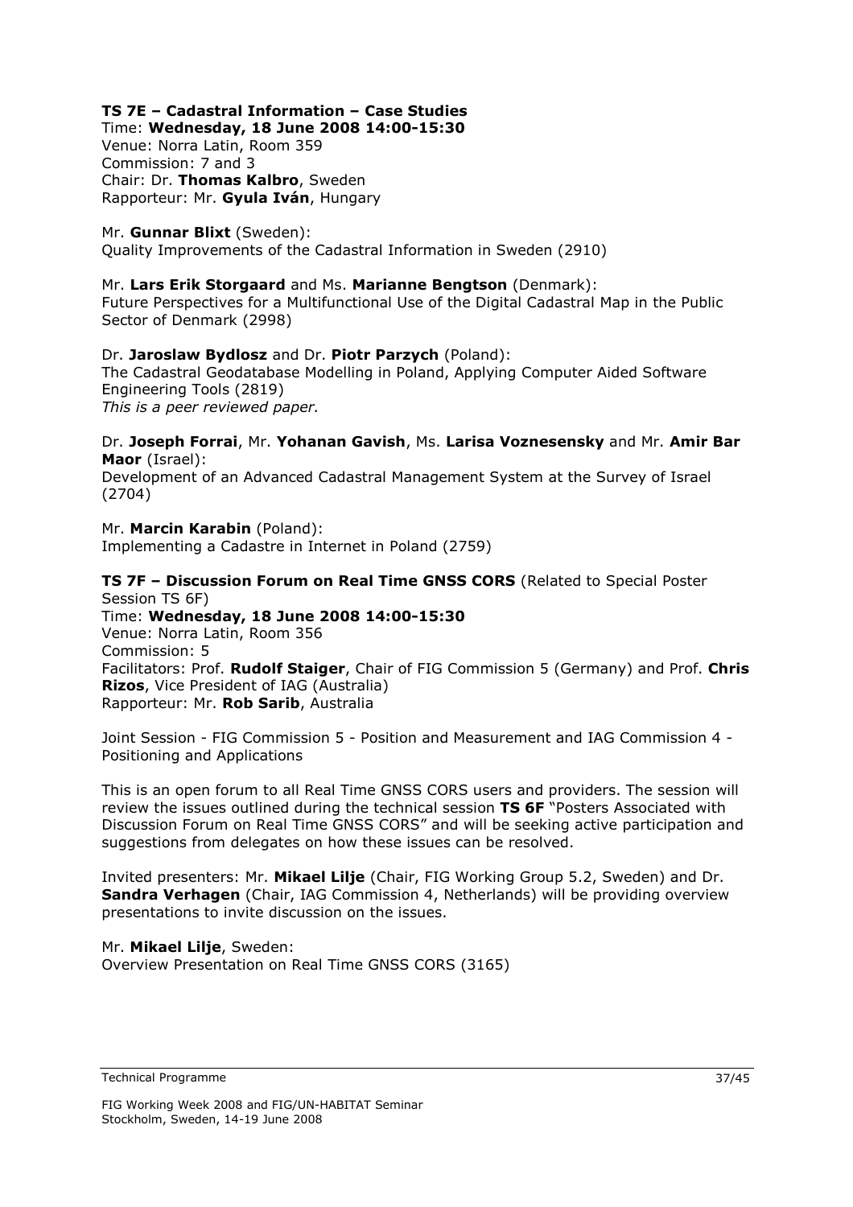**TS 7E – Cadastral Information – Case Studies**
Time: **Wednesday, 18 June 2008 14:00-15:30**
Venue: Norra Latin, Room 359
Commission: 7 and 3
Chair: Dr. **Thomas Kalbro**, Sweden
Rapporteur: Mr. **Gyula Iván**, Hungary

Mr. **Gunnar Blixt** (Sweden):
Quality Improvements of the Cadastral Information in Sweden (2910)

Mr. **Lars Erik Storgaard** and Ms. **Marianne Bengtson** (Denmark):
Future Perspectives for a Multifunctional Use of the Digital Cadastral Map in the Public Sector of Denmark (2998)

Dr. **Jaroslaw Bydlosz** and Dr. **Piotr Parzych** (Poland):
The Cadastral Geodatabase Modelling in Poland, Applying Computer Aided Software Engineering Tools (2819)
*This is a peer reviewed paper.*

Dr. **Joseph Forrai**, Mr. **Yohanan Gavish**, Ms. **Larisa Voznesensky** and Mr. **Amir Bar Maor** (Israel):
Development of an Advanced Cadastral Management System at the Survey of Israel (2704)

Mr. **Marcin Karabin** (Poland):
Implementing a Cadastre in Internet in Poland (2759)

**TS 7F – Discussion Forum on Real Time GNSS CORS** (Related to Special Poster Session TS 6F)
Time: **Wednesday, 18 June 2008 14:00-15:30**
Venue: Norra Latin, Room 356
Commission: 5
Facilitators: Prof. **Rudolf Staiger**, Chair of FIG Commission 5 (Germany) and Prof. **Chris Rizos**, Vice President of IAG (Australia)
Rapporteur: Mr. **Rob Sarib**, Australia

Joint Session - FIG Commission 5 - Position and Measurement and IAG Commission 4 - Positioning and Applications

This is an open forum to all Real Time GNSS CORS users and providers. The session will review the issues outlined during the technical session **TS 6F** "Posters Associated with Discussion Forum on Real Time GNSS CORS" and will be seeking active participation and suggestions from delegates on how these issues can be resolved.

Invited presenters: Mr. **Mikael Lilje** (Chair, FIG Working Group 5.2, Sweden) and Dr. **Sandra Verhagen** (Chair, IAG Commission 4, Netherlands) will be providing overview presentations to invite discussion on the issues.

Mr. **Mikael Lilje**, Sweden:
Overview Presentation on Real Time GNSS CORS (3165)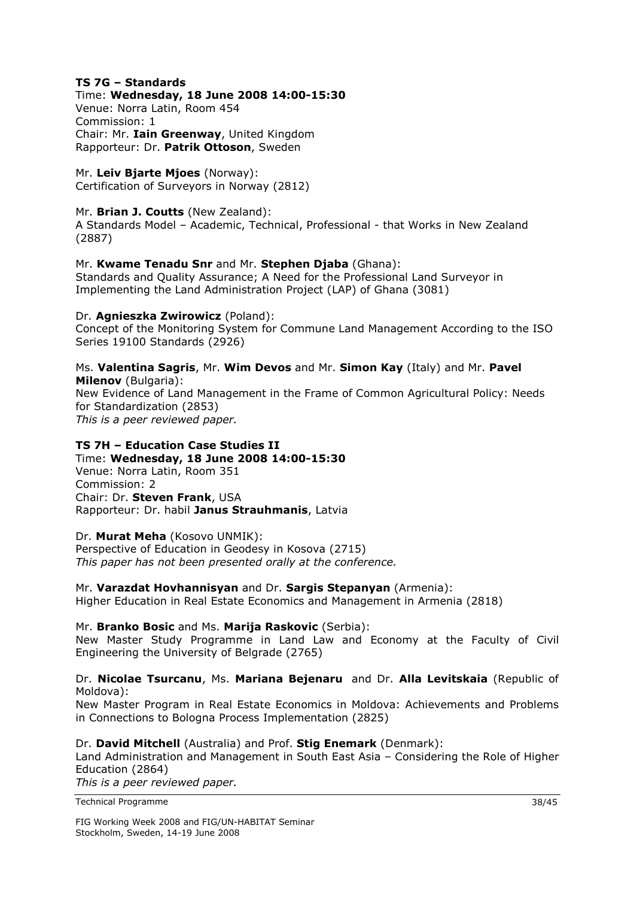**TS 7G – Standards**
Time: **Wednesday, 18 June 2008 14:00-15:30**
Venue: Norra Latin, Room 454
Commission: 1
Chair: Mr. **Iain Greenway**, United Kingdom
Rapporteur: Dr. **Patrik Ottoson**, Sweden

Mr. **Leiv Bjarte Mjoes** (Norway):
Certification of Surveyors in Norway (2812)

Mr. **Brian J. Coutts** (New Zealand):
A Standards Model – Academic, Technical, Professional - that Works in New Zealand (2887)

Mr. **Kwame Tenadu Snr** and Mr. **Stephen Djaba** (Ghana):
Standards and Quality Assurance; A Need for the Professional Land Surveyor in Implementing the Land Administration Project (LAP) of Ghana (3081)

Dr. **Agnieszka Zwirowicz** (Poland):
Concept of the Monitoring System for Commune Land Management According to the ISO Series 19100 Standards (2926)

Ms. **Valentina Sagris**, Mr. **Wim Devos** and Mr. **Simon Kay** (Italy) and Mr. **Pavel Milenov** (Bulgaria):
New Evidence of Land Management in the Frame of Common Agricultural Policy: Needs for Standardization (2853)
*This is a peer reviewed paper.*

**TS 7H – Education Case Studies II**
Time: **Wednesday, 18 June 2008 14:00-15:30**
Venue: Norra Latin, Room 351
Commission: 2
Chair: Dr. **Steven Frank**, USA
Rapporteur: Dr. habil **Janus Strauhmanis**, Latvia

Dr. **Murat Meha** (Kosovo UNMIK):
Perspective of Education in Geodesy in Kosova (2715)
*This paper has not been presented orally at the conference.*

Mr. **Varazdat Hovhannisyan** and Dr. **Sargis Stepanyan** (Armenia):
Higher Education in Real Estate Economics and Management in Armenia (2818)

Mr. **Branko Bosic** and Ms. **Marija Raskovic** (Serbia):
New Master Study Programme in Land Law and Economy at the Faculty of Civil Engineering the University of Belgrade (2765)

Dr. **Nicolae Tsurcanu**, Ms. **Mariana Bejenaru** and Dr. **Alla Levitskaia** (Republic of Moldova):
New Master Program in Real Estate Economics in Moldova: Achievements and Problems in Connections to Bologna Process Implementation (2825)

Dr. **David Mitchell** (Australia) and Prof. **Stig Enemark** (Denmark):
Land Administration and Management in South East Asia – Considering the Role of Higher Education (2864)
*This is a peer reviewed paper.*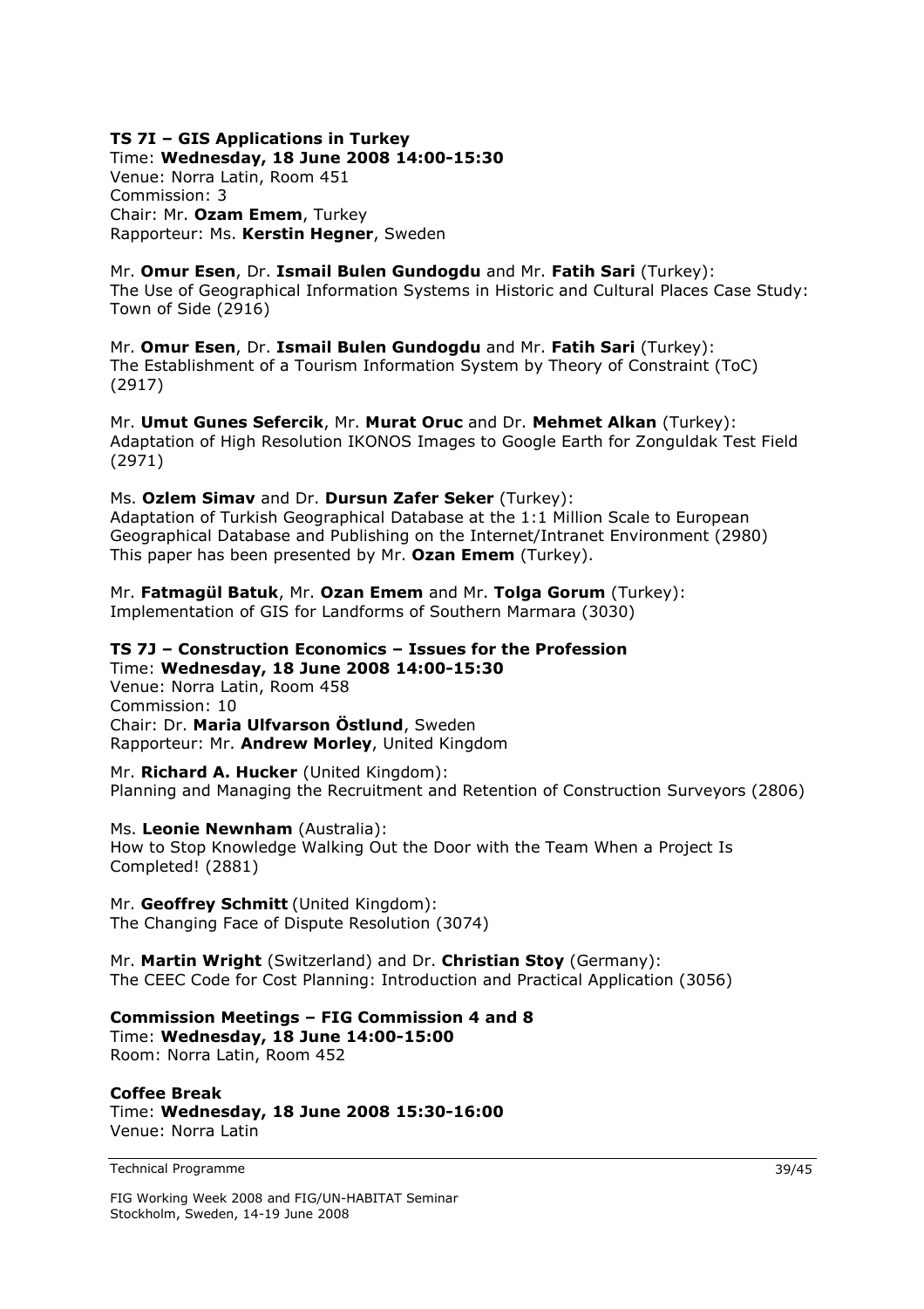**TS 7I – GIS Applications in Turkey**
Time: **Wednesday, 18 June 2008 14:00-15:30**
Venue: Norra Latin, Room 451
Commission: 3
Chair: Mr. **Ozam Emem**, Turkey
Rapporteur: Ms. **Kerstin Hegner**, Sweden

Mr. **Omur Esen**, Dr. **Ismail Bulen Gundogdu** and Mr. **Fatih Sari** (Turkey):
The Use of Geographical Information Systems in Historic and Cultural Places Case Study: Town of Side (2916)

Mr. **Omur Esen**, Dr. **Ismail Bulen Gundogdu** and Mr. **Fatih Sari** (Turkey):
The Establishment of a Tourism Information System by Theory of Constraint (ToC) (2917)

Mr. **Umut Gunes Sefercik**, Mr. **Murat Oruc** and Dr. **Mehmet Alkan** (Turkey):
Adaptation of High Resolution IKONOS Images to Google Earth for Zonguldak Test Field (2971)

Ms. **Ozlem Simav** and Dr. **Dursun Zafer Seker** (Turkey):
Adaptation of Turkish Geographical Database at the 1:1 Million Scale to European Geographical Database and Publishing on the Internet/Intranet Environment (2980)
This paper has been presented by Mr. **Ozan Emem** (Turkey).

Mr. **Fatmagül Batuk**, Mr. **Ozan Emem** and Mr. **Tolga Gorum** (Turkey):
Implementation of GIS for Landforms of Southern Marmara (3030)

**TS 7J – Construction Economics – Issues for the Profession**
Time: **Wednesday, 18 June 2008 14:00-15:30**
Venue: Norra Latin, Room 458
Commission: 10
Chair: Dr. **Maria Ulfvarson Östlund**, Sweden
Rapporteur: Mr. **Andrew Morley**, United Kingdom

Mr. **Richard A. Hucker** (United Kingdom):
Planning and Managing the Recruitment and Retention of Construction Surveyors (2806)

Ms. **Leonie Newnham** (Australia):
How to Stop Knowledge Walking Out the Door with the Team When a Project Is Completed! (2881)

Mr. **Geoffrey Schmitt** (United Kingdom):
The Changing Face of Dispute Resolution (3074)

Mr. **Martin Wright** (Switzerland) and Dr. **Christian Stoy** (Germany):
The CEEC Code for Cost Planning: Introduction and Practical Application (3056)

**Commission Meetings – FIG Commission 4 and 8**
Time: **Wednesday, 18 June 14:00-15:00**
Room: Norra Latin, Room 452

**Coffee Break**
Time: **Wednesday, 18 June 2008 15:30-16:00**
Venue: Norra Latin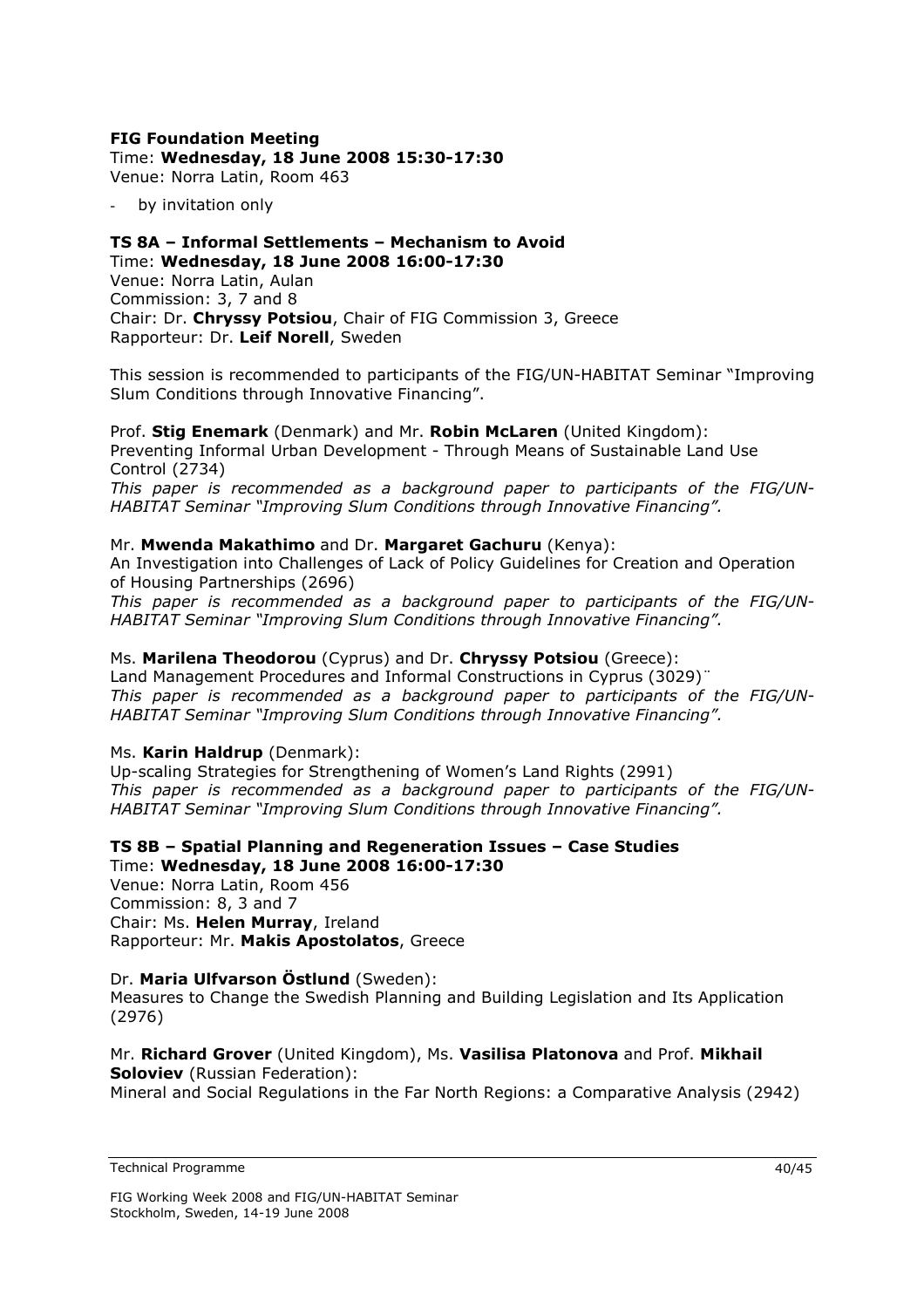**FIG Foundation Meeting**
Time: **Wednesday, 18 June 2008 15:30-17:30**
Venue: Norra Latin, Room 463

- by invitation only

**TS 8A – Informal Settlements – Mechanism to Avoid**
Time: **Wednesday, 18 June 2008 16:00-17:30**
Venue: Norra Latin, Aulan
Commission: 3, 7 and 8
Chair: Dr. **Chryssy Potsiou**, Chair of FIG Commission 3, Greece
Rapporteur: Dr. **Leif Norell**, Sweden

This session is recommended to participants of the FIG/UN-HABITAT Seminar "Improving Slum Conditions through Innovative Financing".

Prof. **Stig Enemark** (Denmark) and Mr. **Robin McLaren** (United Kingdom):
Preventing Informal Urban Development - Through Means of Sustainable Land Use Control (2734)
*This paper is recommended as a background paper to participants of the FIG/UN-HABITAT Seminar "Improving Slum Conditions through Innovative Financing".*

Mr. **Mwenda Makathimo** and Dr. **Margaret Gachuru** (Kenya):
An Investigation into Challenges of Lack of Policy Guidelines for Creation and Operation of Housing Partnerships (2696)
*This paper is recommended as a background paper to participants of the FIG/UN-HABITAT Seminar "Improving Slum Conditions through Innovative Financing".*

Ms. **Marilena Theodorou** (Cyprus) and Dr. **Chryssy Potsiou** (Greece):
Land Management Procedures and Informal Constructions in Cyprus (3029)¨
*This paper is recommended as a background paper to participants of the FIG/UN-HABITAT Seminar "Improving Slum Conditions through Innovative Financing".*

Ms. **Karin Haldrup** (Denmark):
Up-scaling Strategies for Strengthening of Women's Land Rights (2991)
*This paper is recommended as a background paper to participants of the FIG/UN-HABITAT Seminar "Improving Slum Conditions through Innovative Financing".*

**TS 8B – Spatial Planning and Regeneration Issues – Case Studies**
Time: **Wednesday, 18 June 2008 16:00-17:30**
Venue: Norra Latin, Room 456
Commission: 8, 3 and 7
Chair: Ms. **Helen Murray**, Ireland
Rapporteur: Mr. **Makis Apostolatos**, Greece

Dr. **Maria Ulfvarson Östlund** (Sweden):
Measures to Change the Swedish Planning and Building Legislation and Its Application (2976)

Mr. **Richard Grover** (United Kingdom), Ms. **Vasilisa Platonova** and Prof. **Mikhail Soloviev** (Russian Federation):
Mineral and Social Regulations in the Far North Regions: a Comparative Analysis (2942)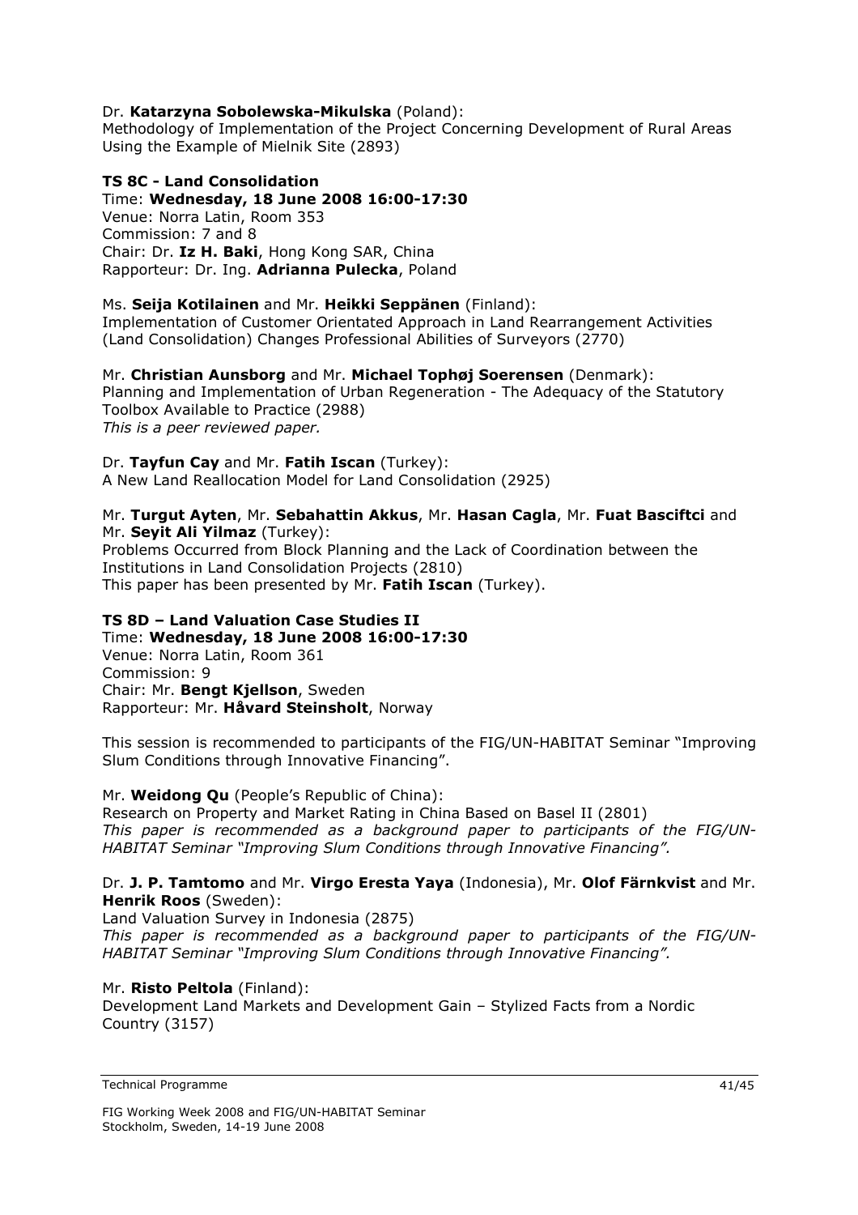Dr. **Katarzyna Sobolewska-Mikulska** (Poland):
Methodology of Implementation of the Project Concerning Development of Rural Areas Using the Example of Mielnik Site (2893)

**TS 8C - Land Consolidation**
Time: **Wednesday, 18 June 2008 16:00-17:30**
Venue: Norra Latin, Room 353
Commission: 7 and 8
Chair: Dr. **Iz H. Baki**, Hong Kong SAR, China
Rapporteur: Dr. Ing. **Adrianna Pulecka**, Poland

Ms. **Seija Kotilainen** and Mr. **Heikki Seppänen** (Finland):
Implementation of Customer Orientated Approach in Land Rearrangement Activities (Land Consolidation) Changes Professional Abilities of Surveyors (2770)

Mr. **Christian Aunsborg** and Mr. **Michael Tophøj Soerensen** (Denmark):
Planning and Implementation of Urban Regeneration - The Adequacy of the Statutory Toolbox Available to Practice (2988)
*This is a peer reviewed paper.*

Dr. **Tayfun Cay** and Mr. **Fatih Iscan** (Turkey):
A New Land Reallocation Model for Land Consolidation (2925)

Mr. **Turgut Ayten**, Mr. **Sebahattin Akkus**, Mr. **Hasan Cagla**, Mr. **Fuat Basciftci** and Mr. **Seyit Ali Yilmaz** (Turkey):
Problems Occurred from Block Planning and the Lack of Coordination between the Institutions in Land Consolidation Projects (2810)
This paper has been presented by Mr. **Fatih Iscan** (Turkey).

**TS 8D – Land Valuation Case Studies II**
Time: **Wednesday, 18 June 2008 16:00-17:30**
Venue: Norra Latin, Room 361
Commission: 9
Chair: Mr. **Bengt Kjellson**, Sweden
Rapporteur: Mr. **Håvard Steinsholt**, Norway

This session is recommended to participants of the FIG/UN-HABITAT Seminar "Improving Slum Conditions through Innovative Financing".

Mr. **Weidong Qu** (People's Republic of China):
Research on Property and Market Rating in China Based on Basel II (2801)
*This paper is recommended as a background paper to participants of the FIG/UN-HABITAT Seminar "Improving Slum Conditions through Innovative Financing".*

Dr. **J. P. Tamtomo** and Mr. **Virgo Eresta Yaya** (Indonesia), Mr. **Olof Färnkvist** and Mr. **Henrik Roos** (Sweden):
Land Valuation Survey in Indonesia (2875)
*This paper is recommended as a background paper to participants of the FIG/UN-HABITAT Seminar "Improving Slum Conditions through Innovative Financing".*

Mr. **Risto Peltola** (Finland):
Development Land Markets and Development Gain – Stylized Facts from a Nordic Country (3157)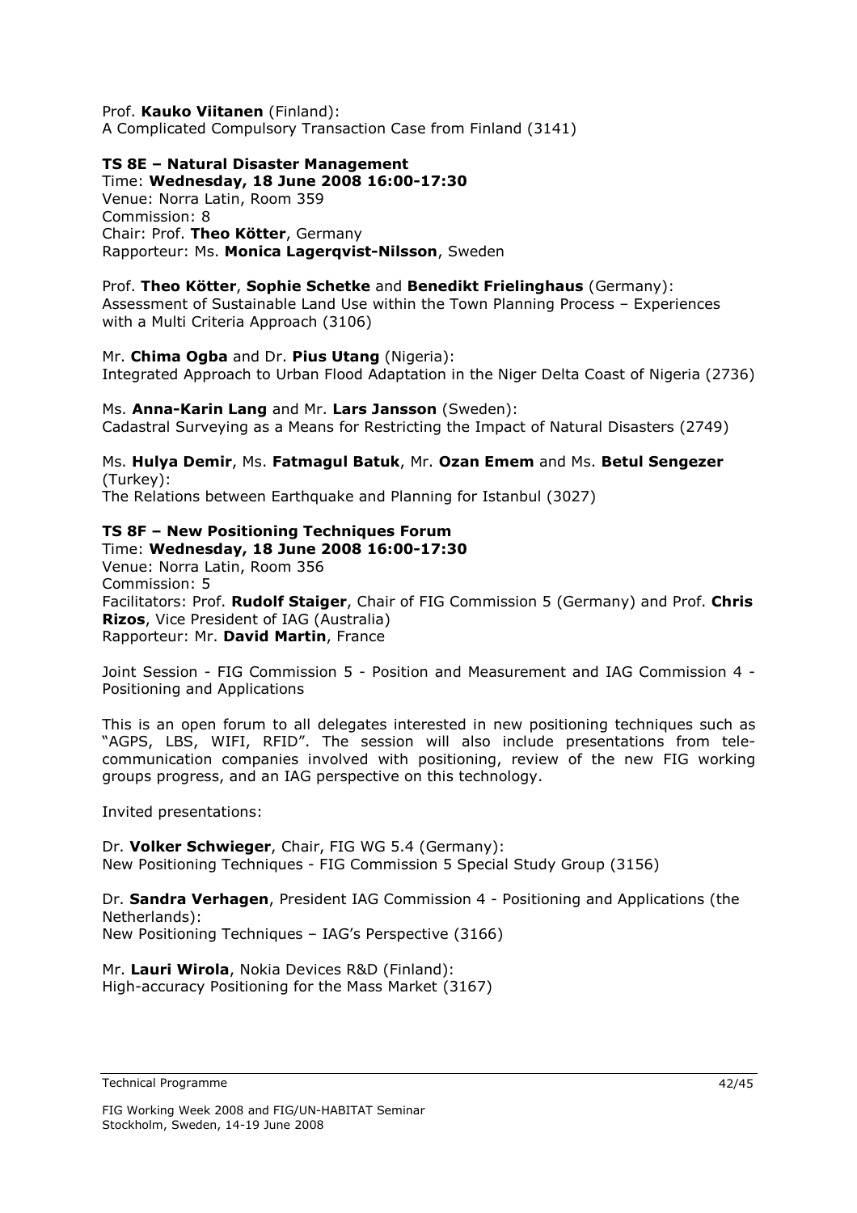Prof. **Kauko Viitanen** (Finland):
A Complicated Compulsory Transaction Case from Finland (3141)

**TS 8E – Natural Disaster Management**
Time: **Wednesday, 18 June 2008 16:00-17:30**
Venue: Norra Latin, Room 359
Commission: 8
Chair: Prof. **Theo Kötter**, Germany
Rapporteur: Ms. **Monica Lagerqvist-Nilsson**, Sweden

Prof. **Theo Kötter**, **Sophie Schetke** and **Benedikt Frielinghaus** (Germany):
Assessment of Sustainable Land Use within the Town Planning Process – Experiences with a Multi Criteria Approach (3106)

Mr. **Chima Ogba** and Dr. **Pius Utang** (Nigeria):
Integrated Approach to Urban Flood Adaptation in the Niger Delta Coast of Nigeria (2736)

Ms. **Anna-Karin Lang** and Mr. **Lars Jansson** (Sweden):
Cadastral Surveying as a Means for Restricting the Impact of Natural Disasters (2749)

Ms. **Hulya Demir**, Ms. **Fatmagul Batuk**, Mr. **Ozan Emem** and Ms. **Betul Sengezer** (Turkey):
The Relations between Earthquake and Planning for Istanbul (3027)

**TS 8F – New Positioning Techniques Forum**
Time: **Wednesday, 18 June 2008 16:00-17:30**
Venue: Norra Latin, Room 356
Commission: 5
Facilitators: Prof. **Rudolf Staiger**, Chair of FIG Commission 5 (Germany) and Prof. **Chris Rizos**, Vice President of IAG (Australia)
Rapporteur: Mr. **David Martin**, France

Joint Session - FIG Commission 5 - Position and Measurement and IAG Commission 4 - Positioning and Applications

This is an open forum to all delegates interested in new positioning techniques such as "AGPS, LBS, WIFI, RFID". The session will also include presentations from tele-communication companies involved with positioning, review of the new FIG working groups progress, and an IAG perspective on this technology.

Invited presentations:

Dr. **Volker Schwieger**, Chair, FIG WG 5.4 (Germany):
New Positioning Techniques - FIG Commission 5 Special Study Group (3156)

Dr. **Sandra Verhagen**, President IAG Commission 4 - Positioning and Applications (the Netherlands):
New Positioning Techniques – IAG's Perspective (3166)

Mr. **Lauri Wirola**, Nokia Devices R&D (Finland):
High-accuracy Positioning for the Mass Market (3167)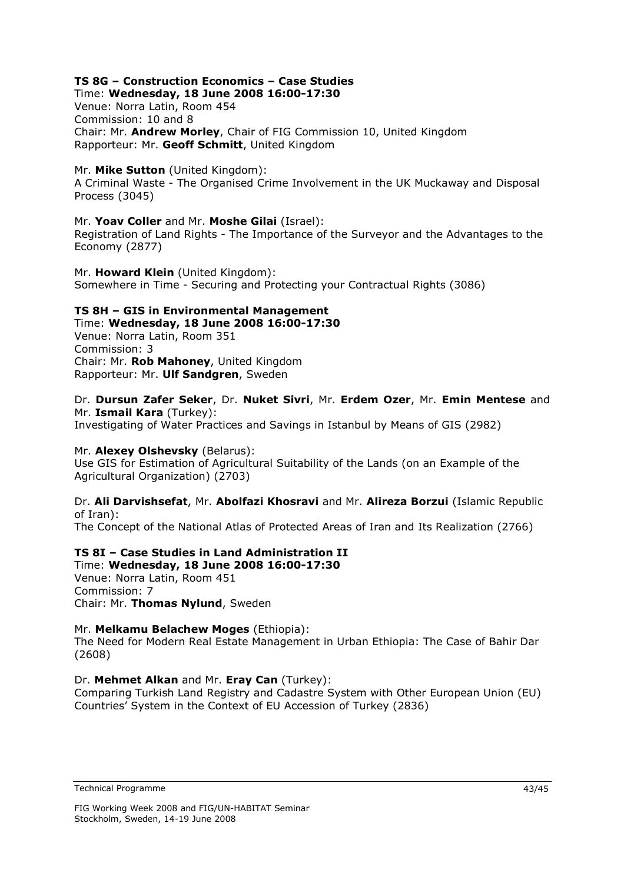### TS 8G – Construction Economics – Case Studies

Time: **Wednesday, 18 June 2008 16:00-17:30**
Venue: Norra Latin, Room 454
Commission: 10 and 8
Chair: Mr. **Andrew Morley**, Chair of FIG Commission 10, United Kingdom
Rapporteur: Mr. **Geoff Schmitt**, United Kingdom

Mr. **Mike Sutton** (United Kingdom):
A Criminal Waste - The Organised Crime Involvement in the UK Muckaway and Disposal Process (3045)

Mr. **Yoav Coller** and Mr. **Moshe Gilai** (Israel):
Registration of Land Rights - The Importance of the Surveyor and the Advantages to the Economy (2877)

Mr. **Howard Klein** (United Kingdom):
Somewhere in Time - Securing and Protecting your Contractual Rights (3086)

### TS 8H – GIS in Environmental Management

Time: **Wednesday, 18 June 2008 16:00-17:30**
Venue: Norra Latin, Room 351
Commission: 3
Chair: Mr. **Rob Mahoney**, United Kingdom
Rapporteur: Mr. **Ulf Sandgren**, Sweden

Dr. **Dursun Zafer Seker**, Dr. **Nuket Sivri**, Mr. **Erdem Ozer**, Mr. **Emin Mentese** and Mr. **Ismail Kara** (Turkey):
Investigating of Water Practices and Savings in Istanbul by Means of GIS (2982)

Mr. **Alexey Olshevsky** (Belarus):
Use GIS for Estimation of Agricultural Suitability of the Lands (on an Example of the Agricultural Organization) (2703)

Dr. **Ali Darvishsefat**, Mr. **Abolfazi Khosravi** and Mr. **Alireza Borzui** (Islamic Republic of Iran):
The Concept of the National Atlas of Protected Areas of Iran and Its Realization (2766)

### TS 8I – Case Studies in Land Administration II

Time: **Wednesday, 18 June 2008 16:00-17:30**
Venue: Norra Latin, Room 451
Commission: 7
Chair: Mr. **Thomas Nylund**, Sweden

Mr. **Melkamu Belachew Moges** (Ethiopia):
The Need for Modern Real Estate Management in Urban Ethiopia: The Case of Bahir Dar (2608)

Dr. **Mehmet Alkan** and Mr. **Eray Can** (Turkey):
Comparing Turkish Land Registry and Cadastre System with Other European Union (EU) Countries' System in the Context of EU Accession of Turkey (2836)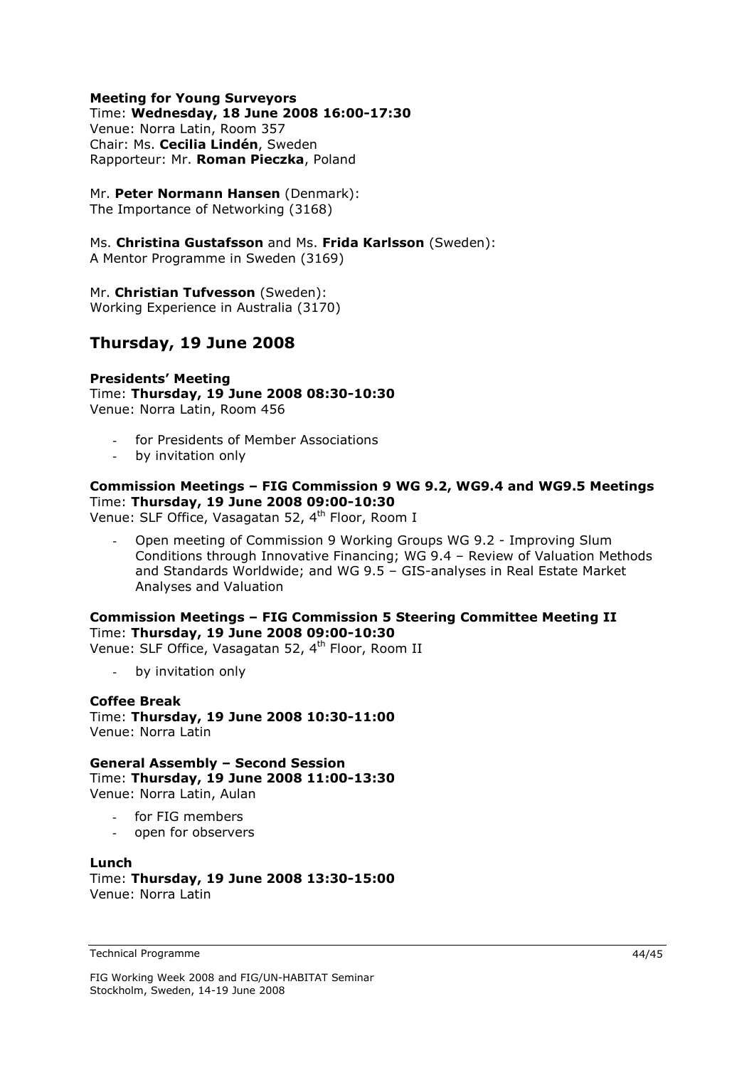**Meeting for Young Surveyors**
Time: **Wednesday, 18 June 2008 16:00-17:30**
Venue: Norra Latin, Room 357
Chair: Ms. **Cecilia Lindén**, Sweden
Rapporteur: Mr. **Roman Pieczka**, Poland

Mr. **Peter Normann Hansen** (Denmark):
The Importance of Networking (3168)

Ms. **Christina Gustafsson** and Ms. **Frida Karlsson** (Sweden):
A Mentor Programme in Sweden (3169)

Mr. **Christian Tufvesson** (Sweden):
Working Experience in Australia (3170)

## Thursday, 19 June 2008

**Presidents' Meeting**
Time: **Thursday, 19 June 2008 08:30-10:30**
Venue: Norra Latin, Room 456

- for Presidents of Member Associations
- by invitation only

**Commission Meetings – FIG Commission 9 WG 9.2, WG9.4 and WG9.5 Meetings**
Time: **Thursday, 19 June 2008 09:00-10:30**
Venue: SLF Office, Vasagatan 52, 4th Floor, Room I

- Open meeting of Commission 9 Working Groups WG 9.2 - Improving Slum Conditions through Innovative Financing; WG 9.4 – Review of Valuation Methods and Standards Worldwide; and WG 9.5 – GIS-analyses in Real Estate Market Analyses and Valuation

**Commission Meetings – FIG Commission 5 Steering Committee Meeting II**
Time: **Thursday, 19 June 2008 09:00-10:30**
Venue: SLF Office, Vasagatan 52, 4th Floor, Room II

- by invitation only

**Coffee Break**
Time: **Thursday, 19 June 2008 10:30-11:00**
Venue: Norra Latin

**General Assembly – Second Session**
Time: **Thursday, 19 June 2008 11:00-13:30**
Venue: Norra Latin, Aulan

- for FIG members
- open for observers

**Lunch**
Time: **Thursday, 19 June 2008 13:30-15:00**
Venue: Norra Latin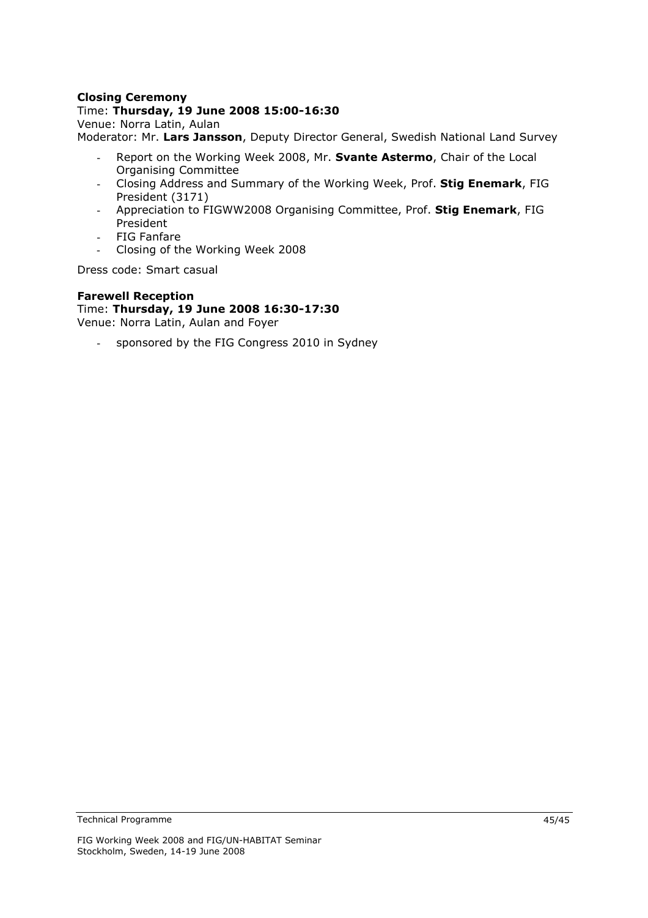**Closing Ceremony**
Time: **Thursday, 19 June 2008 15:00-16:30**
Venue: Norra Latin, Aulan
Moderator: Mr. **Lars Jansson**, Deputy Director General, Swedish National Land Survey

- Report on the Working Week 2008, Mr. **Svante Astermo**, Chair of the Local Organising Committee
- Closing Address and Summary of the Working Week, Prof. **Stig Enemark**, FIG President (3171)
- Appreciation to FIGWW2008 Organising Committee, Prof. **Stig Enemark**, FIG President
- FIG Fanfare
- Closing of the Working Week 2008

Dress code: Smart casual

**Farewell Reception**
Time: **Thursday, 19 June 2008 16:30-17:30**
Venue: Norra Latin, Aulan and Foyer

- sponsored by the FIG Congress 2010 in Sydney